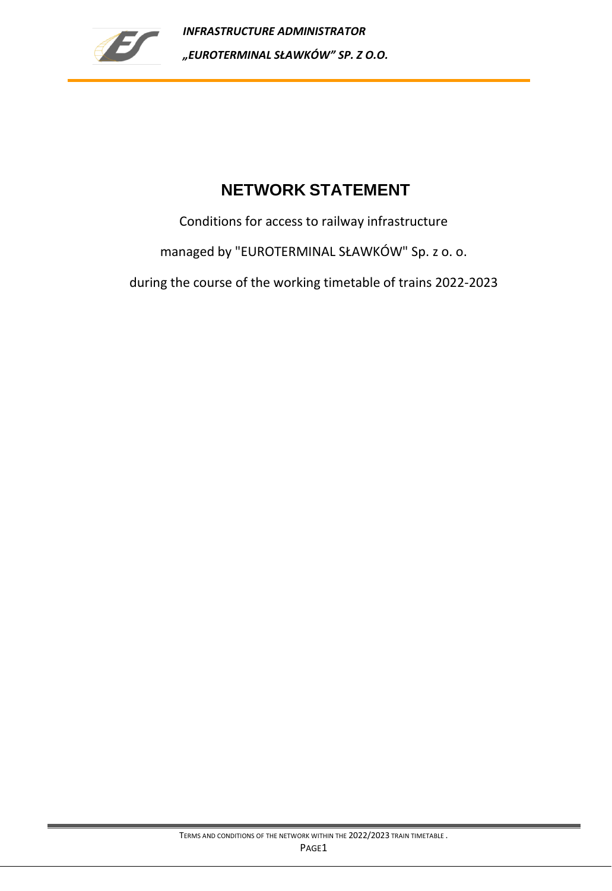# NETWORK STATEMENT

Conditions for access to railway infrastructure

managed by "EUROTERMINAL SŁAWKÓW" Sp. z o. o.

during the course of the working timetable of trains 2022-2023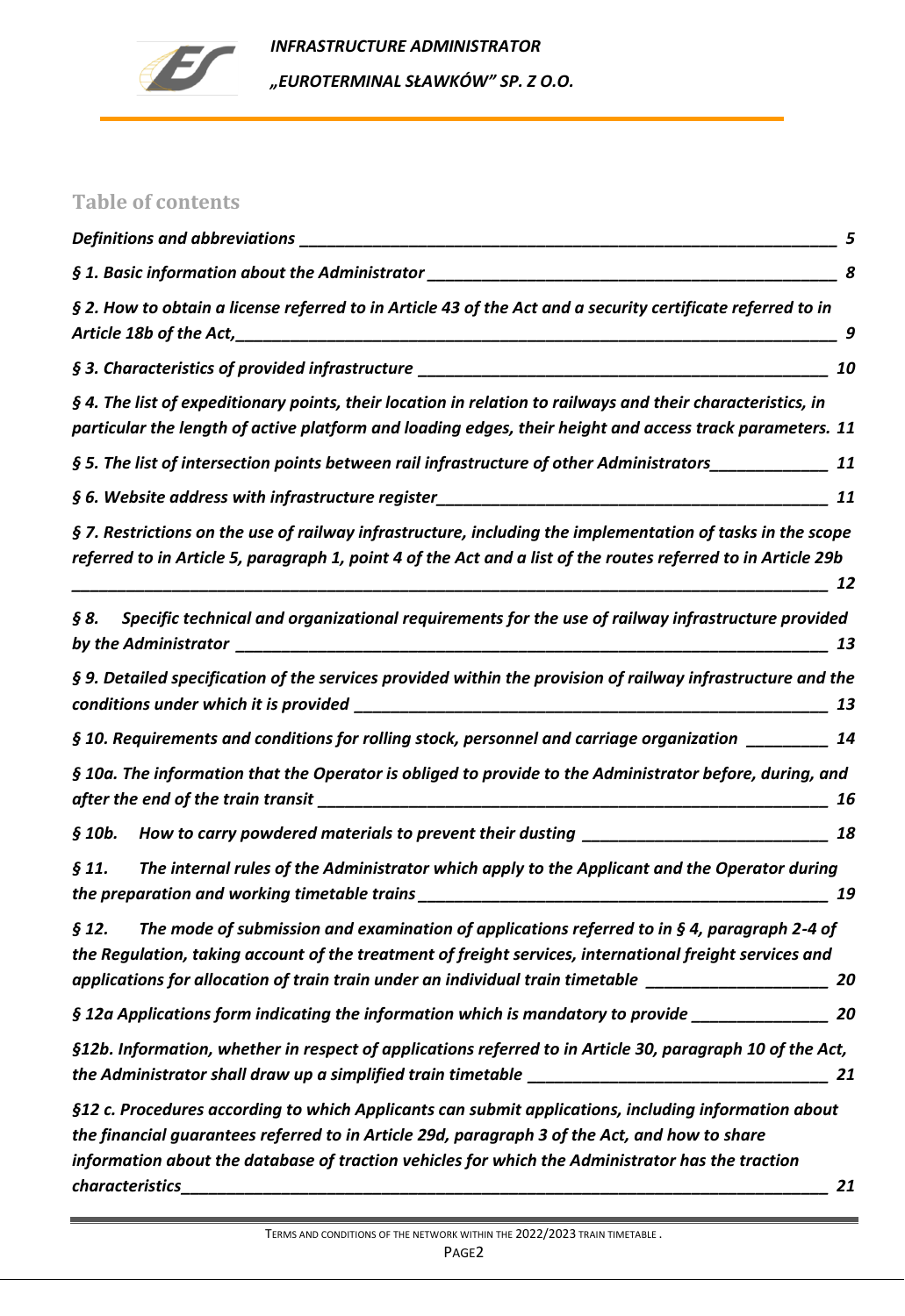## Table of contents

*Definitions and abbreviations* ____ *5*

*§ 1. Basic information about the Administrator* ____ *8*

*§ 2. How to obtain a license referred to in Article 43 of the Act and a security certificate referred to in Article 18b of the Act,* ____ *9*

*§ 3. Characteristics of provided infrastructure* ____ *10*

*§ 4. The list of expeditionary points, their location in relation to railways and their characteristics, in particular the length of active platform and loading edges, their height and access track parameters.* *11*

*§ 5. The list of intersection points between rail infrastructure of other Administrators* ____ *11*

*§ 6. Website address with infrastructure register* ____ *11*

*§ 7. Restrictions on the use of railway infrastructure, including the implementation of tasks in the scope referred to in Article 5, paragraph 1, point 4 of the Act and a list of the routes referred to in Article 29b* ____ *12*

*§ 8. Specific technical and organizational requirements for the use of railway infrastructure provided by the Administrator* ____ *13*

*§ 9. Detailed specification of the services provided within the provision of railway infrastructure and the conditions under which it is provided* ____ *13*

*§ 10. Requirements and conditions for rolling stock, personnel and carriage organization* ____ *14*

*§ 10a. The information that the Operator is obliged to provide to the Administrator before, during, and after the end of the train transit* ____ *16*

*§ 10b. How to carry powdered materials to prevent their dusting* ____ *18*

*§ 11. The internal rules of the Administrator which apply to the Applicant and the Operator during the preparation and working timetable trains* ____ *19*

*§ 12. The mode of submission and examination of applications referred to in § 4, paragraph 2-4 of the Regulation, taking account of the treatment of freight services, international freight services and applications for allocation of train train under an individual train timetable* ____ *20*

*§ 12a Applications form indicating the information which is mandatory to provide* ____ *20*

*§12b. Information, whether in respect of applications referred to in Article 30, paragraph 10 of the Act, the Administrator shall draw up a simplified train timetable* ____ *21*

*§12 c. Procedures according to which Applicants can submit applications, including information about the financial guarantees referred to in Article 29d, paragraph 3 of the Act, and how to share information about the database of traction vehicles for which the Administrator has the traction characteristics* ____ *21*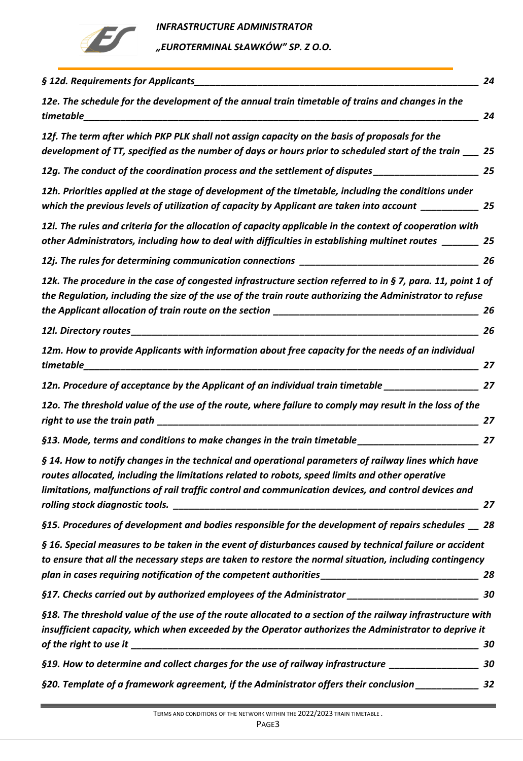*§ 12d. Requirements for Applicants* 24

*12e. The schedule for the development of the annual train timetable of trains and changes in the timetable* 24

*12f. The term after which PKP PLK shall not assign capacity on the basis of proposals for the development of TT, specified as the number of days or hours prior to scheduled start of the train* 25

*12g. The conduct of the coordination process and the settlement of disputes* 25

*12h. Priorities applied at the stage of development of the timetable, including the conditions under which the previous levels of utilization of capacity by Applicant are taken into account* 25

*12i. The rules and criteria for the allocation of capacity applicable in the context of cooperation with other Administrators, including how to deal with difficulties in establishing multinet routes* 25

*12j. The rules for determining communication connections* 26

*12k. The procedure in the case of congested infrastructure section referred to in § 7, para. 11, point 1 of the Regulation, including the size of the use of the train route authorizing the Administrator to refuse the Applicant allocation of train route on the section* 26

*12l. Directory routes* 26

*12m. How to provide Applicants with information about free capacity for the needs of an individual timetable* 27

*12n. Procedure of acceptance by the Applicant of an individual train timetable* 27

*12o. The threshold value of the use of the route, where failure to comply may result in the loss of the right to use the train path* 27

*§13. Mode, terms and conditions to make changes in the train timetable* 27

*§ 14. How to notify changes in the technical and operational parameters of railway lines which have routes allocated, including the limitations related to robots, speed limits and other operative limitations, malfunctions of rail traffic control and communication devices, and control devices and rolling stock diagnostic tools.* 27

*§15. Procedures of development and bodies responsible for the development of repairs schedules* 28

*§ 16. Special measures to be taken in the event of disturbances caused by technical failure or accident to ensure that all the necessary steps are taken to restore the normal situation, including contingency plan in cases requiring notification of the competent authorities* 28

*§17. Checks carried out by authorized employees of the Administrator* 30

*§18. The threshold value of the use of the route allocated to a section of the railway infrastructure with insufficient capacity, which when exceeded by the Operator authorizes the Administrator to deprive it of the right to use it* 30

*§19. How to determine and collect charges for the use of railway infrastructure* 30

*§20. Template of a framework agreement, if the Administrator offers their conclusion* 32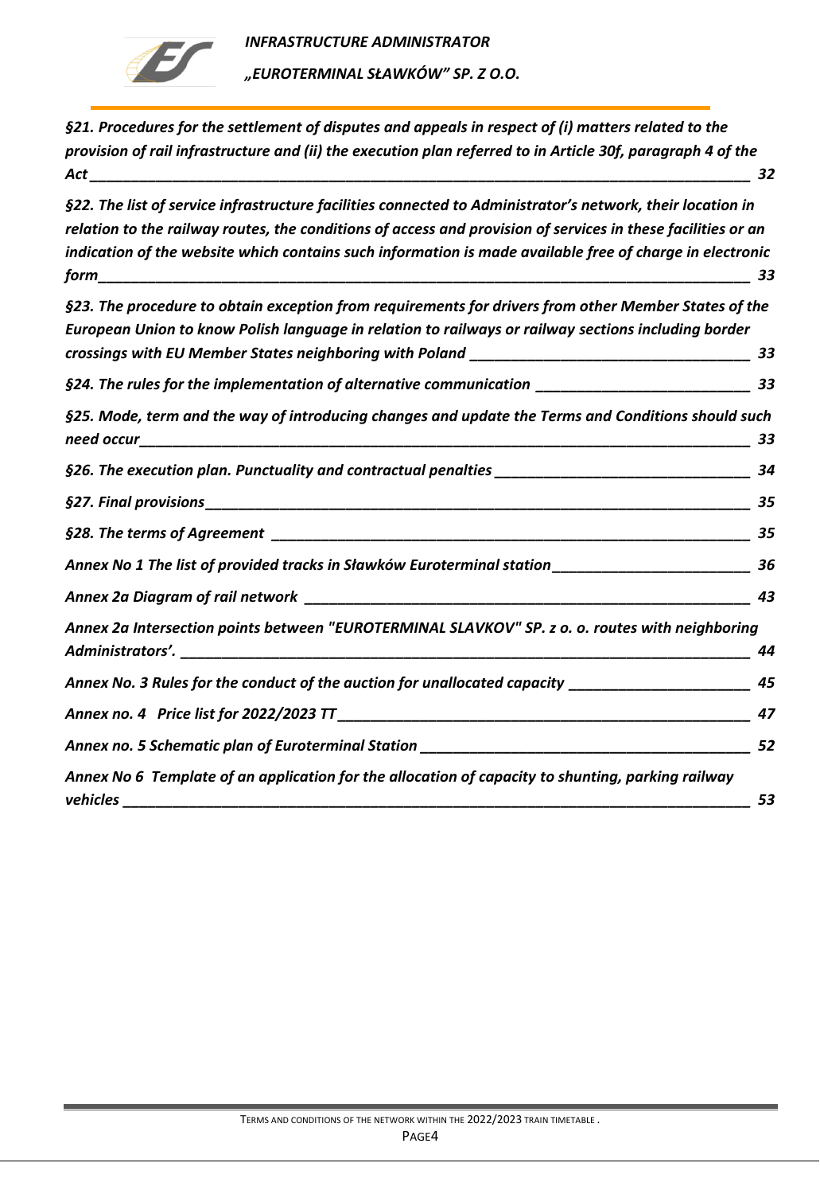*§21. Procedures for the settlement of disputes and appeals in respect of (i) matters related to the provision of rail infrastructure and (ii) the execution plan referred to in Article 30f, paragraph 4 of the Act ______ 32*

*§22. The list of service infrastructure facilities connected to Administrator's network, their location in relation to the railway routes, the conditions of access and provision of services in these facilities or an indication of the website which contains such information is made available free of charge in electronic form ______ 33*

*§23. The procedure to obtain exception from requirements for drivers from other Member States of the European Union to know Polish language in relation to railways or railway sections including border crossings with EU Member States neighboring with Poland ______ 33*

*§24. The rules for the implementation of alternative communication ______ 33*

*§25. Mode, term and the way of introducing changes and update the Terms and Conditions should such need occur ______ 33*

*§26. The execution plan. Punctuality and contractual penalties ______ 34*

*§27. Final provisions ______ 35*

*§28. The terms of Agreement ______ 35*

*Annex No 1 The list of provided tracks in Sławków Euroterminal station ______ 36*

*Annex 2a Diagram of rail network ______ 43*

*Annex 2a Intersection points between "EUROTERMINAL SLAVKOV" SP. z o. o. routes with neighboring Administrators'. ______ 44*

*Annex No. 3 Rules for the conduct of the auction for unallocated capacity ______ 45*

*Annex no. 4 Price list for 2022/2023 TT ______ 47*

*Annex no. 5 Schematic plan of Euroterminal Station ______ 52*

*Annex No 6 Template of an application for the allocation of capacity to shunting, parking railway vehicles ______ 53*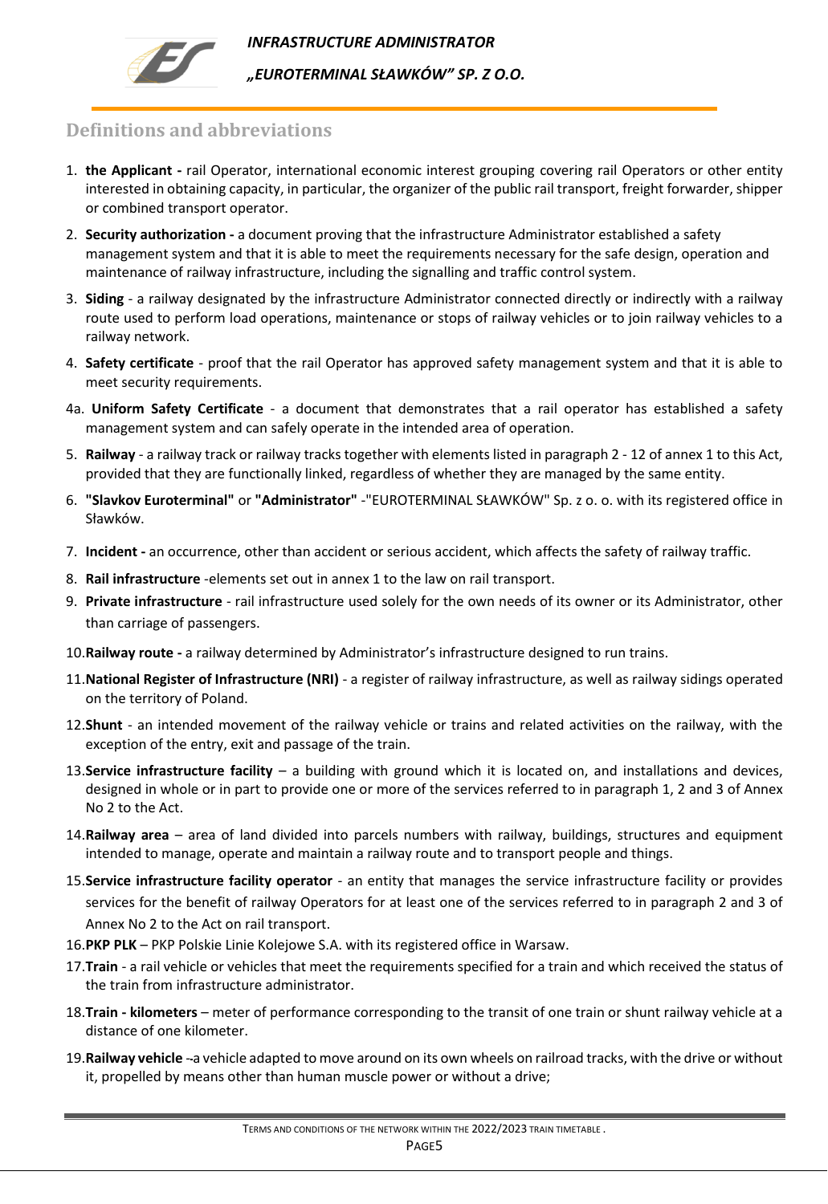## Definitions and abbreviations

1. **the Applicant -** rail Operator, international economic interest grouping covering rail Operators or other entity interested in obtaining capacity, in particular, the organizer of the public rail transport, freight forwarder, shipper or combined transport operator.
2. **Security authorization -** a document proving that the infrastructure Administrator established a safety management system and that it is able to meet the requirements necessary for the safe design, operation and maintenance of railway infrastructure, including the signalling and traffic control system.
3. **Siding** - a railway designated by the infrastructure Administrator connected directly or indirectly with a railway route used to perform load operations, maintenance or stops of railway vehicles or to join railway vehicles to a railway network.
4. **Safety certificate** - proof that the rail Operator has approved safety management system and that it is able to meet security requirements.

4a. **Uniform Safety Certificate** - a document that demonstrates that a rail operator has established a safety management system and can safely operate in the intended area of operation.

5. **Railway** - a railway track or railway tracks together with elements listed in paragraph 2 - 12 of annex 1 to this Act, provided that they are functionally linked, regardless of whether they are managed by the same entity.
6. **"Slavkov Euroterminal"** or **"Administrator"** -"EUROTERMINAL SŁAWKÓW" Sp. z o. o. with its registered office in Sławków.
7. **Incident -** an occurrence, other than accident or serious accident, which affects the safety of railway traffic.
8. **Rail infrastructure** -elements set out in annex 1 to the law on rail transport.
9. **Private infrastructure** - rail infrastructure used solely for the own needs of its owner or its Administrator, other than carriage of passengers.
10. **Railway route -** a railway determined by Administrator's infrastructure designed to run trains.
11. **National Register of Infrastructure (NRI)** - a register of railway infrastructure, as well as railway sidings operated on the territory of Poland.
12. **Shunt** - an intended movement of the railway vehicle or trains and related activities on the railway, with the exception of the entry, exit and passage of the train.
13. **Service infrastructure facility** – a building with ground which it is located on, and installations and devices, designed in whole or in part to provide one or more of the services referred to in paragraph 1, 2 and 3 of Annex No 2 to the Act.
14. **Railway area** – area of land divided into parcels numbers with railway, buildings, structures and equipment intended to manage, operate and maintain a railway route and to transport people and things.
15. **Service infrastructure facility operator** - an entity that manages the service infrastructure facility or provides services for the benefit of railway Operators for at least one of the services referred to in paragraph 2 and 3 of Annex No 2 to the Act on rail transport.
16. **PKP PLK** – PKP Polskie Linie Kolejowe S.A. with its registered office in Warsaw.
17. **Train** - a rail vehicle or vehicles that meet the requirements specified for a train and which received the status of the train from infrastructure administrator.
18. **Train - kilometers** – meter of performance corresponding to the transit of one train or shunt railway vehicle at a distance of one kilometer.
19. **Railway vehicle** --a vehicle adapted to move around on its own wheels on railroad tracks, with the drive or without it, propelled by means other than human muscle power or without a drive;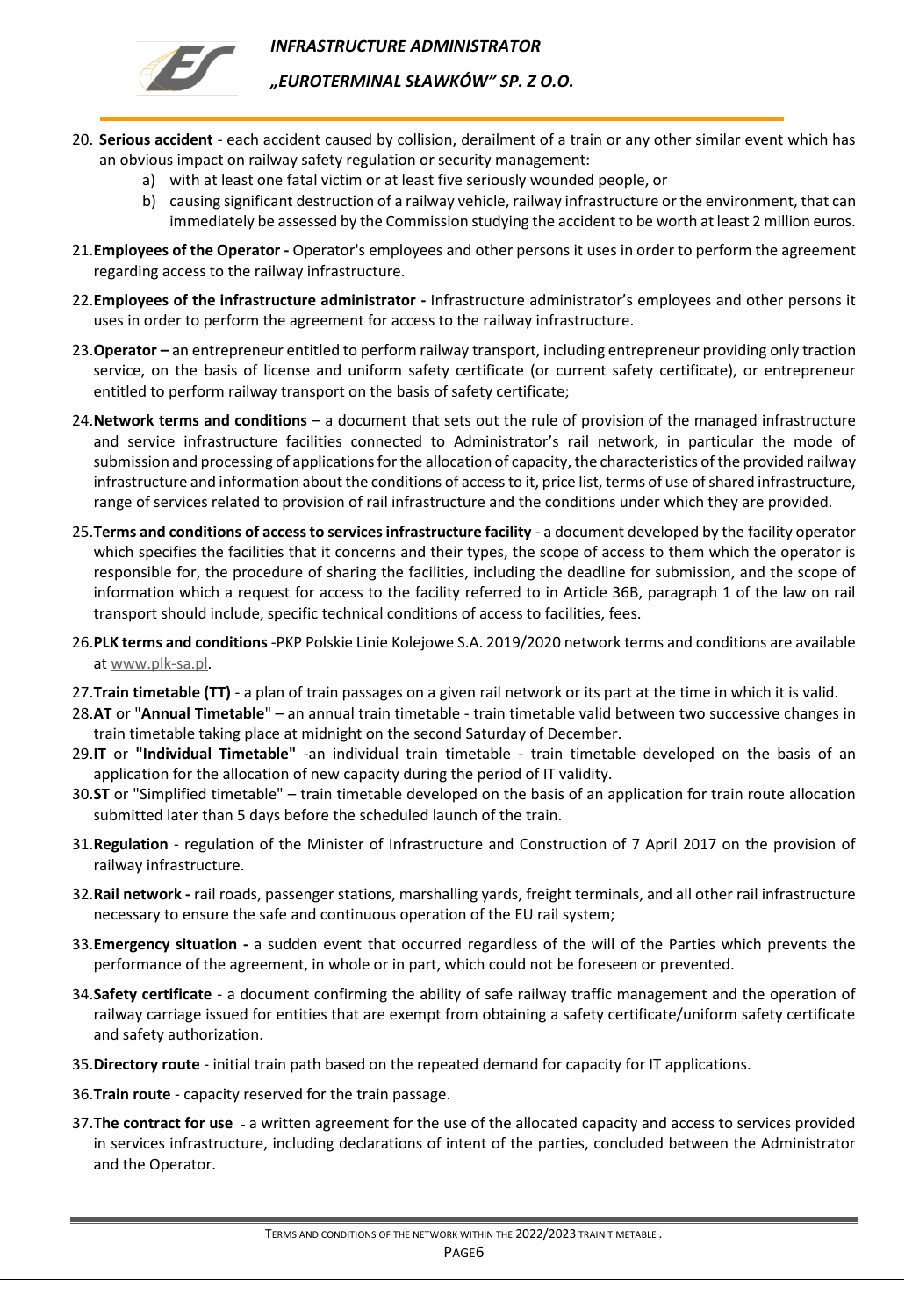20. **Serious accident** - each accident caused by collision, derailment of a train or any other similar event which has an obvious impact on railway safety regulation or security management:
    a) with at least one fatal victim or at least five seriously wounded people, or
    b) causing significant destruction of a railway vehicle, railway infrastructure or the environment, that can immediately be assessed by the Commission studying the accident to be worth at least 2 million euros.
21. **Employees of the Operator -** Operator's employees and other persons it uses in order to perform the agreement regarding access to the railway infrastructure.
22. **Employees of the infrastructure administrator -** Infrastructure administrator's employees and other persons it uses in order to perform the agreement for access to the railway infrastructure.
23. **Operator –** an entrepreneur entitled to perform railway transport, including entrepreneur providing only traction service, on the basis of license and uniform safety certificate (or current safety certificate), or entrepreneur entitled to perform railway transport on the basis of safety certificate;
24. **Network terms and conditions** – a document that sets out the rule of provision of the managed infrastructure and service infrastructure facilities connected to Administrator's rail network, in particular the mode of submission and processing of applications for the allocation of capacity, the characteristics of the provided railway infrastructure and information about the conditions of access to it, price list, terms of use of shared infrastructure, range of services related to provision of rail infrastructure and the conditions under which they are provided.
25. **Terms and conditions of access to services infrastructure facility** - a document developed by the facility operator which specifies the facilities that it concerns and their types, the scope of access to them which the operator is responsible for, the procedure of sharing the facilities, including the deadline for submission, and the scope of information which a request for access to the facility referred to in Article 36B, paragraph 1 of the law on rail transport should include, specific technical conditions of access to facilities, fees.
26. **PLK terms and conditions** -PKP Polskie Linie Kolejowe S.A. 2019/2020 network terms and conditions are available at www.plk-sa.pl.
27. **Train timetable (TT)** - a plan of train passages on a given rail network or its part at the time in which it is valid.
28. **AT** or "**Annual Timetable**" – an annual train timetable - train timetable valid between two successive changes in train timetable taking place at midnight on the second Saturday of December.
29. **IT** or **"Individual Timetable"** -an individual train timetable - train timetable developed on the basis of an application for the allocation of new capacity during the period of IT validity.
30. **ST** or "Simplified timetable" – train timetable developed on the basis of an application for train route allocation submitted later than 5 days before the scheduled launch of the train.
31. **Regulation** - regulation of the Minister of Infrastructure and Construction of 7 April 2017 on the provision of railway infrastructure.
32. **Rail network -** rail roads, passenger stations, marshalling yards, freight terminals, and all other rail infrastructure necessary to ensure the safe and continuous operation of the EU rail system;
33. **Emergency situation -** a sudden event that occurred regardless of the will of the Parties which prevents the performance of the agreement, in whole or in part, which could not be foreseen or prevented.
34. **Safety certificate** - a document confirming the ability of safe railway traffic management and the operation of railway carriage issued for entities that are exempt from obtaining a safety certificate/uniform safety certificate and safety authorization.
35. **Directory route** - initial train path based on the repeated demand for capacity for IT applications.
36. **Train route** - capacity reserved for the train passage.
37. **The contract for use -** a written agreement for the use of the allocated capacity and access to services provided in services infrastructure, including declarations of intent of the parties, concluded between the Administrator and the Operator.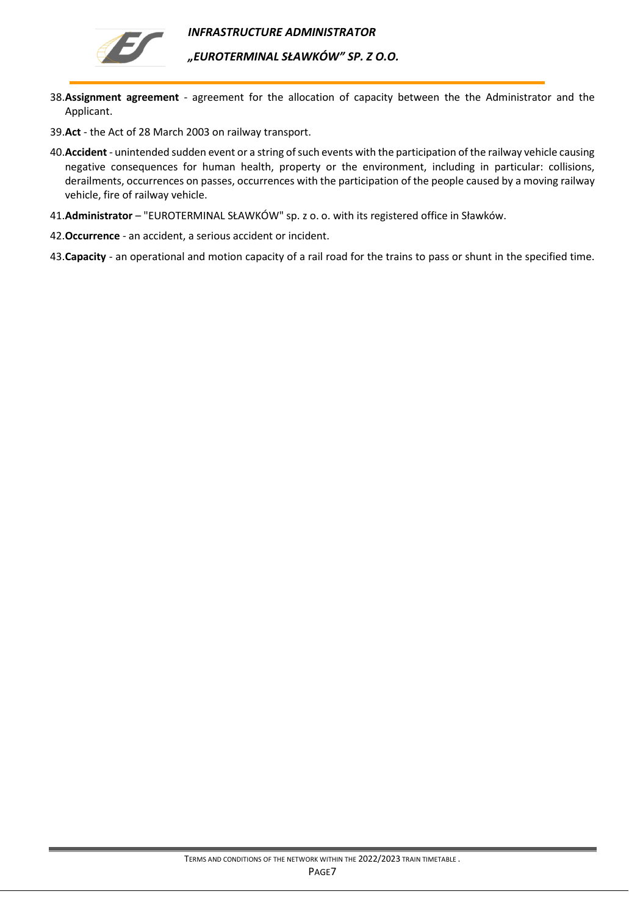38. **Assignment agreement** - agreement for the allocation of capacity between the the Administrator and the Applicant.
39. **Act** - the Act of 28 March 2003 on railway transport.
40. **Accident** - unintended sudden event or a string of such events with the participation of the railway vehicle causing negative consequences for human health, property or the environment, including in particular: collisions, derailments, occurrences on passes, occurrences with the participation of the people caused by a moving railway vehicle, fire of railway vehicle.
41. **Administrator** – "EUROTERMINAL SŁAWKÓW" sp. z o. o. with its registered office in Sławków.
42. **Occurrence** - an accident, a serious accident or incident.
43. **Capacity** - an operational and motion capacity of a rail road for the trains to pass or shunt in the specified time.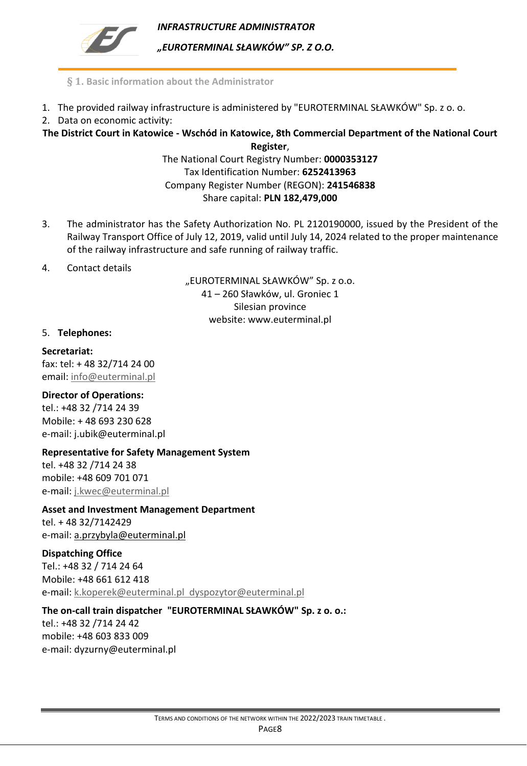## § 1. Basic information about the Administrator

1. The provided railway infrastructure is administered by "EUROTERMINAL SŁAWKÓW" Sp. z o. o.
2. Data on economic activity:

**The District Court in Katowice - Wschód in Katowice, 8th Commercial Department of the National Court Register**,
The National Court Registry Number: **0000353127**
Tax Identification Number: **6252413963**
Company Register Number (REGON): **241546838**
Share capital: **PLN 182,479,000**

3. The administrator has the Safety Authorization No. PL 2120190000, issued by the President of the Railway Transport Office of July 12, 2019, valid until July 14, 2024 related to the proper maintenance of the railway infrastructure and safe running of railway traffic.

4. Contact details

„EUROTERMINAL SŁAWKÓW" Sp. z o.o.
41 – 260 Sławków, ul. Groniec 1
Silesian province
website: www.euterminal.pl

5. **Telephones:**

**Secretariat:**
fax: tel: + 48 32/714 24 00
email: info@euterminal.pl

**Director of Operations:**
tel.: +48 32 /714 24 39
Mobile: + 48 693 230 628
e-mail: j.ubik@euterminal.pl

**Representative for Safety Management System**
tel. +48 32 /714 24 38
mobile: +48 609 701 071
e-mail: j.kwec@euterminal.pl

**Asset and Investment Management Department**
tel. + 48 32/7142429
e-mail: a.przybyla@euterminal.pl

**Dispatching Office**
Tel.: +48 32 / 714 24 64
Mobile: +48 661 612 418
e-mail: k.koperek@euterminal.pl dyspozytor@euterminal.pl

**The on-call train dispatcher "EUROTERMINAL SŁAWKÓW" Sp. z o. o.:**
tel.: +48 32 /714 24 42
mobile: +48 603 833 009
e-mail: dyzurny@euterminal.pl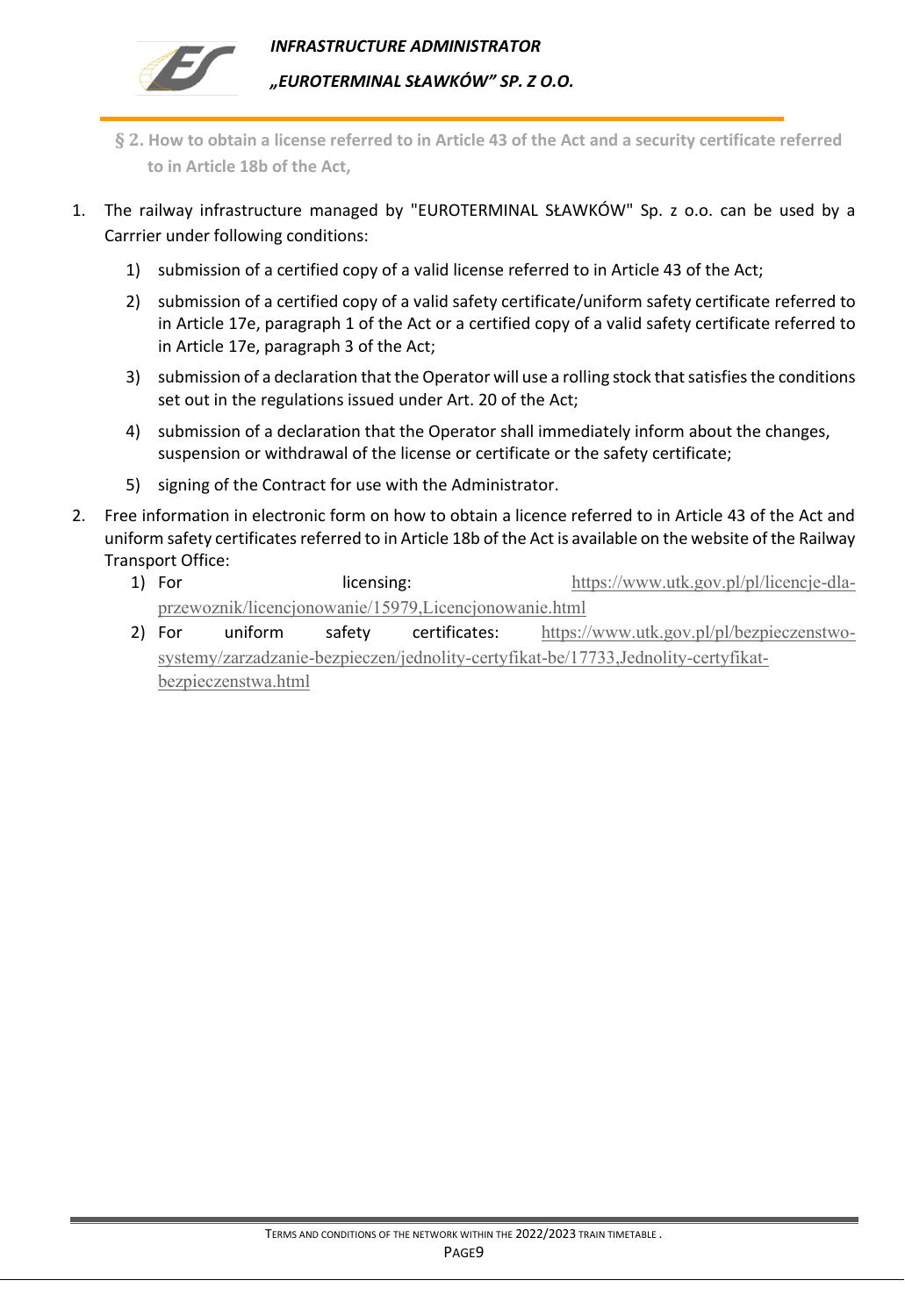## § 2. How to obtain a license referred to in Article 43 of the Act and a security certificate referred to in Article 18b of the Act,

1. The railway infrastructure managed by "EUROTERMINAL SŁAWKÓW" Sp. z o.o. can be used by a Carrrier under following conditions:
   1) submission of a certified copy of a valid license referred to in Article 43 of the Act;
   2) submission of a certified copy of a valid safety certificate/uniform safety certificate referred to in Article 17e, paragraph 1 of the Act or a certified copy of a valid safety certificate referred to in Article 17e, paragraph 3 of the Act;
   3) submission of a declaration that the Operator will use a rolling stock that satisfies the conditions set out in the regulations issued under Art. 20 of the Act;
   4) submission of a declaration that the Operator shall immediately inform about the changes, suspension or withdrawal of the license or certificate or the safety certificate;
   5) signing of the Contract for use with the Administrator.
2. Free information in electronic form on how to obtain a licence referred to in Article 43 of the Act and uniform safety certificates referred to in Article 18b of the Act is available on the website of the Railway Transport Office:
   1) For licensing: https://www.utk.gov.pl/pl/licencje-dla-przewoznik/licencjonowanie/15979,Licencjonowanie.html
   2) For uniform safety certificates: https://www.utk.gov.pl/pl/bezpieczenstwo-systemy/zarzadzanie-bezpieczen/jednolity-certyfikat-be/17733,Jednolity-certyfikat-bezpieczenstwa.html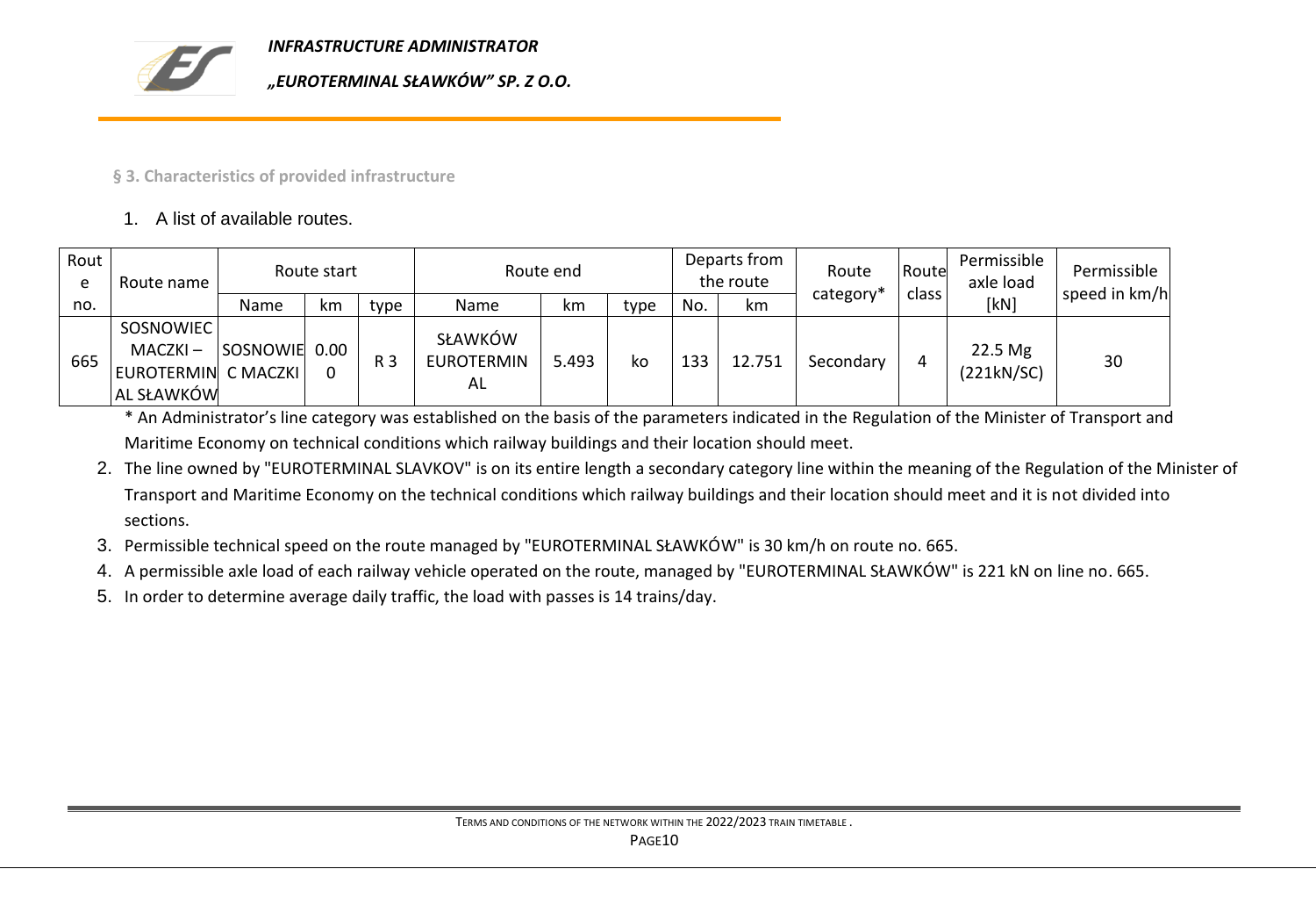**§ 3. Characteristics of provided infrastructure**

1. A list of available routes.

| Route no. | Route name | Route start | | | Route end | | | Departs from the route | | Route category* | Route class | Permissible axle load [kN] | Permissible speed in km/h |
|---|---|---|---|---|---|---|---|---|---|---|---|---|---|
| | | Name | km | type | Name | km | type | No. | km | | | | |
| 665 | SOSNOWIEC MACZKI – EUROTERMINAL SŁAWKÓW | SOSNOWIEC MACZKI | 0.000 | R 3 | SŁAWKÓW EUROTERMINAL | 5.493 | ko | 133 | 12.751 | Secondary | 4 | 22.5 Mg (221kN/SC) | 30 |

\* An Administrator's line category was established on the basis of the parameters indicated in the Regulation of the Minister of Transport and Maritime Economy on technical conditions which railway buildings and their location should meet.

2. The line owned by "EUROTERMINAL SLAVKOV" is on its entire length a secondary category line within the meaning of the Regulation of the Minister of Transport and Maritime Economy on the technical conditions which railway buildings and their location should meet and it is not divided into sections.
3. Permissible technical speed on the route managed by "EUROTERMINAL SŁAWKÓW" is 30 km/h on route no. 665.
4. A permissible axle load of each railway vehicle operated on the route, managed by "EUROTERMINAL SŁAWKÓW" is 221 kN on line no. 665.
5. In order to determine average daily traffic, the load with passes is 14 trains/day.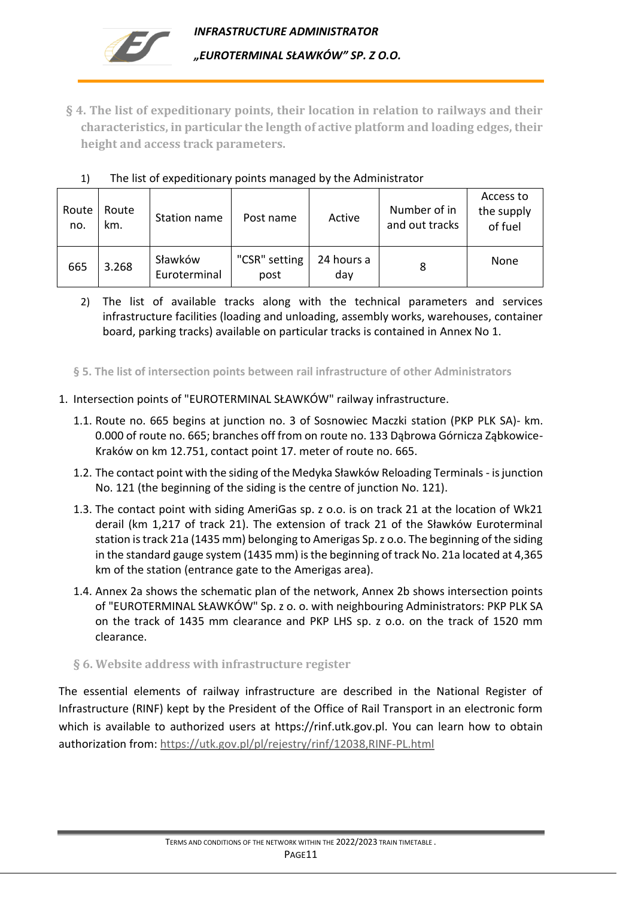## § 4. The list of expeditionary points, their location in relation to railways and their characteristics, in particular the length of active platform and loading edges, their height and access track parameters.

1) The list of expeditionary points managed by the Administrator

| Route no. | Route km. | Station name | Post name | Active | Number of in and out tracks | Access to the supply of fuel |
|---|---|---|---|---|---|---|
| 665 | 3.268 | Sławków Euroterminal | "CSR" setting post | 24 hours a day | 8 | None |

2) The list of available tracks along with the technical parameters and services infrastructure facilities (loading and unloading, assembly works, warehouses, container board, parking tracks) available on particular tracks is contained in Annex No 1.

## § 5. The list of intersection points between rail infrastructure of other Administrators

1. Intersection points of "EUROTERMINAL SŁAWKÓW" railway infrastructure.
   - 1.1. Route no. 665 begins at junction no. 3 of Sosnowiec Maczki station (PKP PLK SA)- km. 0.000 of route no. 665; branches off from on route no. 133 Dąbrowa Górnicza Ząbkowice-Kraków on km 12.751, contact point 17. meter of route no. 665.
   - 1.2. The contact point with the siding of the Medyka Sławków Reloading Terminals - is junction No. 121 (the beginning of the siding is the centre of junction No. 121).
   - 1.3. The contact point with siding AmeriGas sp. z o.o. is on track 21 at the location of Wk21 derail (km 1,217 of track 21). The extension of track 21 of the Sławków Euroterminal station is track 21a (1435 mm) belonging to Amerigas Sp. z o.o. The beginning of the siding in the standard gauge system (1435 mm) is the beginning of track No. 21a located at 4,365 km of the station (entrance gate to the Amerigas area).
   - 1.4. Annex 2a shows the schematic plan of the network, Annex 2b shows intersection points of "EUROTERMINAL SŁAWKÓW" Sp. z o. o. with neighbouring Administrators: PKP PLK SA on the track of 1435 mm clearance and PKP LHS sp. z o.o. on the track of 1520 mm clearance.

## § 6. Website address with infrastructure register

The essential elements of railway infrastructure are described in the National Register of Infrastructure (RINF) kept by the President of the Office of Rail Transport in an electronic form which is available to authorized users at https://rinf.utk.gov.pl. You can learn how to obtain authorization from: https://utk.gov.pl/pl/rejestry/rinf/12038,RINF-PL.html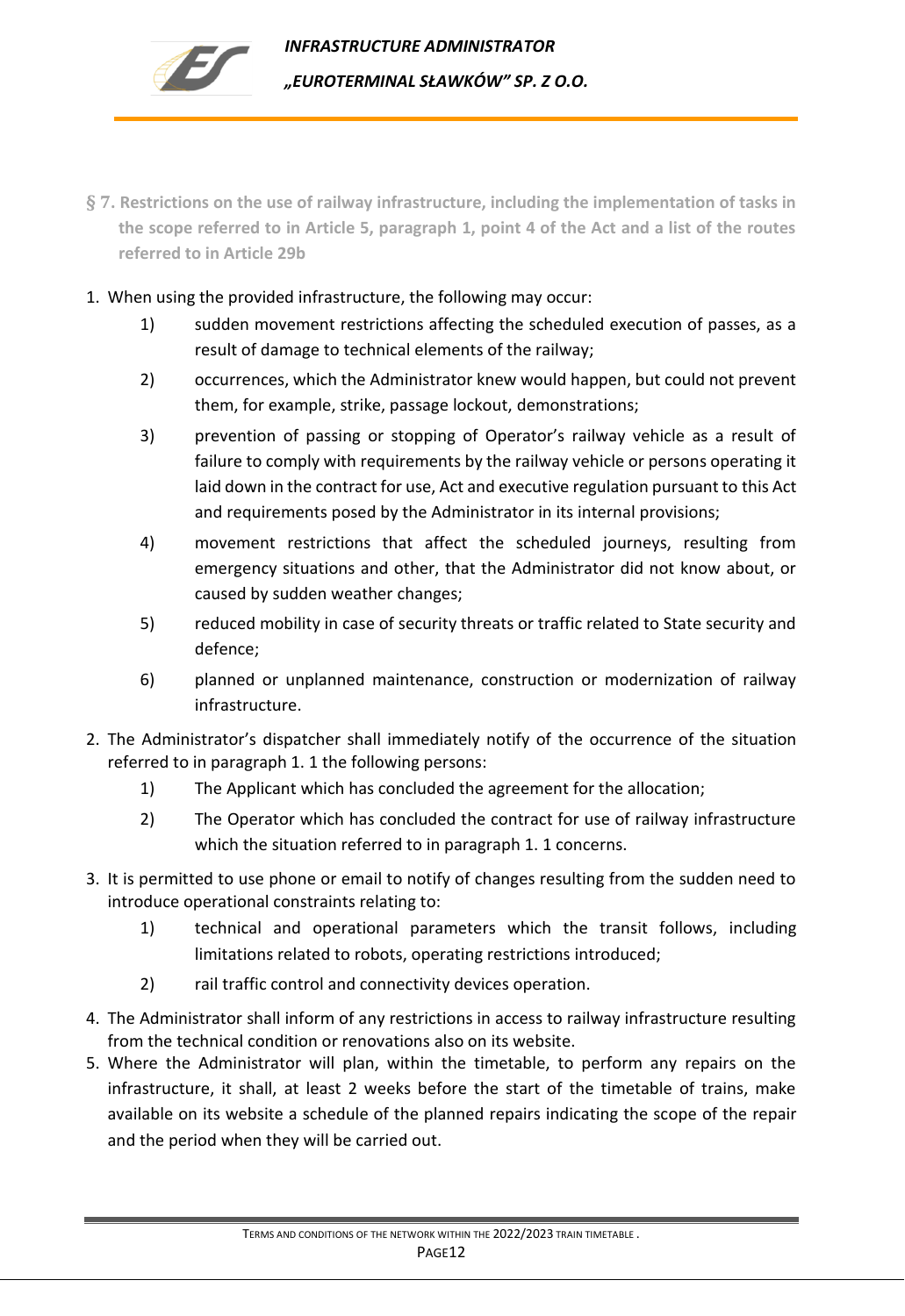## § 7. Restrictions on the use of railway infrastructure, including the implementation of tasks in the scope referred to in Article 5, paragraph 1, point 4 of the Act and a list of the routes referred to in Article 29b

1. When using the provided infrastructure, the following may occur:
   1) sudden movement restrictions affecting the scheduled execution of passes, as a result of damage to technical elements of the railway;
   2) occurrences, which the Administrator knew would happen, but could not prevent them, for example, strike, passage lockout, demonstrations;
   3) prevention of passing or stopping of Operator's railway vehicle as a result of failure to comply with requirements by the railway vehicle or persons operating it laid down in the contract for use, Act and executive regulation pursuant to this Act and requirements posed by the Administrator in its internal provisions;
   4) movement restrictions that affect the scheduled journeys, resulting from emergency situations and other, that the Administrator did not know about, or caused by sudden weather changes;
   5) reduced mobility in case of security threats or traffic related to State security and defence;
   6) planned or unplanned maintenance, construction or modernization of railway infrastructure.
2. The Administrator's dispatcher shall immediately notify of the occurrence of the situation referred to in paragraph 1. 1 the following persons:
   1) The Applicant which has concluded the agreement for the allocation;
   2) The Operator which has concluded the contract for use of railway infrastructure which the situation referred to in paragraph 1. 1 concerns.
3. It is permitted to use phone or email to notify of changes resulting from the sudden need to introduce operational constraints relating to:
   1) technical and operational parameters which the transit follows, including limitations related to robots, operating restrictions introduced;
   2) rail traffic control and connectivity devices operation.
4. The Administrator shall inform of any restrictions in access to railway infrastructure resulting from the technical condition or renovations also on its website.
5. Where the Administrator will plan, within the timetable, to perform any repairs on the infrastructure, it shall, at least 2 weeks before the start of the timetable of trains, make available on its website a schedule of the planned repairs indicating the scope of the repair and the period when they will be carried out.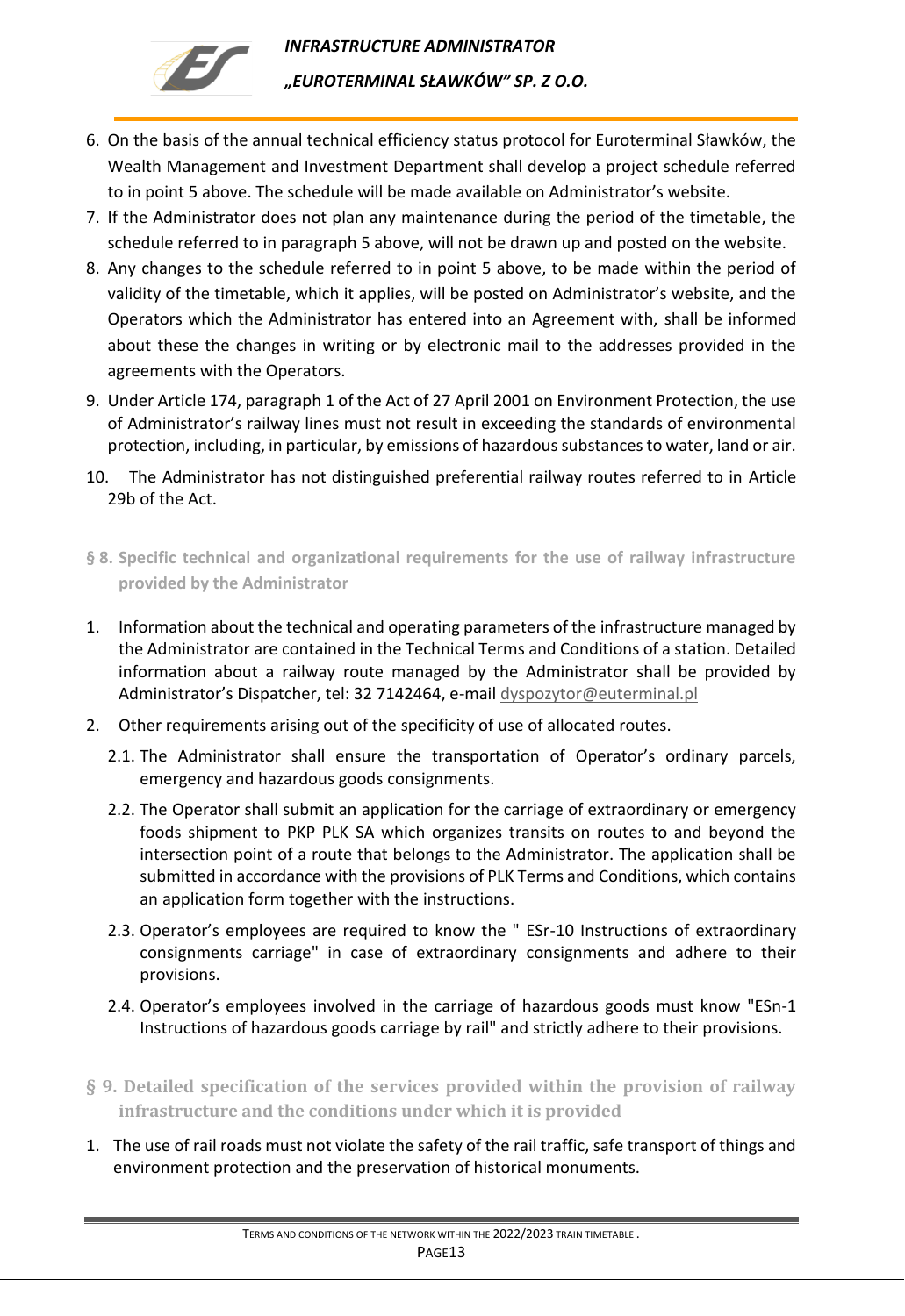6. On the basis of the annual technical efficiency status protocol for Euroterminal Sławków, the Wealth Management and Investment Department shall develop a project schedule referred to in point 5 above. The schedule will be made available on Administrator's website.
7. If the Administrator does not plan any maintenance during the period of the timetable, the schedule referred to in paragraph 5 above, will not be drawn up and posted on the website.
8. Any changes to the schedule referred to in point 5 above, to be made within the period of validity of the timetable, which it applies, will be posted on Administrator's website, and the Operators which the Administrator has entered into an Agreement with, shall be informed about these the changes in writing or by electronic mail to the addresses provided in the agreements with the Operators.
9. Under Article 174, paragraph 1 of the Act of 27 April 2001 on Environment Protection, the use of Administrator's railway lines must not result in exceeding the standards of environmental protection, including, in particular, by emissions of hazardous substances to water, land or air.
10. The Administrator has not distinguished preferential railway routes referred to in Article 29b of the Act.

## § 8. Specific technical and organizational requirements for the use of railway infrastructure provided by the Administrator

1. Information about the technical and operating parameters of the infrastructure managed by the Administrator are contained in the Technical Terms and Conditions of a station. Detailed information about a railway route managed by the Administrator shall be provided by Administrator's Dispatcher, tel: 32 7142464, e-mail dyspozytor@euterminal.pl
2. Other requirements arising out of the specificity of use of allocated routes.
   - 2.1. The Administrator shall ensure the transportation of Operator's ordinary parcels, emergency and hazardous goods consignments.
   - 2.2. The Operator shall submit an application for the carriage of extraordinary or emergency foods shipment to PKP PLK SA which organizes transits on routes to and beyond the intersection point of a route that belongs to the Administrator. The application shall be submitted in accordance with the provisions of PLK Terms and Conditions, which contains an application form together with the instructions.
   - 2.3. Operator's employees are required to know the " ESr-10 Instructions of extraordinary consignments carriage" in case of extraordinary consignments and adhere to their provisions.
   - 2.4. Operator's employees involved in the carriage of hazardous goods must know "ESn-1 Instructions of hazardous goods carriage by rail" and strictly adhere to their provisions.

## § 9. Detailed specification of the services provided within the provision of railway infrastructure and the conditions under which it is provided

1. The use of rail roads must not violate the safety of the rail traffic, safe transport of things and environment protection and the preservation of historical monuments.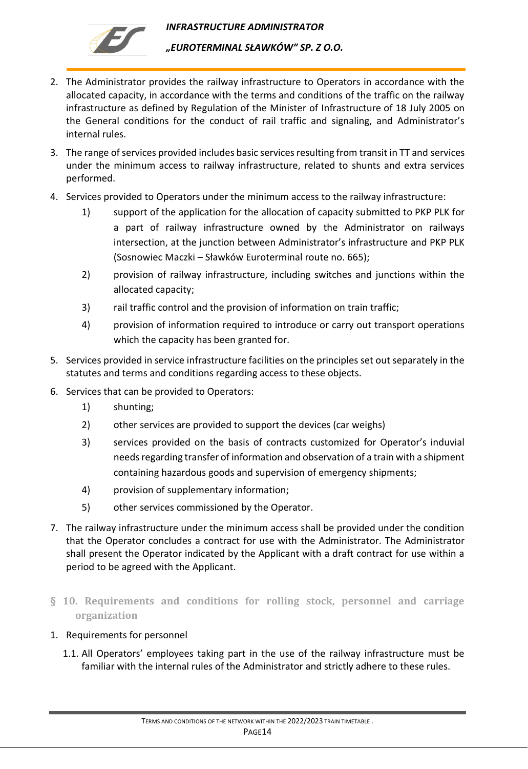2. The Administrator provides the railway infrastructure to Operators in accordance with the allocated capacity, in accordance with the terms and conditions of the traffic on the railway infrastructure as defined by Regulation of the Minister of Infrastructure of 18 July 2005 on the General conditions for the conduct of rail traffic and signaling, and Administrator's internal rules.
3. The range of services provided includes basic services resulting from transit in TT and services under the minimum access to railway infrastructure, related to shunts and extra services performed.
4. Services provided to Operators under the minimum access to the railway infrastructure:
   1) support of the application for the allocation of capacity submitted to PKP PLK for a part of railway infrastructure owned by the Administrator on railways intersection, at the junction between Administrator's infrastructure and PKP PLK (Sosnowiec Maczki – Sławków Euroterminal route no. 665);
   2) provision of railway infrastructure, including switches and junctions within the allocated capacity;
   3) rail traffic control and the provision of information on train traffic;
   4) provision of information required to introduce or carry out transport operations which the capacity has been granted for.
5. Services provided in service infrastructure facilities on the principles set out separately in the statutes and terms and conditions regarding access to these objects.
6. Services that can be provided to Operators:
   1) shunting;
   2) other services are provided to support the devices (car weighs)
   3) services provided on the basis of contracts customized for Operator's induvial needs regarding transfer of information and observation of a train with a shipment containing hazardous goods and supervision of emergency shipments;
   4) provision of supplementary information;
   5) other services commissioned by the Operator.
7. The railway infrastructure under the minimum access shall be provided under the condition that the Operator concludes a contract for use with the Administrator. The Administrator shall present the Operator indicated by the Applicant with a draft contract for use within a period to be agreed with the Applicant.

## § 10. Requirements and conditions for rolling stock, personnel and carriage organization

1. Requirements for personnel

   1.1. All Operators' employees taking part in the use of the railway infrastructure must be familiar with the internal rules of the Administrator and strictly adhere to these rules.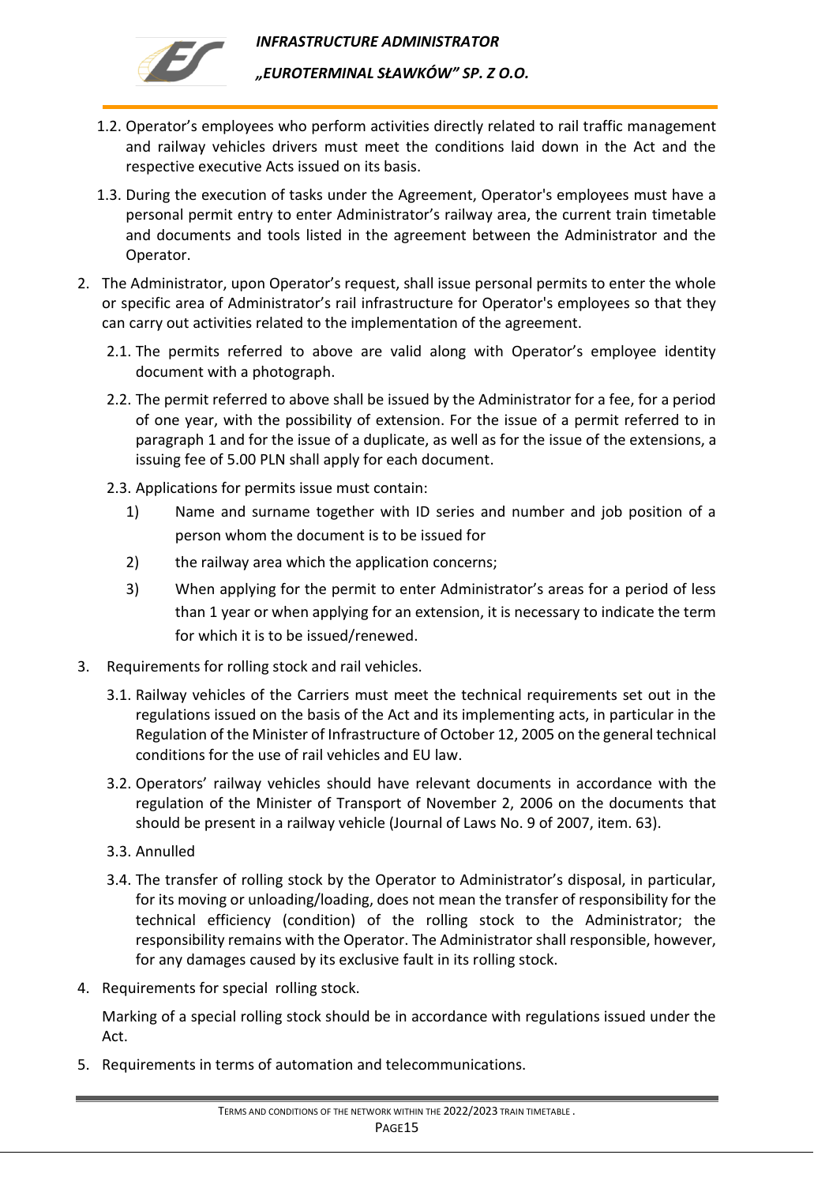1.2. Operator's employees who perform activities directly related to rail traffic management and railway vehicles drivers must meet the conditions laid down in the Act and the respective executive Acts issued on its basis.

1.3. During the execution of tasks under the Agreement, Operator's employees must have a personal permit entry to enter Administrator's railway area, the current train timetable and documents and tools listed in the agreement between the Administrator and the Operator.

2. The Administrator, upon Operator's request, shall issue personal permits to enter the whole or specific area of Administrator's rail infrastructure for Operator's employees so that they can carry out activities related to the implementation of the agreement.

   2.1. The permits referred to above are valid along with Operator's employee identity document with a photograph.

   2.2. The permit referred to above shall be issued by the Administrator for a fee, for a period of one year, with the possibility of extension. For the issue of a permit referred to in paragraph 1 and for the issue of a duplicate, as well as for the issue of the extensions, a issuing fee of 5.00 PLN shall apply for each document.

   2.3. Applications for permits issue must contain:

   1) Name and surname together with ID series and number and job position of a person whom the document is to be issued for
   2) the railway area which the application concerns;
   3) When applying for the permit to enter Administrator's areas for a period of less than 1 year or when applying for an extension, it is necessary to indicate the term for which it is to be issued/renewed.

3. Requirements for rolling stock and rail vehicles.

   3.1. Railway vehicles of the Carriers must meet the technical requirements set out in the regulations issued on the basis of the Act and its implementing acts, in particular in the Regulation of the Minister of Infrastructure of October 12, 2005 on the general technical conditions for the use of rail vehicles and EU law.

   3.2. Operators' railway vehicles should have relevant documents in accordance with the regulation of the Minister of Transport of November 2, 2006 on the documents that should be present in a railway vehicle (Journal of Laws No. 9 of 2007, item. 63).

   3.3. Annulled

   3.4. The transfer of rolling stock by the Operator to Administrator's disposal, in particular, for its moving or unloading/loading, does not mean the transfer of responsibility for the technical efficiency (condition) of the rolling stock to the Administrator; the responsibility remains with the Operator. The Administrator shall responsible, however, for any damages caused by its exclusive fault in its rolling stock.

4. Requirements for special rolling stock.

   Marking of a special rolling stock should be in accordance with regulations issued under the Act.

5. Requirements in terms of automation and telecommunications.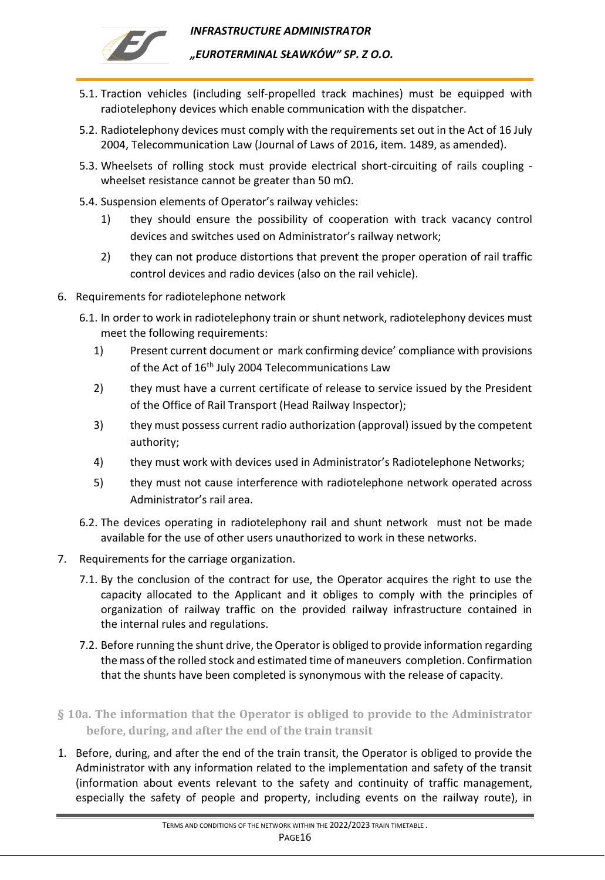5.1. Traction vehicles (including self-propelled track machines) must be equipped with radiotelephony devices which enable communication with the dispatcher.

5.2. Radiotelephony devices must comply with the requirements set out in the Act of 16 July 2004, Telecommunication Law (Journal of Laws of 2016, item. 1489, as amended).

5.3. Wheelsets of rolling stock must provide electrical short-circuiting of rails coupling - wheelset resistance cannot be greater than 50 mΩ.

5.4. Suspension elements of Operator's railway vehicles:

1) they should ensure the possibility of cooperation with track vacancy control devices and switches used on Administrator's railway network;

2) they can not produce distortions that prevent the proper operation of rail traffic control devices and radio devices (also on the rail vehicle).

6. Requirements for radiotelephone network

6.1. In order to work in radiotelephony train or shunt network, radiotelephony devices must meet the following requirements:

1) Present current document or mark confirming device' compliance with provisions of the Act of 16th July 2004 Telecommunications Law

2) they must have a current certificate of release to service issued by the President of the Office of Rail Transport (Head Railway Inspector);

3) they must possess current radio authorization (approval) issued by the competent authority;

4) they must work with devices used in Administrator's Radiotelephone Networks;

5) they must not cause interference with radiotelephone network operated across Administrator's rail area.

6.2. The devices operating in radiotelephony rail and shunt network must not be made available for the use of other users unauthorized to work in these networks.

7. Requirements for the carriage organization.

7.1. By the conclusion of the contract for use, the Operator acquires the right to use the capacity allocated to the Applicant and it obliges to comply with the principles of organization of railway traffic on the provided railway infrastructure contained in the internal rules and regulations.

7.2. Before running the shunt drive, the Operator is obliged to provide information regarding the mass of the rolled stock and estimated time of maneuvers completion. Confirmation that the shunts have been completed is synonymous with the release of capacity.

## § 10a. The information that the Operator is obliged to provide to the Administrator before, during, and after the end of the train transit

1. Before, during, and after the end of the train transit, the Operator is obliged to provide the Administrator with any information related to the implementation and safety of the transit (information about events relevant to the safety and continuity of traffic management, especially the safety of people and property, including events on the railway route), in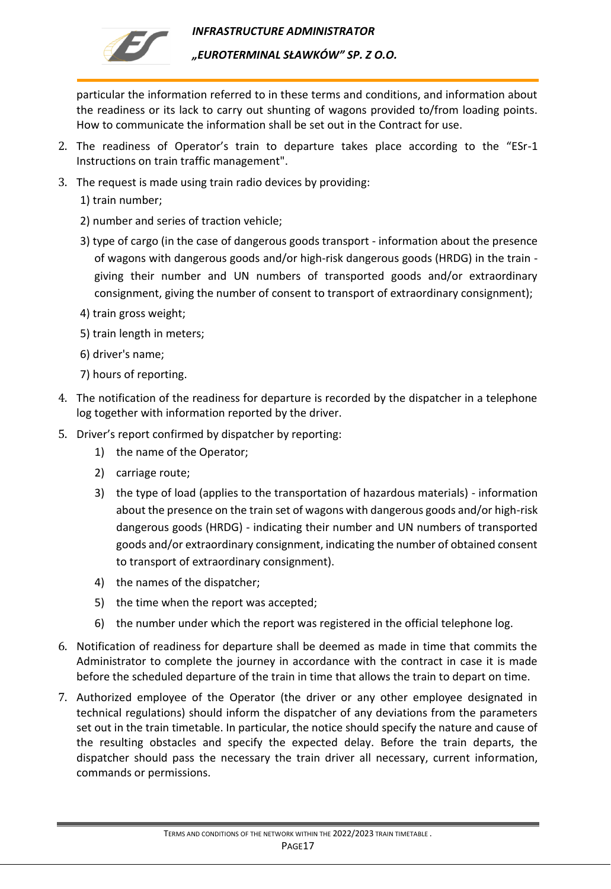particular the information referred to in these terms and conditions, and information about the readiness or its lack to carry out shunting of wagons provided to/from loading points. How to communicate the information shall be set out in the Contract for use.

2. The readiness of Operator's train to departure takes place according to the "ESr-1 Instructions on train traffic management".
3. The request is made using train radio devices by providing:
   1) train number;
   2) number and series of traction vehicle;
   3) type of cargo (in the case of dangerous goods transport - information about the presence of wagons with dangerous goods and/or high-risk dangerous goods (HRDG) in the train - giving their number and UN numbers of transported goods and/or extraordinary consignment, giving the number of consent to transport of extraordinary consignment);
   4) train gross weight;
   5) train length in meters;
   6) driver's name;
   7) hours of reporting.
4. The notification of the readiness for departure is recorded by the dispatcher in a telephone log together with information reported by the driver.
5. Driver's report confirmed by dispatcher by reporting:
   1) the name of the Operator;
   2) carriage route;
   3) the type of load (applies to the transportation of hazardous materials) - information about the presence on the train set of wagons with dangerous goods and/or high-risk dangerous goods (HRDG) - indicating their number and UN numbers of transported goods and/or extraordinary consignment, indicating the number of obtained consent to transport of extraordinary consignment).
   4) the names of the dispatcher;
   5) the time when the report was accepted;
   6) the number under which the report was registered in the official telephone log.
6. Notification of readiness for departure shall be deemed as made in time that commits the Administrator to complete the journey in accordance with the contract in case it is made before the scheduled departure of the train in time that allows the train to depart on time.
7. Authorized employee of the Operator (the driver or any other employee designated in technical regulations) should inform the dispatcher of any deviations from the parameters set out in the train timetable. In particular, the notice should specify the nature and cause of the resulting obstacles and specify the expected delay. Before the train departs, the dispatcher should pass the necessary the train driver all necessary, current information, commands or permissions.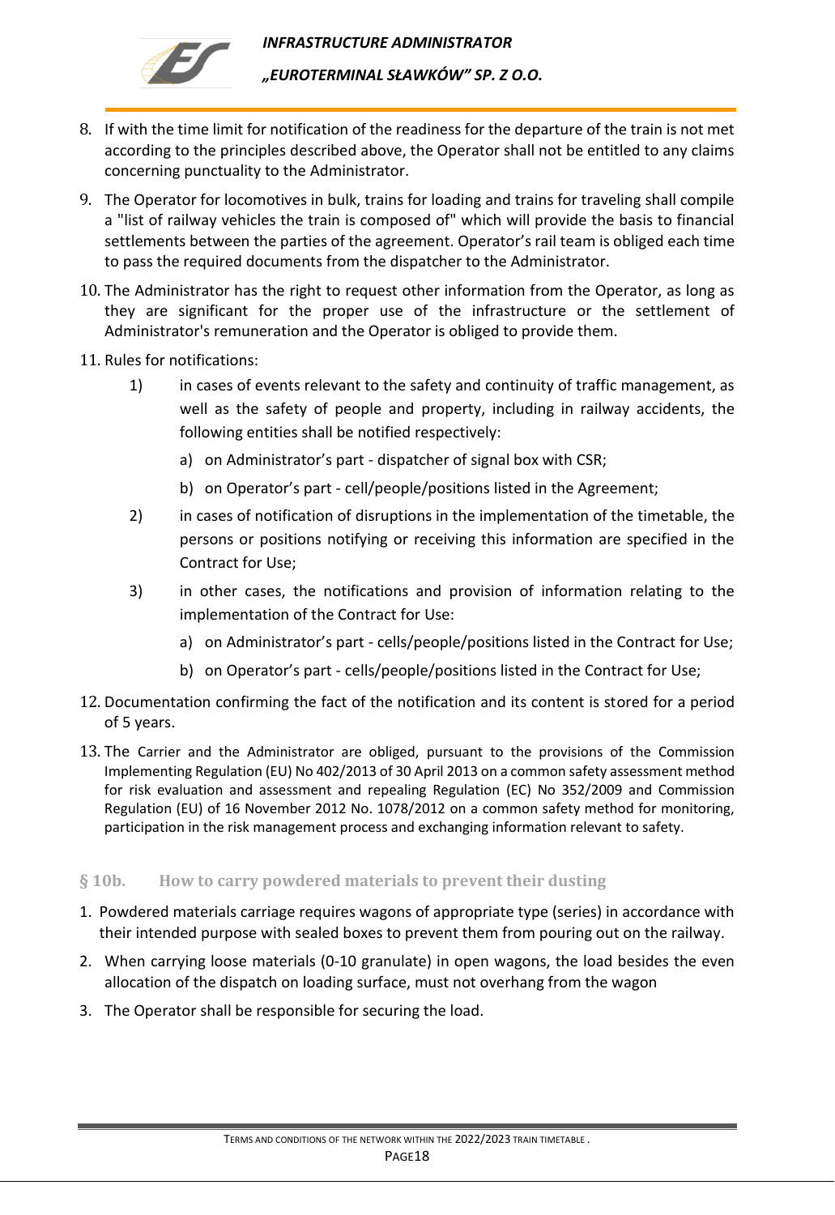8. If with the time limit for notification of the readiness for the departure of the train is not met according to the principles described above, the Operator shall not be entitled to any claims concerning punctuality to the Administrator.
9. The Operator for locomotives in bulk, trains for loading and trains for traveling shall compile a "list of railway vehicles the train is composed of" which will provide the basis to financial settlements between the parties of the agreement. Operator's rail team is obliged each time to pass the required documents from the dispatcher to the Administrator.
10. The Administrator has the right to request other information from the Operator, as long as they are significant for the proper use of the infrastructure or the settlement of Administrator's remuneration and the Operator is obliged to provide them.
11. Rules for notifications:
    1) in cases of events relevant to the safety and continuity of traffic management, as well as the safety of people and property, including in railway accidents, the following entities shall be notified respectively:
        a) on Administrator's part - dispatcher of signal box with CSR;
        b) on Operator's part - cell/people/positions listed in the Agreement;
    2) in cases of notification of disruptions in the implementation of the timetable, the persons or positions notifying or receiving this information are specified in the Contract for Use;
    3) in other cases, the notifications and provision of information relating to the implementation of the Contract for Use:
        a) on Administrator's part - cells/people/positions listed in the Contract for Use;
        b) on Operator's part - cells/people/positions listed in the Contract for Use;
12. Documentation confirming the fact of the notification and its content is stored for a period of 5 years.
13. The Carrier and the Administrator are obliged, pursuant to the provisions of the Commission Implementing Regulation (EU) No 402/2013 of 30 April 2013 on a common safety assessment method for risk evaluation and assessment and repealing Regulation (EC) No 352/2009 and Commission Regulation (EU) of 16 November 2012 No. 1078/2012 on a common safety method for monitoring, participation in the risk management process and exchanging information relevant to safety.

### § 10b. How to carry powdered materials to prevent their dusting

1. Powdered materials carriage requires wagons of appropriate type (series) in accordance with their intended purpose with sealed boxes to prevent them from pouring out on the railway.
2. When carrying loose materials (0-10 granulate) in open wagons, the load besides the even allocation of the dispatch on loading surface, must not overhang from the wagon
3. The Operator shall be responsible for securing the load.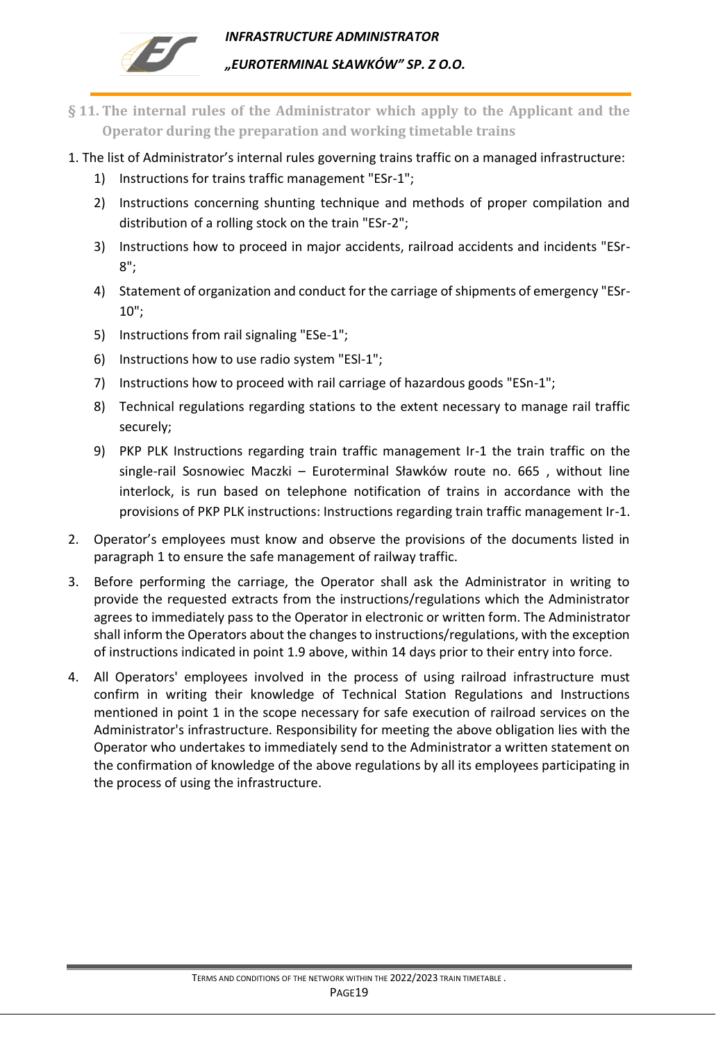## § 11. The internal rules of the Administrator which apply to the Applicant and the Operator during the preparation and working timetable trains

1. The list of Administrator's internal rules governing trains traffic on a managed infrastructure:
   1) Instructions for trains traffic management "ESr-1";
   2) Instructions concerning shunting technique and methods of proper compilation and distribution of a rolling stock on the train "ESr-2";
   3) Instructions how to proceed in major accidents, railroad accidents and incidents "ESr-8";
   4) Statement of organization and conduct for the carriage of shipments of emergency "ESr-10";
   5) Instructions from rail signaling "ESe-1";
   6) Instructions how to use radio system "ESl-1";
   7) Instructions how to proceed with rail carriage of hazardous goods "ESn-1";
   8) Technical regulations regarding stations to the extent necessary to manage rail traffic securely;
   9) PKP PLK Instructions regarding train traffic management Ir-1 the train traffic on the single-rail Sosnowiec Maczki – Euroterminal Sławków route no. 665 , without line interlock, is run based on telephone notification of trains in accordance with the provisions of PKP PLK instructions: Instructions regarding train traffic management Ir-1.
2. Operator's employees must know and observe the provisions of the documents listed in paragraph 1 to ensure the safe management of railway traffic.
3. Before performing the carriage, the Operator shall ask the Administrator in writing to provide the requested extracts from the instructions/regulations which the Administrator agrees to immediately pass to the Operator in electronic or written form. The Administrator shall inform the Operators about the changes to instructions/regulations, with the exception of instructions indicated in point 1.9 above, within 14 days prior to their entry into force.
4. All Operators' employees involved in the process of using railroad infrastructure must confirm in writing their knowledge of Technical Station Regulations and Instructions mentioned in point 1 in the scope necessary for safe execution of railroad services on the Administrator's infrastructure. Responsibility for meeting the above obligation lies with the Operator who undertakes to immediately send to the Administrator a written statement on the confirmation of knowledge of the above regulations by all its employees participating in the process of using the infrastructure.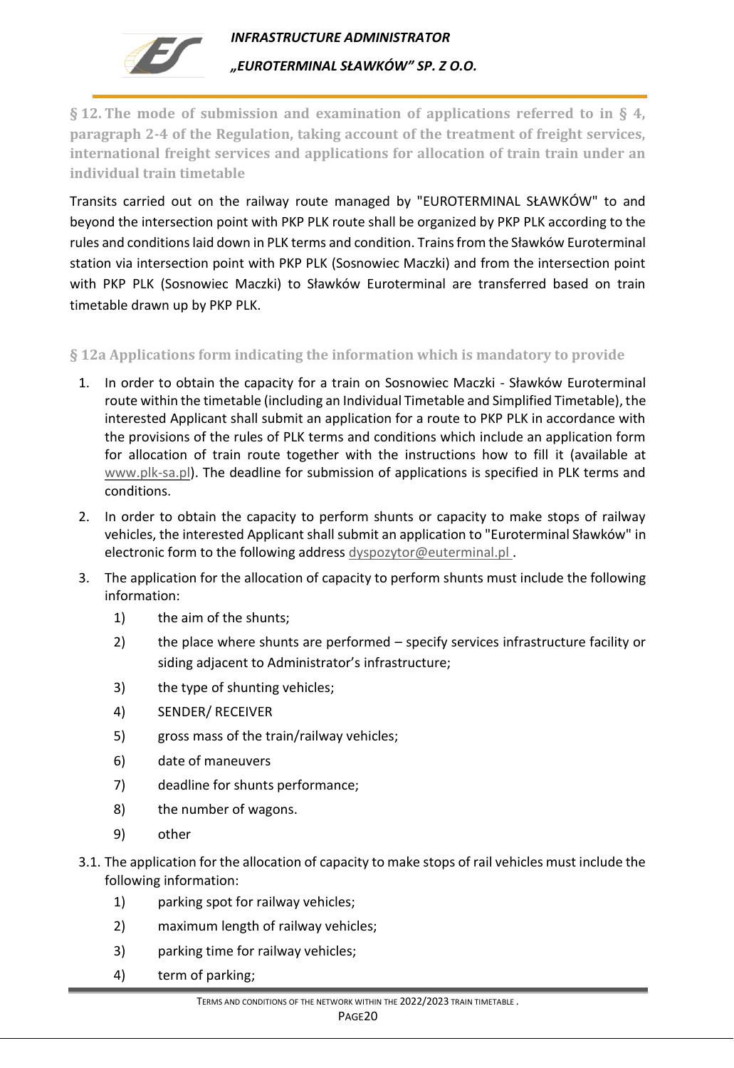## § 12. The mode of submission and examination of applications referred to in § 4, paragraph 2-4 of the Regulation, taking account of the treatment of freight services, international freight services and applications for allocation of train train under an individual train timetable

Transits carried out on the railway route managed by "EUROTERMINAL SŁAWKÓW" to and beyond the intersection point with PKP PLK route shall be organized by PKP PLK according to the rules and conditions laid down in PLK terms and condition. Trains from the Sławków Euroterminal station via intersection point with PKP PLK (Sosnowiec Maczki) and from the intersection point with PKP PLK (Sosnowiec Maczki) to Sławków Euroterminal are transferred based on train timetable drawn up by PKP PLK.

## § 12a Applications form indicating the information which is mandatory to provide

1. In order to obtain the capacity for a train on Sosnowiec Maczki - Sławków Euroterminal route within the timetable (including an Individual Timetable and Simplified Timetable), the interested Applicant shall submit an application for a route to PKP PLK in accordance with the provisions of the rules of PLK terms and conditions which include an application form for allocation of train route together with the instructions how to fill it (available at www.plk-sa.pl). The deadline for submission of applications is specified in PLK terms and conditions.
2. In order to obtain the capacity to perform shunts or capacity to make stops of railway vehicles, the interested Applicant shall submit an application to "Euroterminal Sławków" in electronic form to the following address dyspozytor@euterminal.pl .
3. The application for the allocation of capacity to perform shunts must include the following information:
   1) the aim of the shunts;
   2) the place where shunts are performed – specify services infrastructure facility or siding adjacent to Administrator's infrastructure;
   3) the type of shunting vehicles;
   4) SENDER/ RECEIVER
   5) gross mass of the train/railway vehicles;
   6) date of maneuvers
   7) deadline for shunts performance;
   8) the number of wagons.
   9) other

3.1. The application for the allocation of capacity to make stops of rail vehicles must include the following information:

   1) parking spot for railway vehicles;
   2) maximum length of railway vehicles;
   3) parking time for railway vehicles;
   4) term of parking;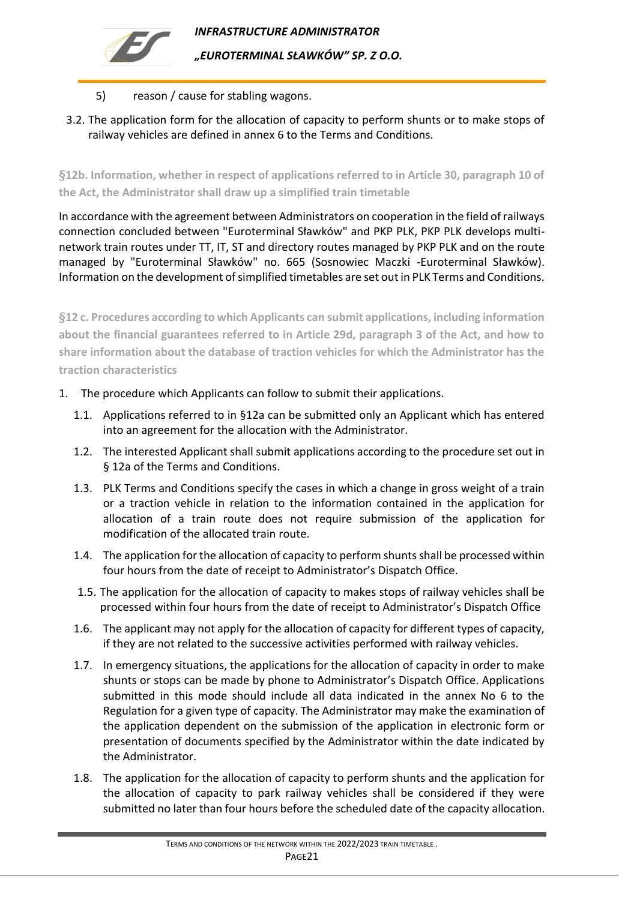5) reason / cause for stabling wagons.

3.2. The application form for the allocation of capacity to perform shunts or to make stops of railway vehicles are defined in annex 6 to the Terms and Conditions.

### §12b. Information, whether in respect of applications referred to in Article 30, paragraph 10 of the Act, the Administrator shall draw up a simplified train timetable

In accordance with the agreement between Administrators on cooperation in the field of railways connection concluded between "Euroterminal Sławków" and PKP PLK, PKP PLK develops multi-network train routes under TT, IT, ST and directory routes managed by PKP PLK and on the route managed by "Euroterminal Sławków" no. 665 (Sosnowiec Maczki -Euroterminal Sławków). Information on the development of simplified timetables are set out in PLK Terms and Conditions.

### §12 c. Procedures according to which Applicants can submit applications, including information about the financial guarantees referred to in Article 29d, paragraph 3 of the Act, and how to share information about the database of traction vehicles for which the Administrator has the traction characteristics

1. The procedure which Applicants can follow to submit their applications.
   1.1. Applications referred to in §12a can be submitted only an Applicant which has entered into an agreement for the allocation with the Administrator.
   1.2. The interested Applicant shall submit applications according to the procedure set out in § 12a of the Terms and Conditions.
   1.3. PLK Terms and Conditions specify the cases in which a change in gross weight of a train or a traction vehicle in relation to the information contained in the application for allocation of a train route does not require submission of the application for modification of the allocated train route.
   1.4. The application for the allocation of capacity to perform shunts shall be processed within four hours from the date of receipt to Administrator's Dispatch Office.
   1.5. The application for the allocation of capacity to makes stops of railway vehicles shall be processed within four hours from the date of receipt to Administrator's Dispatch Office
   1.6. The applicant may not apply for the allocation of capacity for different types of capacity, if they are not related to the successive activities performed with railway vehicles.
   1.7. In emergency situations, the applications for the allocation of capacity in order to make shunts or stops can be made by phone to Administrator's Dispatch Office. Applications submitted in this mode should include all data indicated in the annex No 6 to the Regulation for a given type of capacity. The Administrator may make the examination of the application dependent on the submission of the application in electronic form or presentation of documents specified by the Administrator within the date indicated by the Administrator.
   1.8. The application for the allocation of capacity to perform shunts and the application for the allocation of capacity to park railway vehicles shall be considered if they were submitted no later than four hours before the scheduled date of the capacity allocation.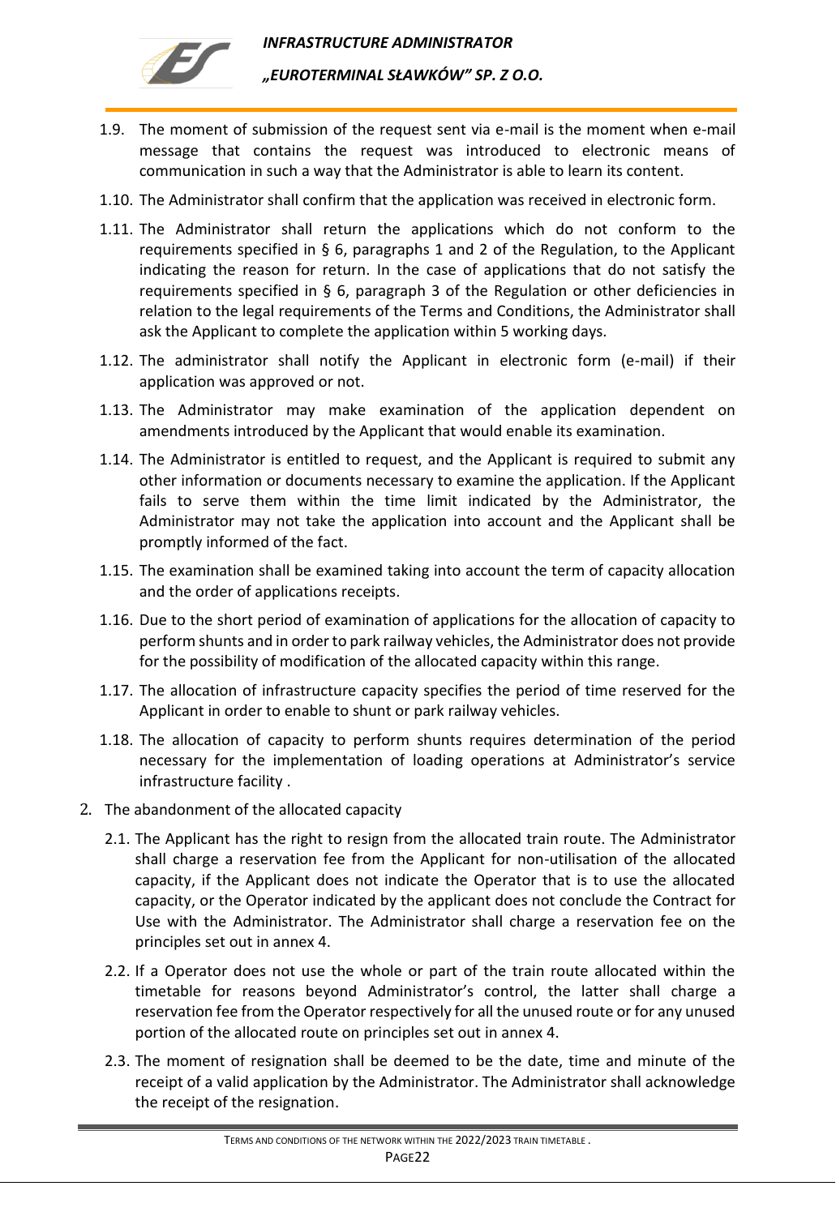1.9. The moment of submission of the request sent via e-mail is the moment when e-mail message that contains the request was introduced to electronic means of communication in such a way that the Administrator is able to learn its content.

1.10. The Administrator shall confirm that the application was received in electronic form.

1.11. The Administrator shall return the applications which do not conform to the requirements specified in § 6, paragraphs 1 and 2 of the Regulation, to the Applicant indicating the reason for return. In the case of applications that do not satisfy the requirements specified in § 6, paragraph 3 of the Regulation or other deficiencies in relation to the legal requirements of the Terms and Conditions, the Administrator shall ask the Applicant to complete the application within 5 working days.

1.12. The administrator shall notify the Applicant in electronic form (e-mail) if their application was approved or not.

1.13. The Administrator may make examination of the application dependent on amendments introduced by the Applicant that would enable its examination.

1.14. The Administrator is entitled to request, and the Applicant is required to submit any other information or documents necessary to examine the application. If the Applicant fails to serve them within the time limit indicated by the Administrator, the Administrator may not take the application into account and the Applicant shall be promptly informed of the fact.

1.15. The examination shall be examined taking into account the term of capacity allocation and the order of applications receipts.

1.16. Due to the short period of examination of applications for the allocation of capacity to perform shunts and in order to park railway vehicles, the Administrator does not provide for the possibility of modification of the allocated capacity within this range.

1.17. The allocation of infrastructure capacity specifies the period of time reserved for the Applicant in order to enable to shunt or park railway vehicles.

1.18. The allocation of capacity to perform shunts requires determination of the period necessary for the implementation of loading operations at Administrator's service infrastructure facility .

2. The abandonment of the allocated capacity

   2.1. The Applicant has the right to resign from the allocated train route. The Administrator shall charge a reservation fee from the Applicant for non-utilisation of the allocated capacity, if the Applicant does not indicate the Operator that is to use the allocated capacity, or the Operator indicated by the applicant does not conclude the Contract for Use with the Administrator. The Administrator shall charge a reservation fee on the principles set out in annex 4.

   2.2. If a Operator does not use the whole or part of the train route allocated within the timetable for reasons beyond Administrator's control, the latter shall charge a reservation fee from the Operator respectively for all the unused route or for any unused portion of the allocated route on principles set out in annex 4.

   2.3. The moment of resignation shall be deemed to be the date, time and minute of the receipt of a valid application by the Administrator. The Administrator shall acknowledge the receipt of the resignation.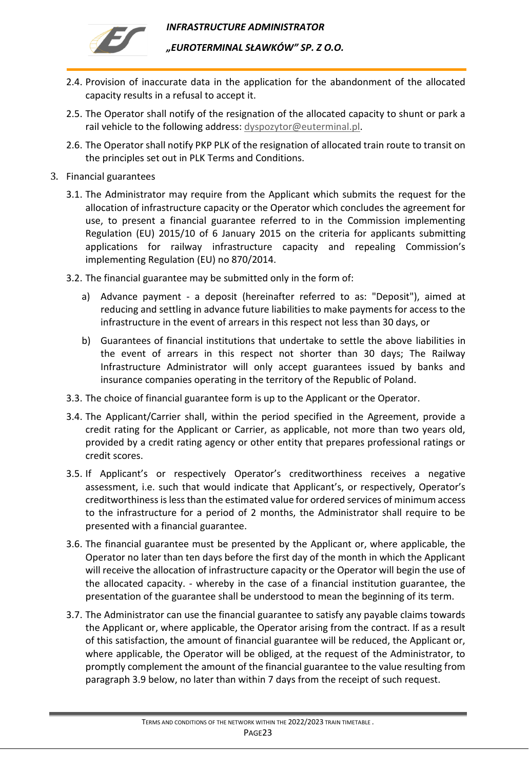2.4. Provision of inaccurate data in the application for the abandonment of the allocated capacity results in a refusal to accept it.

2.5. The Operator shall notify of the resignation of the allocated capacity to shunt or park a rail vehicle to the following address: dyspozytor@euterminal.pl.

2.6. The Operator shall notify PKP PLK of the resignation of allocated train route to transit on the principles set out in PLK Terms and Conditions.

3. Financial guarantees

3.1. The Administrator may require from the Applicant which submits the request for the allocation of infrastructure capacity or the Operator which concludes the agreement for use, to present a financial guarantee referred to in the Commission implementing Regulation (EU) 2015/10 of 6 January 2015 on the criteria for applicants submitting applications for railway infrastructure capacity and repealing Commission's implementing Regulation (EU) no 870/2014.

3.2. The financial guarantee may be submitted only in the form of:

a) Advance payment - a deposit (hereinafter referred to as: "Deposit"), aimed at reducing and settling in advance future liabilities to make payments for access to the infrastructure in the event of arrears in this respect not less than 30 days, or

b) Guarantees of financial institutions that undertake to settle the above liabilities in the event of arrears in this respect not shorter than 30 days; The Railway Infrastructure Administrator will only accept guarantees issued by banks and insurance companies operating in the territory of the Republic of Poland.

3.3. The choice of financial guarantee form is up to the Applicant or the Operator.

3.4. The Applicant/Carrier shall, within the period specified in the Agreement, provide a credit rating for the Applicant or Carrier, as applicable, not more than two years old, provided by a credit rating agency or other entity that prepares professional ratings or credit scores.

3.5. If Applicant's or respectively Operator's creditworthiness receives a negative assessment, i.e. such that would indicate that Applicant's, or respectively, Operator's creditworthiness is less than the estimated value for ordered services of minimum access to the infrastructure for a period of 2 months, the Administrator shall require to be presented with a financial guarantee.

3.6. The financial guarantee must be presented by the Applicant or, where applicable, the Operator no later than ten days before the first day of the month in which the Applicant will receive the allocation of infrastructure capacity or the Operator will begin the use of the allocated capacity. - whereby in the case of a financial institution guarantee, the presentation of the guarantee shall be understood to mean the beginning of its term.

3.7. The Administrator can use the financial guarantee to satisfy any payable claims towards the Applicant or, where applicable, the Operator arising from the contract. If as a result of this satisfaction, the amount of financial guarantee will be reduced, the Applicant or, where applicable, the Operator will be obliged, at the request of the Administrator, to promptly complement the amount of the financial guarantee to the value resulting from paragraph 3.9 below, no later than within 7 days from the receipt of such request.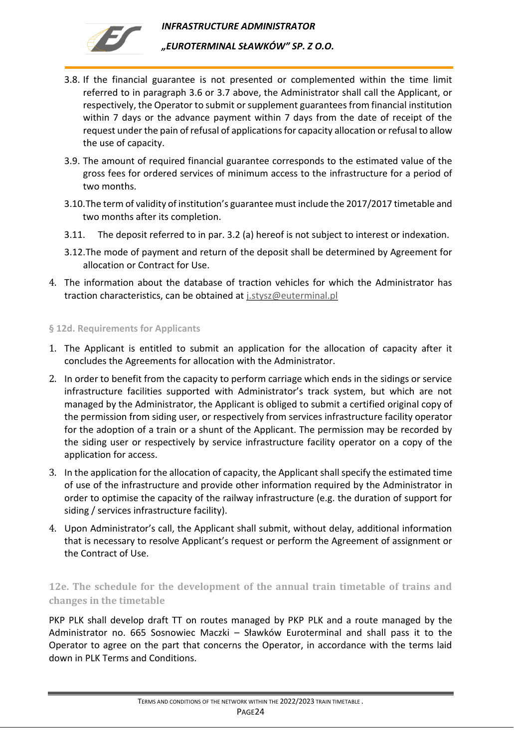3.8. If the financial guarantee is not presented or complemented within the time limit referred to in paragraph 3.6 or 3.7 above, the Administrator shall call the Applicant, or respectively, the Operator to submit or supplement guarantees from financial institution within 7 days or the advance payment within 7 days from the date of receipt of the request under the pain of refusal of applications for capacity allocation or refusal to allow the use of capacity.

3.9. The amount of required financial guarantee corresponds to the estimated value of the gross fees for ordered services of minimum access to the infrastructure for a period of two months.

3.10. The term of validity of institution's guarantee must include the 2017/2017 timetable and two months after its completion.

3.11. The deposit referred to in par. 3.2 (a) hereof is not subject to interest or indexation.

3.12. The mode of payment and return of the deposit shall be determined by Agreement for allocation or Contract for Use.

4. The information about the database of traction vehicles for which the Administrator has traction characteristics, can be obtained at j.stysz@euterminal.pl

### § 12d. Requirements for Applicants

1. The Applicant is entitled to submit an application for the allocation of capacity after it concludes the Agreements for allocation with the Administrator.
2. In order to benefit from the capacity to perform carriage which ends in the sidings or service infrastructure facilities supported with Administrator's track system, but which are not managed by the Administrator, the Applicant is obliged to submit a certified original copy of the permission from siding user, or respectively from services infrastructure facility operator for the adoption of a train or a shunt of the Applicant. The permission may be recorded by the siding user or respectively by service infrastructure facility operator on a copy of the application for access.
3. In the application for the allocation of capacity, the Applicant shall specify the estimated time of use of the infrastructure and provide other information required by the Administrator in order to optimise the capacity of the railway infrastructure (e.g. the duration of support for siding / services infrastructure facility).
4. Upon Administrator's call, the Applicant shall submit, without delay, additional information that is necessary to resolve Applicant's request or perform the Agreement of assignment or the Contract of Use.

### 12e. The schedule for the development of the annual train timetable of trains and changes in the timetable

PKP PLK shall develop draft TT on routes managed by PKP PLK and a route managed by the Administrator no. 665 Sosnowiec Maczki – Sławków Euroterminal and shall pass it to the Operator to agree on the part that concerns the Operator, in accordance with the terms laid down in PLK Terms and Conditions.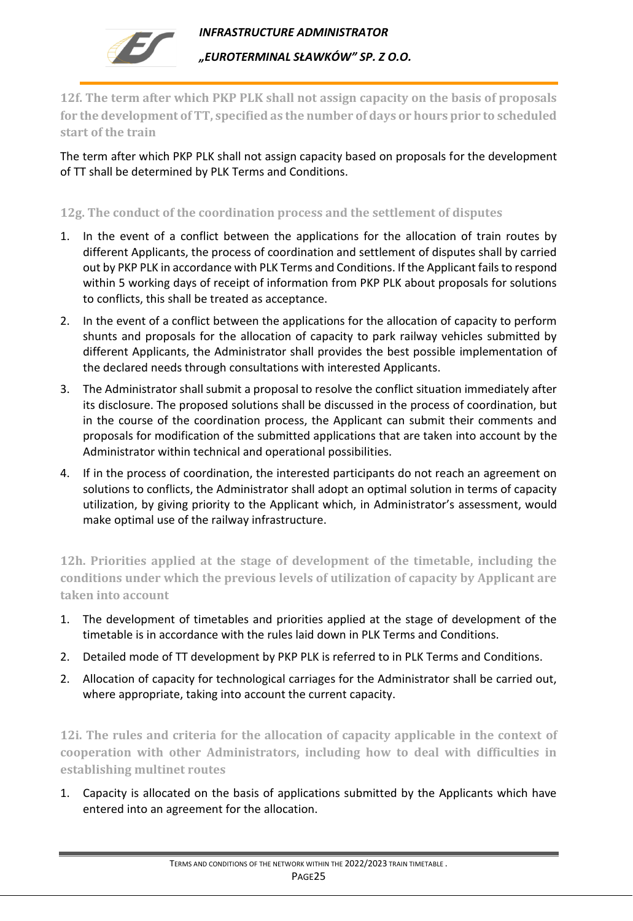### 12f. The term after which PKP PLK shall not assign capacity on the basis of proposals for the development of TT, specified as the number of days or hours prior to scheduled start of the train

The term after which PKP PLK shall not assign capacity based on proposals for the development of TT shall be determined by PLK Terms and Conditions.

### 12g. The conduct of the coordination process and the settlement of disputes

1. In the event of a conflict between the applications for the allocation of train routes by different Applicants, the process of coordination and settlement of disputes shall by carried out by PKP PLK in accordance with PLK Terms and Conditions. If the Applicant fails to respond within 5 working days of receipt of information from PKP PLK about proposals for solutions to conflicts, this shall be treated as acceptance.
2. In the event of a conflict between the applications for the allocation of capacity to perform shunts and proposals for the allocation of capacity to park railway vehicles submitted by different Applicants, the Administrator shall provides the best possible implementation of the declared needs through consultations with interested Applicants.
3. The Administrator shall submit a proposal to resolve the conflict situation immediately after its disclosure. The proposed solutions shall be discussed in the process of coordination, but in the course of the coordination process, the Applicant can submit their comments and proposals for modification of the submitted applications that are taken into account by the Administrator within technical and operational possibilities.
4. If in the process of coordination, the interested participants do not reach an agreement on solutions to conflicts, the Administrator shall adopt an optimal solution in terms of capacity utilization, by giving priority to the Applicant which, in Administrator's assessment, would make optimal use of the railway infrastructure.

### 12h. Priorities applied at the stage of development of the timetable, including the conditions under which the previous levels of utilization of capacity by Applicant are taken into account

1. The development of timetables and priorities applied at the stage of development of the timetable is in accordance with the rules laid down in PLK Terms and Conditions.
2. Detailed mode of TT development by PKP PLK is referred to in PLK Terms and Conditions.
2. Allocation of capacity for technological carriages for the Administrator shall be carried out, where appropriate, taking into account the current capacity.

### 12i. The rules and criteria for the allocation of capacity applicable in the context of cooperation with other Administrators, including how to deal with difficulties in establishing multinet routes

1. Capacity is allocated on the basis of applications submitted by the Applicants which have entered into an agreement for the allocation.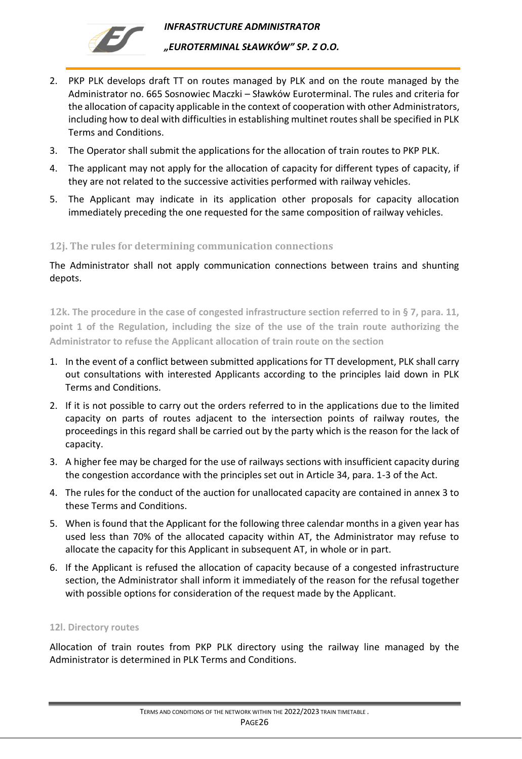2. PKP PLK develops draft TT on routes managed by PLK and on the route managed by the Administrator no. 665 Sosnowiec Maczki – Sławków Euroterminal. The rules and criteria for the allocation of capacity applicable in the context of cooperation with other Administrators, including how to deal with difficulties in establishing multinet routes shall be specified in PLK Terms and Conditions.
3. The Operator shall submit the applications for the allocation of train routes to PKP PLK.
4. The applicant may not apply for the allocation of capacity for different types of capacity, if they are not related to the successive activities performed with railway vehicles.
5. The Applicant may indicate in its application other proposals for capacity allocation immediately preceding the one requested for the same composition of railway vehicles.

### 12j. The rules for determining communication connections

The Administrator shall not apply communication connections between trains and shunting depots.

### 12k. The procedure in the case of congested infrastructure section referred to in § 7, para. 11, point 1 of the Regulation, including the size of the use of the train route authorizing the Administrator to refuse the Applicant allocation of train route on the section

1. In the event of a conflict between submitted applications for TT development, PLK shall carry out consultations with interested Applicants according to the principles laid down in PLK Terms and Conditions.
2. If it is not possible to carry out the orders referred to in the applications due to the limited capacity on parts of routes adjacent to the intersection points of railway routes, the proceedings in this regard shall be carried out by the party which is the reason for the lack of capacity.
3. A higher fee may be charged for the use of railways sections with insufficient capacity during the congestion accordance with the principles set out in Article 34, para. 1-3 of the Act.
4. The rules for the conduct of the auction for unallocated capacity are contained in annex 3 to these Terms and Conditions.
5. When is found that the Applicant for the following three calendar months in a given year has used less than 70% of the allocated capacity within AT, the Administrator may refuse to allocate the capacity for this Applicant in subsequent AT, in whole or in part.
6. If the Applicant is refused the allocation of capacity because of a congested infrastructure section, the Administrator shall inform it immediately of the reason for the refusal together with possible options for consideration of the request made by the Applicant.

### 12l. Directory routes

Allocation of train routes from PKP PLK directory using the railway line managed by the Administrator is determined in PLK Terms and Conditions.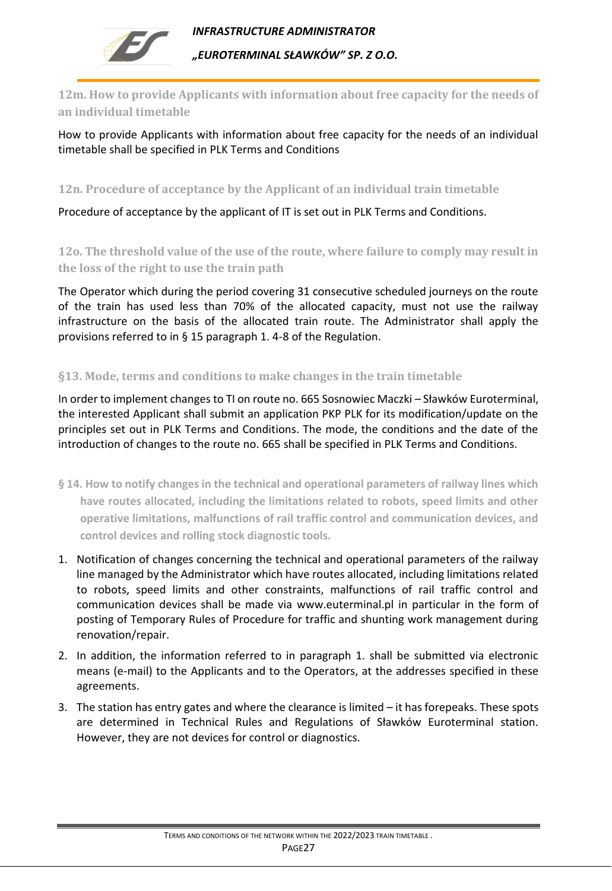### 12m. How to provide Applicants with information about free capacity for the needs of an individual timetable

How to provide Applicants with information about free capacity for the needs of an individual timetable shall be specified in PLK Terms and Conditions

### 12n. Procedure of acceptance by the Applicant of an individual train timetable

Procedure of acceptance by the applicant of IT is set out in PLK Terms and Conditions.

### 12o. The threshold value of the use of the route, where failure to comply may result in the loss of the right to use the train path

The Operator which during the period covering 31 consecutive scheduled journeys on the route of the train has used less than 70% of the allocated capacity, must not use the railway infrastructure on the basis of the allocated train route. The Administrator shall apply the provisions referred to in § 15 paragraph 1. 4-8 of the Regulation.

## §13. Mode, terms and conditions to make changes in the train timetable

In order to implement changes to TI on route no. 665 Sosnowiec Maczki – Sławków Euroterminal, the interested Applicant shall submit an application PKP PLK for its modification/update on the principles set out in PLK Terms and Conditions. The mode, the conditions and the date of the introduction of changes to the route no. 665 shall be specified in PLK Terms and Conditions.

## § 14. How to notify changes in the technical and operational parameters of railway lines which have routes allocated, including the limitations related to robots, speed limits and other operative limitations, malfunctions of rail traffic control and communication devices, and control devices and rolling stock diagnostic tools.

1. Notification of changes concerning the technical and operational parameters of the railway line managed by the Administrator which have routes allocated, including limitations related to robots, speed limits and other constraints, malfunctions of rail traffic control and communication devices shall be made via www.euterminal.pl in particular in the form of posting of Temporary Rules of Procedure for traffic and shunting work management during renovation/repair.
2. In addition, the information referred to in paragraph 1. shall be submitted via electronic means (e-mail) to the Applicants and to the Operators, at the addresses specified in these agreements.
3. The station has entry gates and where the clearance is limited – it has forepeaks. These spots are determined in Technical Rules and Regulations of Sławków Euroterminal station. However, they are not devices for control or diagnostics.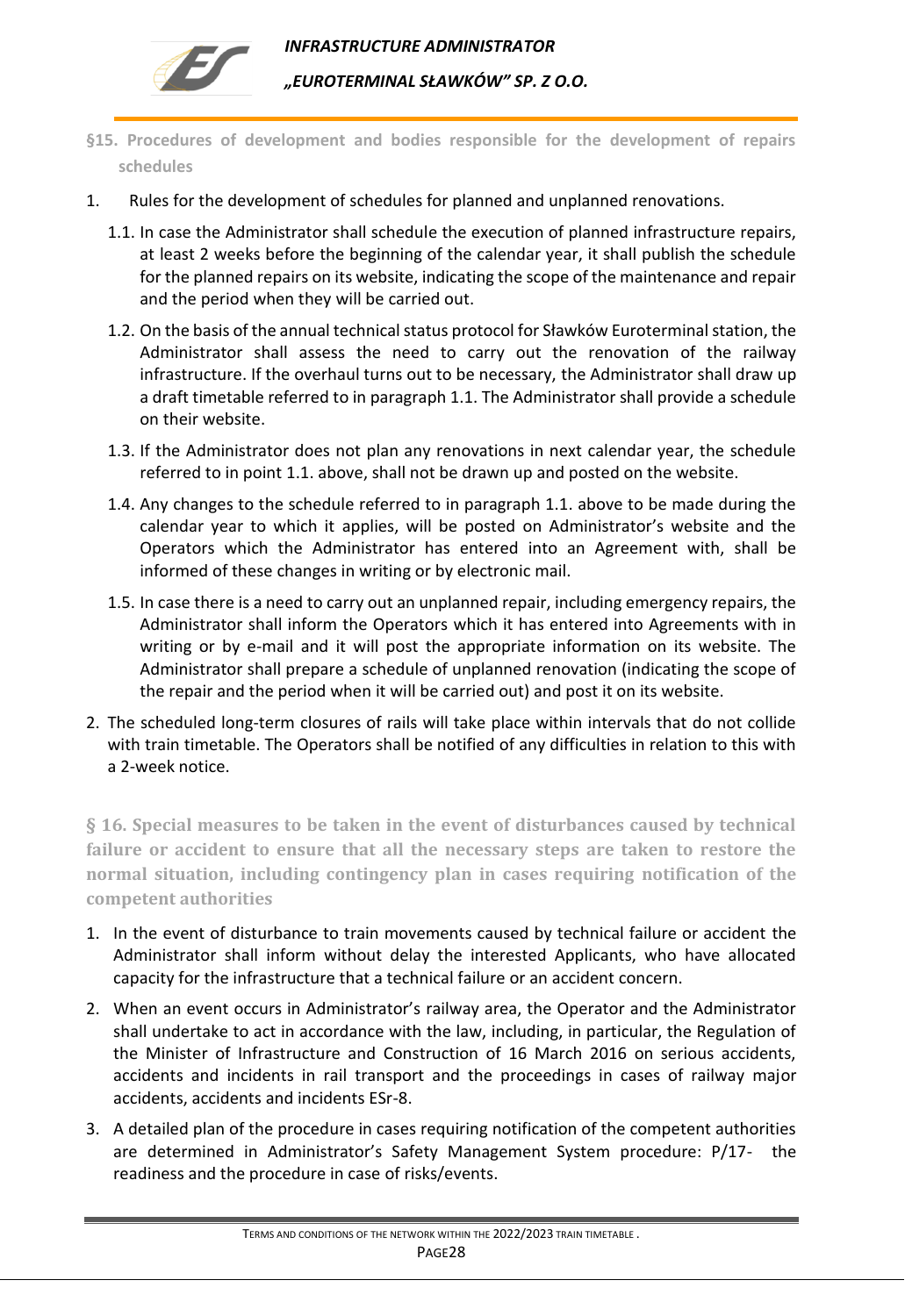## §15. Procedures of development and bodies responsible for the development of repairs schedules

1. Rules for the development of schedules for planned and unplanned renovations.

   1.1. In case the Administrator shall schedule the execution of planned infrastructure repairs, at least 2 weeks before the beginning of the calendar year, it shall publish the schedule for the planned repairs on its website, indicating the scope of the maintenance and repair and the period when they will be carried out.

   1.2. On the basis of the annual technical status protocol for Sławków Euroterminal station, the Administrator shall assess the need to carry out the renovation of the railway infrastructure. If the overhaul turns out to be necessary, the Administrator shall draw up a draft timetable referred to in paragraph 1.1. The Administrator shall provide a schedule on their website.

   1.3. If the Administrator does not plan any renovations in next calendar year, the schedule referred to in point 1.1. above, shall not be drawn up and posted on the website.

   1.4. Any changes to the schedule referred to in paragraph 1.1. above to be made during the calendar year to which it applies, will be posted on Administrator's website and the Operators which the Administrator has entered into an Agreement with, shall be informed of these changes in writing or by electronic mail.

   1.5. In case there is a need to carry out an unplanned repair, including emergency repairs, the Administrator shall inform the Operators which it has entered into Agreements with in writing or by e-mail and it will post the appropriate information on its website. The Administrator shall prepare a schedule of unplanned renovation (indicating the scope of the repair and the period when it will be carried out) and post it on its website.

2. The scheduled long-term closures of rails will take place within intervals that do not collide with train timetable. The Operators shall be notified of any difficulties in relation to this with a 2-week notice.

## § 16. Special measures to be taken in the event of disturbances caused by technical failure or accident to ensure that all the necessary steps are taken to restore the normal situation, including contingency plan in cases requiring notification of the competent authorities

1. In the event of disturbance to train movements caused by technical failure or accident the Administrator shall inform without delay the interested Applicants, who have allocated capacity for the infrastructure that a technical failure or an accident concern.
2. When an event occurs in Administrator's railway area, the Operator and the Administrator shall undertake to act in accordance with the law, including, in particular, the Regulation of the Minister of Infrastructure and Construction of 16 March 2016 on serious accidents, accidents and incidents in rail transport and the proceedings in cases of railway major accidents, accidents and incidents ESr-8.
3. A detailed plan of the procedure in cases requiring notification of the competent authorities are determined in Administrator's Safety Management System procedure: P/17- the readiness and the procedure in case of risks/events.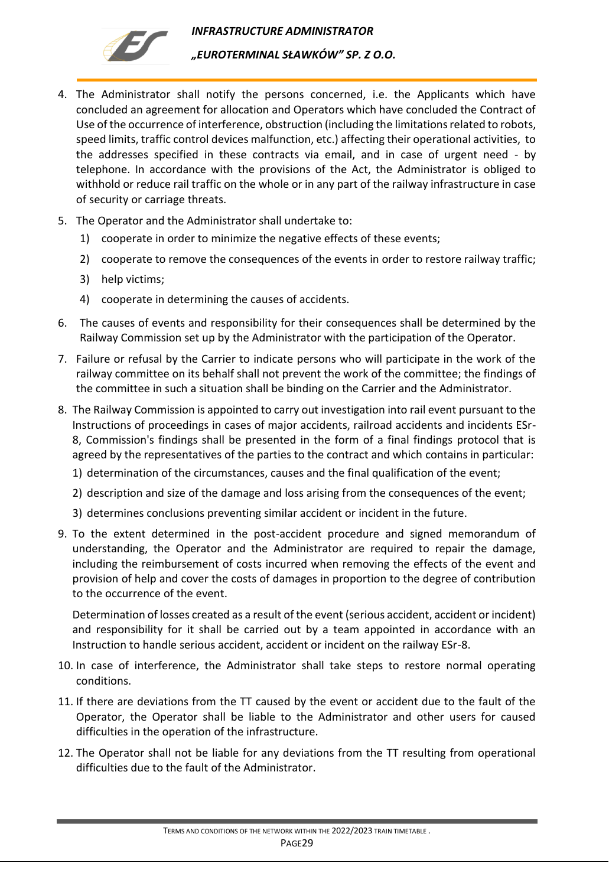4. The Administrator shall notify the persons concerned, i.e. the Applicants which have concluded an agreement for allocation and Operators which have concluded the Contract of Use of the occurrence of interference, obstruction (including the limitations related to robots, speed limits, traffic control devices malfunction, etc.) affecting their operational activities, to the addresses specified in these contracts via email, and in case of urgent need - by telephone. In accordance with the provisions of the Act, the Administrator is obliged to withhold or reduce rail traffic on the whole or in any part of the railway infrastructure in case of security or carriage threats.
5. The Operator and the Administrator shall undertake to:
   1) cooperate in order to minimize the negative effects of these events;
   2) cooperate to remove the consequences of the events in order to restore railway traffic;
   3) help victims;
   4) cooperate in determining the causes of accidents.
6. The causes of events and responsibility for their consequences shall be determined by the Railway Commission set up by the Administrator with the participation of the Operator.
7. Failure or refusal by the Carrier to indicate persons who will participate in the work of the railway committee on its behalf shall not prevent the work of the committee; the findings of the committee in such a situation shall be binding on the Carrier and the Administrator.
8. The Railway Commission is appointed to carry out investigation into rail event pursuant to the Instructions of proceedings in cases of major accidents, railroad accidents and incidents ESr-8, Commission's findings shall be presented in the form of a final findings protocol that is agreed by the representatives of the parties to the contract and which contains in particular:
   1) determination of the circumstances, causes and the final qualification of the event;
   2) description and size of the damage and loss arising from the consequences of the event;
   3) determines conclusions preventing similar accident or incident in the future.
9. To the extent determined in the post-accident procedure and signed memorandum of understanding, the Operator and the Administrator are required to repair the damage, including the reimbursement of costs incurred when removing the effects of the event and provision of help and cover the costs of damages in proportion to the degree of contribution to the occurrence of the event.

   Determination of losses created as a result of the event (serious accident, accident or incident) and responsibility for it shall be carried out by a team appointed in accordance with an Instruction to handle serious accident, accident or incident on the railway ESr-8.
10. In case of interference, the Administrator shall take steps to restore normal operating conditions.
11. If there are deviations from the TT caused by the event or accident due to the fault of the Operator, the Operator shall be liable to the Administrator and other users for caused difficulties in the operation of the infrastructure.
12. The Operator shall not be liable for any deviations from the TT resulting from operational difficulties due to the fault of the Administrator.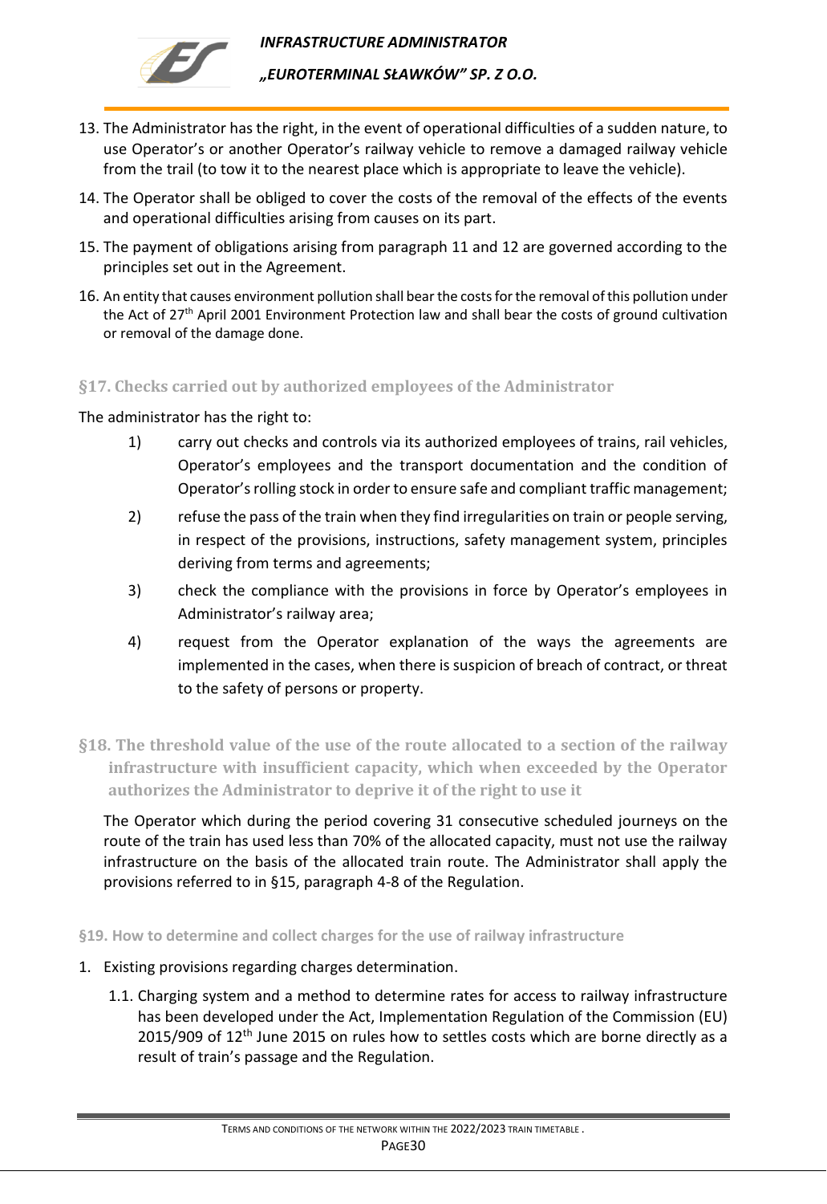13. The Administrator has the right, in the event of operational difficulties of a sudden nature, to use Operator's or another Operator's railway vehicle to remove a damaged railway vehicle from the trail (to tow it to the nearest place which is appropriate to leave the vehicle).
14. The Operator shall be obliged to cover the costs of the removal of the effects of the events and operational difficulties arising from causes on its part.
15. The payment of obligations arising from paragraph 11 and 12 are governed according to the principles set out in the Agreement.
16. An entity that causes environment pollution shall bear the costs for the removal of this pollution under the Act of 27th April 2001 Environment Protection law and shall bear the costs of ground cultivation or removal of the damage done.

### §17. Checks carried out by authorized employees of the Administrator

The administrator has the right to:

1) carry out checks and controls via its authorized employees of trains, rail vehicles, Operator's employees and the transport documentation and the condition of Operator's rolling stock in order to ensure safe and compliant traffic management;
2) refuse the pass of the train when they find irregularities on train or people serving, in respect of the provisions, instructions, safety management system, principles deriving from terms and agreements;
3) check the compliance with the provisions in force by Operator's employees in Administrator's railway area;
4) request from the Operator explanation of the ways the agreements are implemented in the cases, when there is suspicion of breach of contract, or threat to the safety of persons or property.

### §18. The threshold value of the use of the route allocated to a section of the railway infrastructure with insufficient capacity, which when exceeded by the Operator authorizes the Administrator to deprive it of the right to use it

The Operator which during the period covering 31 consecutive scheduled journeys on the route of the train has used less than 70% of the allocated capacity, must not use the railway infrastructure on the basis of the allocated train route. The Administrator shall apply the provisions referred to in §15, paragraph 4-8 of the Regulation.

### §19. How to determine and collect charges for the use of railway infrastructure

1. Existing provisions regarding charges determination.
   1.1. Charging system and a method to determine rates for access to railway infrastructure has been developed under the Act, Implementation Regulation of the Commission (EU) 2015/909 of 12th June 2015 on rules how to settles costs which are borne directly as a result of train's passage and the Regulation.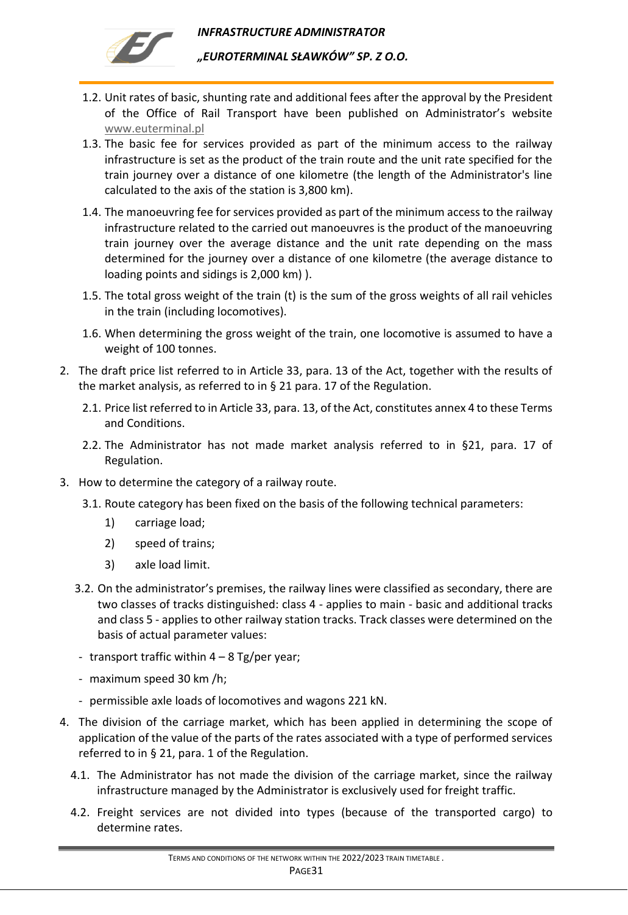1.2. Unit rates of basic, shunting rate and additional fees after the approval by the President of the Office of Rail Transport have been published on Administrator's website www.euterminal.pl

1.3. The basic fee for services provided as part of the minimum access to the railway infrastructure is set as the product of the train route and the unit rate specified for the train journey over a distance of one kilometre (the length of the Administrator's line calculated to the axis of the station is 3,800 km).

1.4. The manoeuvring fee for services provided as part of the minimum access to the railway infrastructure related to the carried out manoeuvres is the product of the manoeuvring train journey over the average distance and the unit rate depending on the mass determined for the journey over a distance of one kilometre (the average distance to loading points and sidings is 2,000 km) ).

1.5. The total gross weight of the train (t) is the sum of the gross weights of all rail vehicles in the train (including locomotives).

1.6. When determining the gross weight of the train, one locomotive is assumed to have a weight of 100 tonnes.

2. The draft price list referred to in Article 33, para. 13 of the Act, together with the results of the market analysis, as referred to in § 21 para. 17 of the Regulation.

   2.1. Price list referred to in Article 33, para. 13, of the Act, constitutes annex 4 to these Terms and Conditions.

   2.2. The Administrator has not made market analysis referred to in §21, para. 17 of Regulation.

3. How to determine the category of a railway route.

   3.1. Route category has been fixed on the basis of the following technical parameters:

   1) carriage load;
   2) speed of trains;
   3) axle load limit.

   3.2. On the administrator's premises, the railway lines were classified as secondary, there are two classes of tracks distinguished: class 4 - applies to main - basic and additional tracks and class 5 - applies to other railway station tracks. Track classes were determined on the basis of actual parameter values:

   - transport traffic within 4 – 8 Tg/per year;
   - maximum speed 30 km /h;
   - permissible axle loads of locomotives and wagons 221 kN.

4. The division of the carriage market, which has been applied in determining the scope of application of the value of the parts of the rates associated with a type of performed services referred to in § 21, para. 1 of the Regulation.

   4.1. The Administrator has not made the division of the carriage market, since the railway infrastructure managed by the Administrator is exclusively used for freight traffic.

   4.2. Freight services are not divided into types (because of the transported cargo) to determine rates.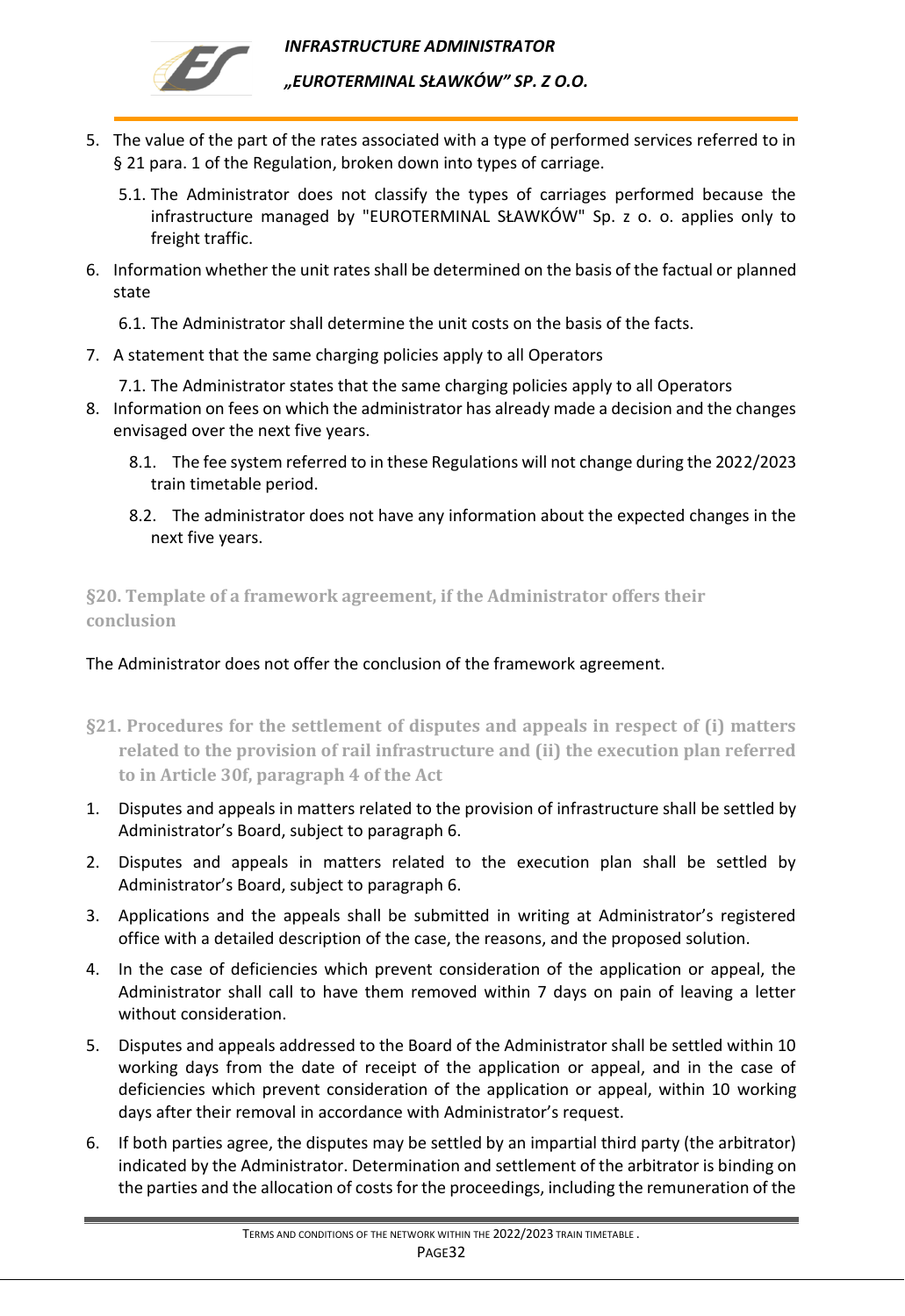5. The value of the part of the rates associated with a type of performed services referred to in § 21 para. 1 of the Regulation, broken down into types of carriage.

   5.1. The Administrator does not classify the types of carriages performed because the infrastructure managed by "EUROTERMINAL SŁAWKÓW" Sp. z o. o. applies only to freight traffic.

6. Information whether the unit rates shall be determined on the basis of the factual or planned state

   6.1. The Administrator shall determine the unit costs on the basis of the facts.

7. A statement that the same charging policies apply to all Operators

   7.1. The Administrator states that the same charging policies apply to all Operators

8. Information on fees on which the administrator has already made a decision and the changes envisaged over the next five years.

   8.1. The fee system referred to in these Regulations will not change during the 2022/2023 train timetable period.

   8.2. The administrator does not have any information about the expected changes in the next five years.

## §20. Template of a framework agreement, if the Administrator offers their conclusion

The Administrator does not offer the conclusion of the framework agreement.

## §21. Procedures for the settlement of disputes and appeals in respect of (i) matters related to the provision of rail infrastructure and (ii) the execution plan referred to in Article 30f, paragraph 4 of the Act

1. Disputes and appeals in matters related to the provision of infrastructure shall be settled by Administrator's Board, subject to paragraph 6.
2. Disputes and appeals in matters related to the execution plan shall be settled by Administrator's Board, subject to paragraph 6.
3. Applications and the appeals shall be submitted in writing at Administrator's registered office with a detailed description of the case, the reasons, and the proposed solution.
4. In the case of deficiencies which prevent consideration of the application or appeal, the Administrator shall call to have them removed within 7 days on pain of leaving a letter without consideration.
5. Disputes and appeals addressed to the Board of the Administrator shall be settled within 10 working days from the date of receipt of the application or appeal, and in the case of deficiencies which prevent consideration of the application or appeal, within 10 working days after their removal in accordance with Administrator's request.
6. If both parties agree, the disputes may be settled by an impartial third party (the arbitrator) indicated by the Administrator. Determination and settlement of the arbitrator is binding on the parties and the allocation of costs for the proceedings, including the remuneration of the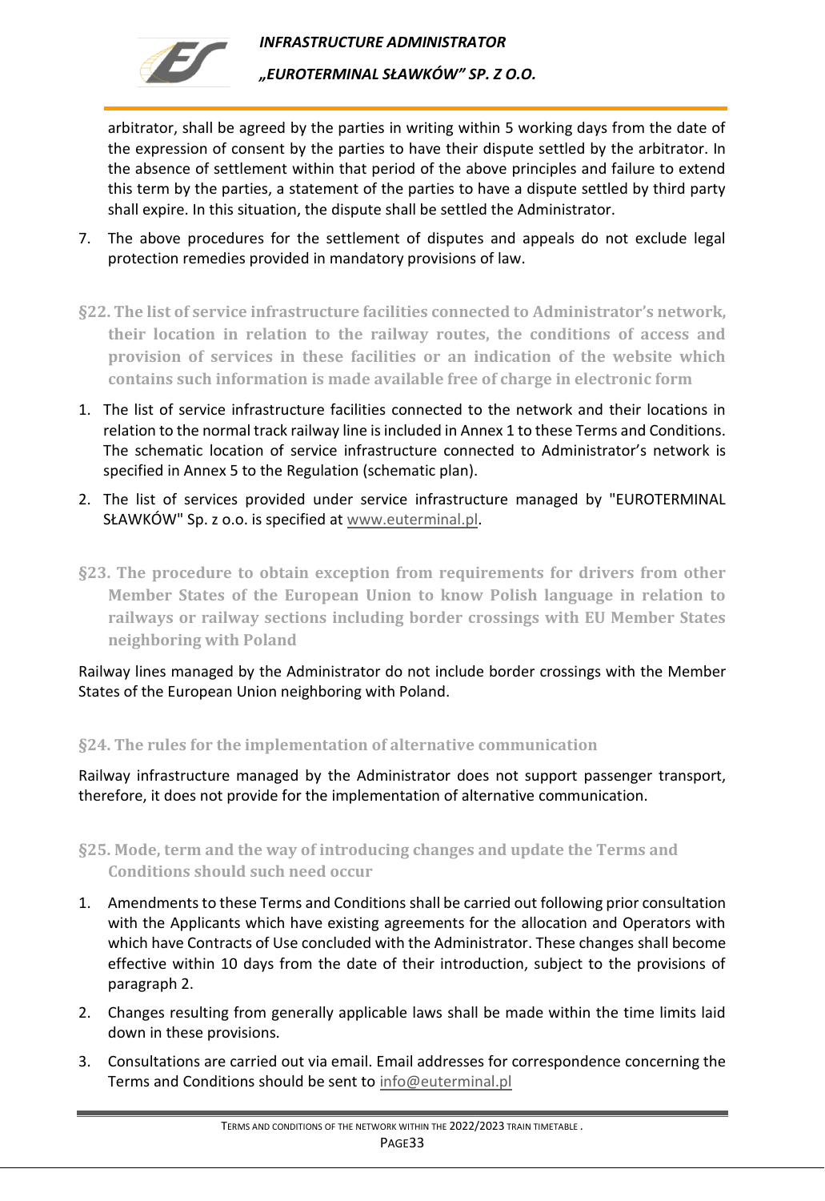arbitrator, shall be agreed by the parties in writing within 5 working days from the date of the expression of consent by the parties to have their dispute settled by the arbitrator. In the absence of settlement within that period of the above principles and failure to extend this term by the parties, a statement of the parties to have a dispute settled by third party shall expire. In this situation, the dispute shall be settled the Administrator.

7. The above procedures for the settlement of disputes and appeals do not exclude legal protection remedies provided in mandatory provisions of law.

## §22. The list of service infrastructure facilities connected to Administrator's network, their location in relation to the railway routes, the conditions of access and provision of services in these facilities or an indication of the website which contains such information is made available free of charge in electronic form

1. The list of service infrastructure facilities connected to the network and their locations in relation to the normal track railway line is included in Annex 1 to these Terms and Conditions. The schematic location of service infrastructure connected to Administrator's network is specified in Annex 5 to the Regulation (schematic plan).
2. The list of services provided under service infrastructure managed by "EUROTERMINAL SŁAWKÓW" Sp. z o.o. is specified at www.euterminal.pl.

## §23. The procedure to obtain exception from requirements for drivers from other Member States of the European Union to know Polish language in relation to railways or railway sections including border crossings with EU Member States neighboring with Poland

Railway lines managed by the Administrator do not include border crossings with the Member States of the European Union neighboring with Poland.

## §24. The rules for the implementation of alternative communication

Railway infrastructure managed by the Administrator does not support passenger transport, therefore, it does not provide for the implementation of alternative communication.

## §25. Mode, term and the way of introducing changes and update the Terms and Conditions should such need occur

1. Amendments to these Terms and Conditions shall be carried out following prior consultation with the Applicants which have existing agreements for the allocation and Operators with which have Contracts of Use concluded with the Administrator. These changes shall become effective within 10 days from the date of their introduction, subject to the provisions of paragraph 2.
2. Changes resulting from generally applicable laws shall be made within the time limits laid down in these provisions.
3. Consultations are carried out via email. Email addresses for correspondence concerning the Terms and Conditions should be sent to info@euterminal.pl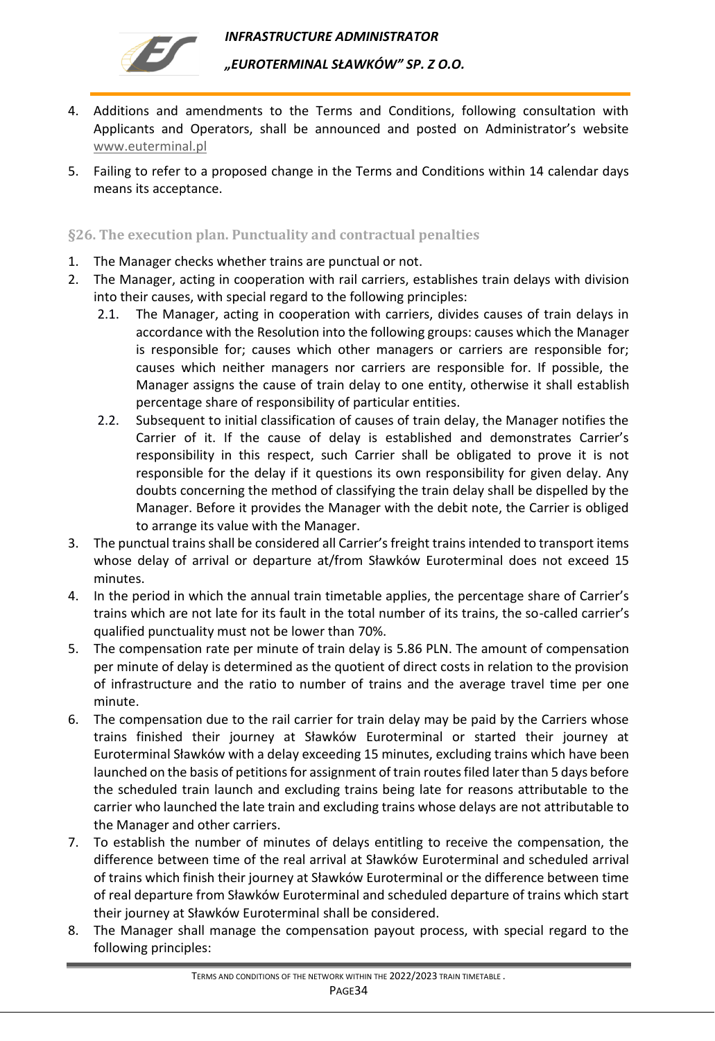4. Additions and amendments to the Terms and Conditions, following consultation with Applicants and Operators, shall be announced and posted on Administrator's website www.euterminal.pl
5. Failing to refer to a proposed change in the Terms and Conditions within 14 calendar days means its acceptance.

### §26. The execution plan. Punctuality and contractual penalties

1. The Manager checks whether trains are punctual or not.
2. The Manager, acting in cooperation with rail carriers, establishes train delays with division into their causes, with special regard to the following principles:
   2.1. The Manager, acting in cooperation with carriers, divides causes of train delays in accordance with the Resolution into the following groups: causes which the Manager is responsible for; causes which other managers or carriers are responsible for; causes which neither managers nor carriers are responsible for. If possible, the Manager assigns the cause of train delay to one entity, otherwise it shall establish percentage share of responsibility of particular entities.
   2.2. Subsequent to initial classification of causes of train delay, the Manager notifies the Carrier of it. If the cause of delay is established and demonstrates Carrier's responsibility in this respect, such Carrier shall be obligated to prove it is not responsible for the delay if it questions its own responsibility for given delay. Any doubts concerning the method of classifying the train delay shall be dispelled by the Manager. Before it provides the Manager with the debit note, the Carrier is obliged to arrange its value with the Manager.
3. The punctual trains shall be considered all Carrier's freight trains intended to transport items whose delay of arrival or departure at/from Sławków Euroterminal does not exceed 15 minutes.
4. In the period in which the annual train timetable applies, the percentage share of Carrier's trains which are not late for its fault in the total number of its trains, the so-called carrier's qualified punctuality must not be lower than 70%.
5. The compensation rate per minute of train delay is 5.86 PLN. The amount of compensation per minute of delay is determined as the quotient of direct costs in relation to the provision of infrastructure and the ratio to number of trains and the average travel time per one minute.
6. The compensation due to the rail carrier for train delay may be paid by the Carriers whose trains finished their journey at Sławków Euroterminal or started their journey at Euroterminal Sławków with a delay exceeding 15 minutes, excluding trains which have been launched on the basis of petitions for assignment of train routes filed later than 5 days before the scheduled train launch and excluding trains being late for reasons attributable to the carrier who launched the late train and excluding trains whose delays are not attributable to the Manager and other carriers.
7. To establish the number of minutes of delays entitling to receive the compensation, the difference between time of the real arrival at Sławków Euroterminal and scheduled arrival of trains which finish their journey at Sławków Euroterminal or the difference between time of real departure from Sławków Euroterminal and scheduled departure of trains which start their journey at Sławków Euroterminal shall be considered.
8. The Manager shall manage the compensation payout process, with special regard to the following principles: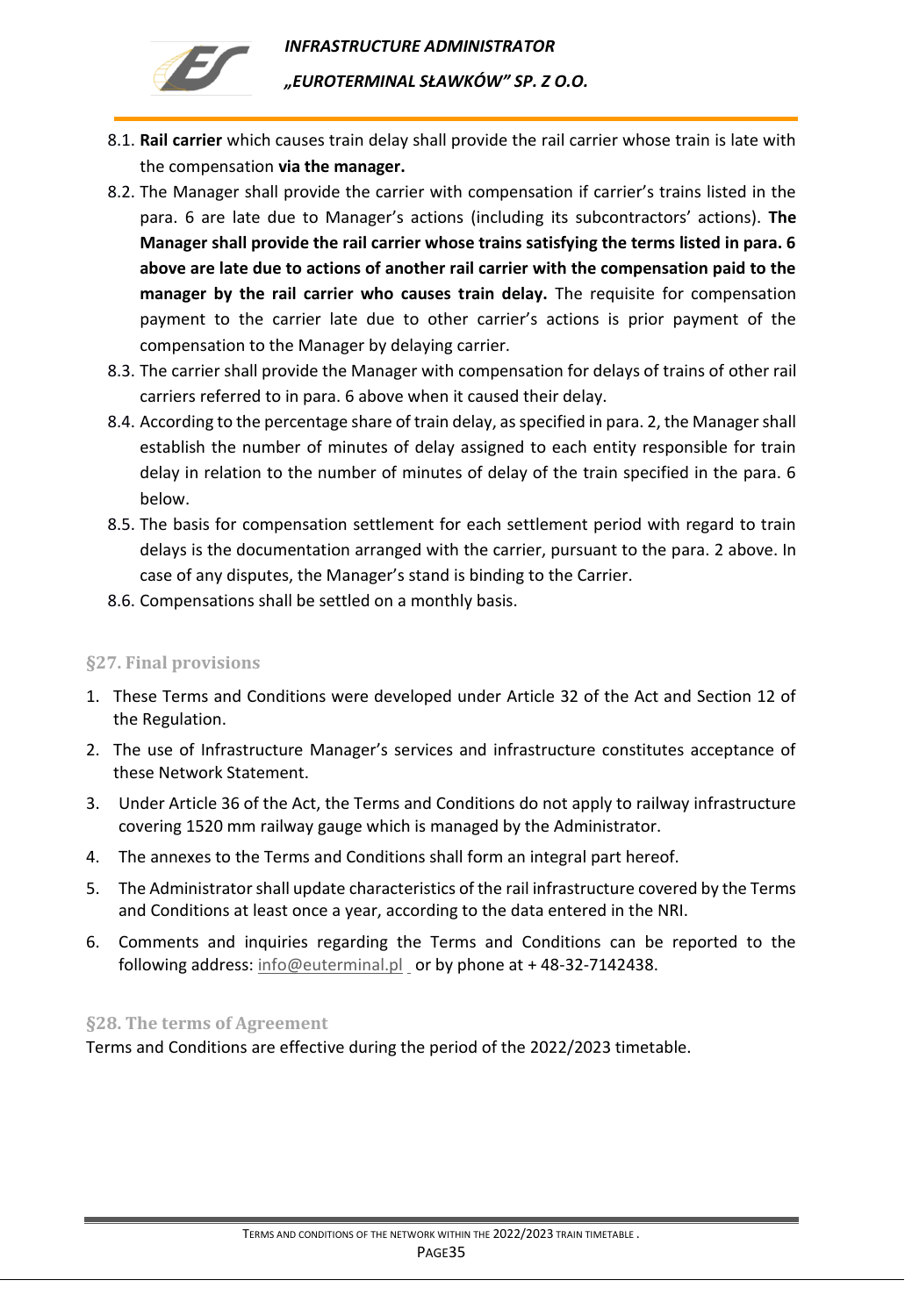8.1. **Rail carrier** which causes train delay shall provide the rail carrier whose train is late with the compensation **via the manager.**

8.2. The Manager shall provide the carrier with compensation if carrier's trains listed in the para. 6 are late due to Manager's actions (including its subcontractors' actions). **The Manager shall provide the rail carrier whose trains satisfying the terms listed in para. 6 above are late due to actions of another rail carrier with the compensation paid to the manager by the rail carrier who causes train delay.** The requisite for compensation payment to the carrier late due to other carrier's actions is prior payment of the compensation to the Manager by delaying carrier.

8.3. The carrier shall provide the Manager with compensation for delays of trains of other rail carriers referred to in para. 6 above when it caused their delay.

8.4. According to the percentage share of train delay, as specified in para. 2, the Manager shall establish the number of minutes of delay assigned to each entity responsible for train delay in relation to the number of minutes of delay of the train specified in the para. 6 below.

8.5. The basis for compensation settlement for each settlement period with regard to train delays is the documentation arranged with the carrier, pursuant to the para. 2 above. In case of any disputes, the Manager's stand is binding to the Carrier.

8.6. Compensations shall be settled on a monthly basis.

## §27. Final provisions

1. These Terms and Conditions were developed under Article 32 of the Act and Section 12 of the Regulation.
2. The use of Infrastructure Manager's services and infrastructure constitutes acceptance of these Network Statement.
3. Under Article 36 of the Act, the Terms and Conditions do not apply to railway infrastructure covering 1520 mm railway gauge which is managed by the Administrator.
4. The annexes to the Terms and Conditions shall form an integral part hereof.
5. The Administrator shall update characteristics of the rail infrastructure covered by the Terms and Conditions at least once a year, according to the data entered in the NRI.
6. Comments and inquiries regarding the Terms and Conditions can be reported to the following address: info@euterminal.pl or by phone at + 48-32-7142438.

## §28. The terms of Agreement

Terms and Conditions are effective during the period of the 2022/2023 timetable.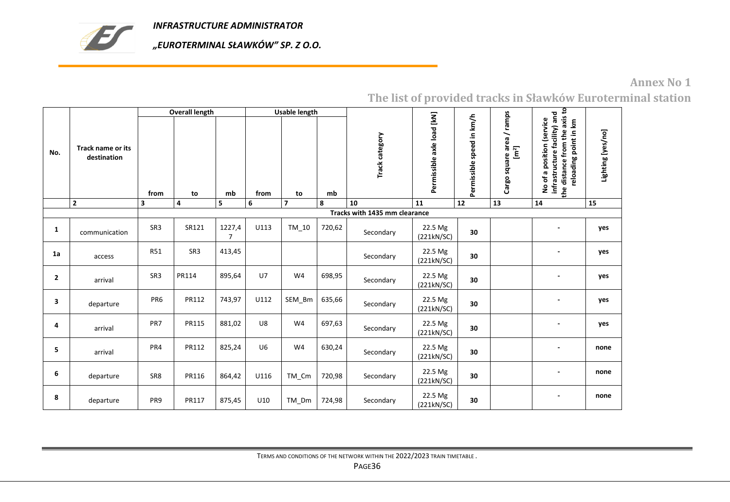**INFRASTRUCTURE ADMINISTRATOR**

**„EUROTERMINAL SŁAWKÓW" SP. Z O.O.**

## Annex No 1

## The list of provided tracks in Sławków Euroterminal station

| No. | Track name or its destination | Overall length | | | Usable length | | | Track category | Permissible axle load [kN] | Permissible speed in km/h | Cargo square area / ramps [m²] | No of a position (service infrastructure facility) and the distance from the axis to reloading point in km | Lighting [yes/no] |
|---|---|---|---|---|---|---|---|---|---|---|---|---|---|
| | | from | to | mb | from | to | mb | | | | | | |
| | 2 | 3 | 4 | 5 | 6 | 7 | 8 | 10 | 11 | 12 | 13 | 14 | 15 |
| | | Tracks with 1435 mm clearance | | | | | | | | | | | |
| 1 | communication | SR3 | SR121 | 1227,47 | U113 | TM_10 | 720,62 | Secondary | 22.5 Mg (221kN/SC) | 30 | | - | yes |
| 1a | access | R51 | SR3 | 413,45 | | | | Secondary | 22.5 Mg (221kN/SC) | 30 | | - | yes |
| 2 | arrival | SR3 | PR114 | 895,64 | U7 | W4 | 698,95 | Secondary | 22.5 Mg (221kN/SC) | 30 | | - | yes |
| 3 | departure | PR6 | PR112 | 743,97 | U112 | SEM_Bm | 635,66 | Secondary | 22.5 Mg (221kN/SC) | 30 | | - | yes |
| 4 | arrival | PR7 | PR115 | 881,02 | U8 | W4 | 697,63 | Secondary | 22.5 Mg (221kN/SC) | 30 | | - | yes |
| 5 | arrival | PR4 | PR112 | 825,24 | U6 | W4 | 630,24 | Secondary | 22.5 Mg (221kN/SC) | 30 | | - | none |
| 6 | departure | SR8 | PR116 | 864,42 | U116 | TM_Cm | 720,98 | Secondary | 22.5 Mg (221kN/SC) | 30 | | - | none |
| 8 | departure | PR9 | PR117 | 875,45 | U10 | TM_Dm | 724,98 | Secondary | 22.5 Mg (221kN/SC) | 30 | | - | none |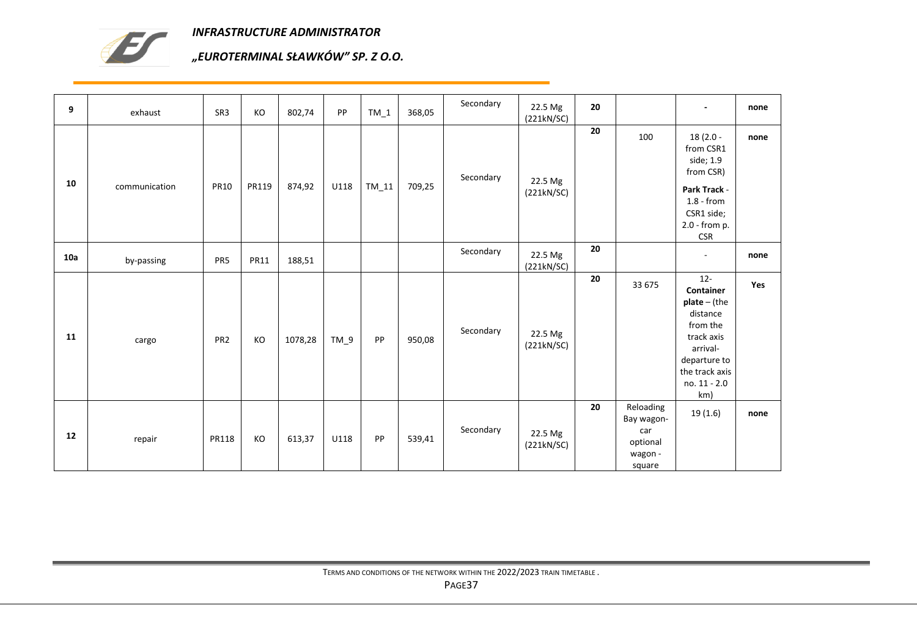| 9 | exhaust | SR3 | KO | 802,74 | PP | TM_1 | 368,05 | Secondary | 22.5 Mg (221kN/SC) | **20** | | - | **none** |
|---|---|---|---|---|---|---|---|---|---|---|---|---|---|
| **10** | communication | PR10 | PR119 | 874,92 | U118 | TM_11 | 709,25 | Secondary | 22.5 Mg (221kN/SC) | **20** | 100 | 18 (2.0 - from CSR1 side; 1.9 from CSR) **Park Track** - 1.8 - from CSR1 side; 2.0 - from p. CSR | **none** |
| **10a** | by-passing | PR5 | PR11 | 188,51 | | | | Secondary | 22.5 Mg (221kN/SC) | **20** | | - | **none** |
| **11** | cargo | PR2 | KO | 1078,28 | TM_9 | PP | 950,08 | Secondary | 22.5 Mg (221kN/SC) | **20** | 33 675 | 12- **Container plate** – (the distance from the track axis arrival-departure to the track axis no. 11 - 2.0 km) | **Yes** |
| **12** | repair | PR118 | KO | 613,37 | U118 | PP | 539,41 | Secondary | 22.5 Mg (221kN/SC) | **20** | Reloading Bay wagon-car optional wagon - square | 19 (1.6) | **none** |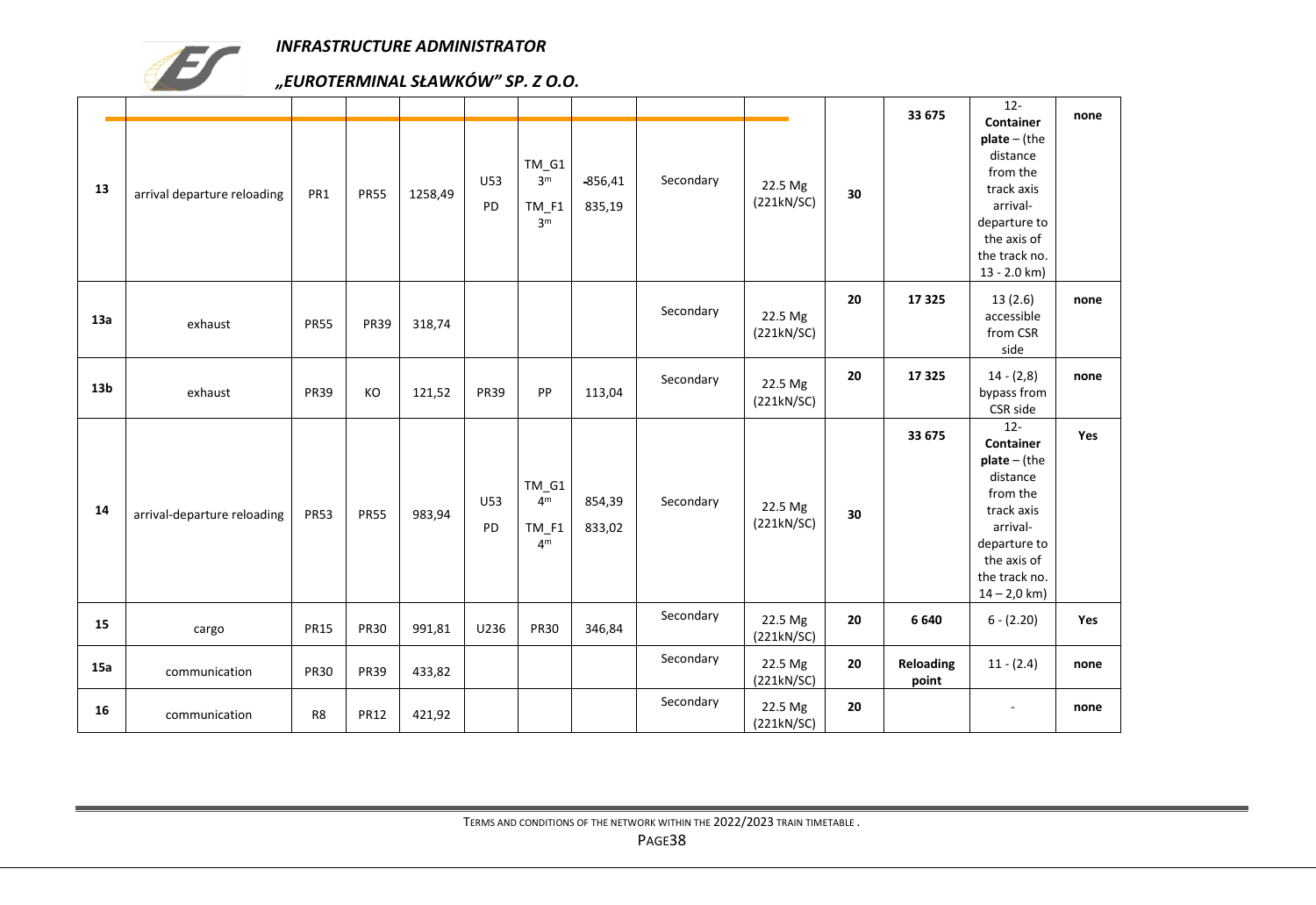| | | | | | | | | | | | | | |
|---|---|---|---|---|---|---|---|---|---|---|---|---|---|
| 13 | arrival departure reloading | PR1 | PR55 | 1258,49 | U53<br>PD | TM_G1 3m<br>TM_F1 3m | -856,41<br>835,19 | Secondary | 22.5 Mg (221kN/SC) | 30 | 33 675 | 12- **Container plate** – (the distance from the track axis arrival-departure to the axis of the track no. 13 - 2.0 km) | none |
| 13a | exhaust | PR55 | PR39 | 318,74 | | | | Secondary | 22.5 Mg (221kN/SC) | 20 | 17 325 | 13 (2.6) accessible from CSR side | none |
| 13b | exhaust | PR39 | KO | 121,52 | PR39 | PP | 113,04 | Secondary | 22.5 Mg (221kN/SC) | 20 | 17 325 | 14 - (2,8) bypass from CSR side | none |
| 14 | arrival-departure reloading | PR53 | PR55 | 983,94 | U53<br>PD | TM_G1 4m<br>TM_F1 4m | 854,39<br>833,02 | Secondary | 22.5 Mg (221kN/SC) | 30 | 33 675 | 12- **Container plate** – (the distance from the track axis arrival-departure to the axis of the track no. 14 – 2,0 km) | Yes |
| 15 | cargo | PR15 | PR30 | 991,81 | U236 | PR30 | 346,84 | Secondary | 22.5 Mg (221kN/SC) | 20 | 6 640 | 6 - (2.20) | Yes |
| 15a | communication | PR30 | PR39 | 433,82 | | | | Secondary | 22.5 Mg (221kN/SC) | 20 | **Reloading point** | 11 - (2.4) | none |
| 16 | communication | R8 | PR12 | 421,92 | | | | Secondary | 22.5 Mg (221kN/SC) | 20 | | - | none |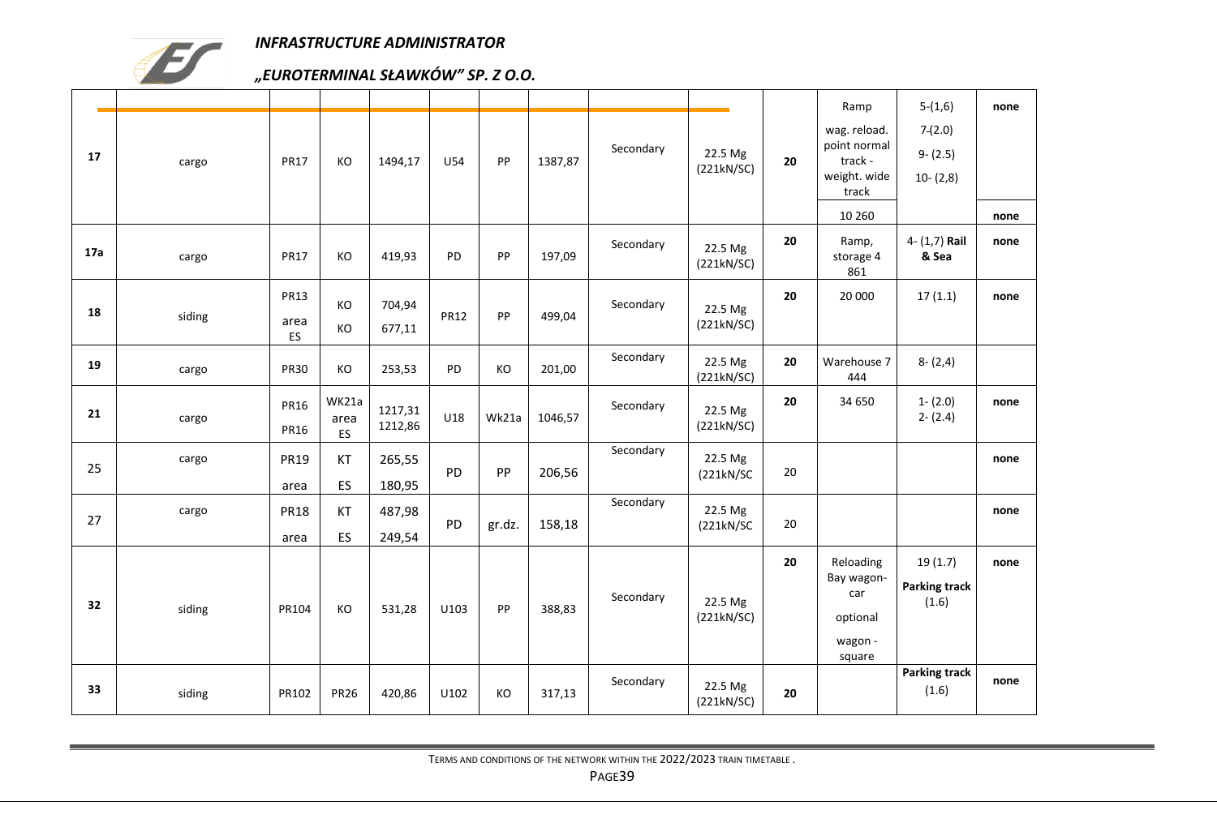| | | | | | | | | | | | | | |
|---|---|---|---|---|---|---|---|---|---|---|---|---|---|
| **17** | cargo | PR17 | KO | 1494,17 | U54 | PP | 1387,87 | Secondary | 22.5 Mg (221kN/SC) | **20** | Ramp<br>wag. reload. point normal track - weight. wide track<br>10 260 | 5-(1,6)<br>7-(2.0)<br>9- (2.5)<br>10- (2,8) | **none**<br>**none** |
| **17a** | cargo | PR17 | KO | 419,93 | PD | PP | 197,09 | Secondary | 22.5 Mg (221kN/SC) | **20** | Ramp, storage 4 861 | 4- (1,7) **Rail & Sea** | **none** |
| **18** | siding | PR13<br>area ES | KO<br>KO | 704,94<br>677,11 | PR12 | PP | 499,04 | Secondary | 22.5 Mg (221kN/SC) | **20** | 20 000 | 17 (1.1) | **none** |
| **19** | cargo | PR30 | KO | 253,53 | PD | KO | 201,00 | Secondary | 22.5 Mg (221kN/SC) | **20** | Warehouse 7 444 | 8- (2,4) | |
| **21** | cargo | PR16<br>PR16 | WK21a<br>area ES | 1217,31<br>1212,86 | U18 | Wk21a | 1046,57 | Secondary | 22.5 Mg (221kN/SC) | **20** | 34 650 | 1- (2.0)<br>2- (2.4) | **none** |
| 25 | cargo | PR19<br>area | KT<br>ES | 265,55<br>180,95 | PD | PP | 206,56 | Secondary | 22.5 Mg (221kN/SC | 20 | | | **none** |
| 27 | cargo | PR18<br>area | KT<br>ES | 487,98<br>249,54 | PD | gr.dz. | 158,18 | Secondary | 22.5 Mg (221kN/SC | 20 | | | **none** |
| **32** | siding | PR104 | KO | 531,28 | U103 | PP | 388,83 | Secondary | 22.5 Mg (221kN/SC) | **20** | Reloading Bay wagon-car<br>optional<br>wagon - square | 19 (1.7)<br>**Parking track** (1.6) | **none** |
| **33** | siding | PR102 | PR26 | 420,86 | U102 | KO | 317,13 | Secondary | 22.5 Mg (221kN/SC) | **20** | | **Parking track** (1.6) | **none** |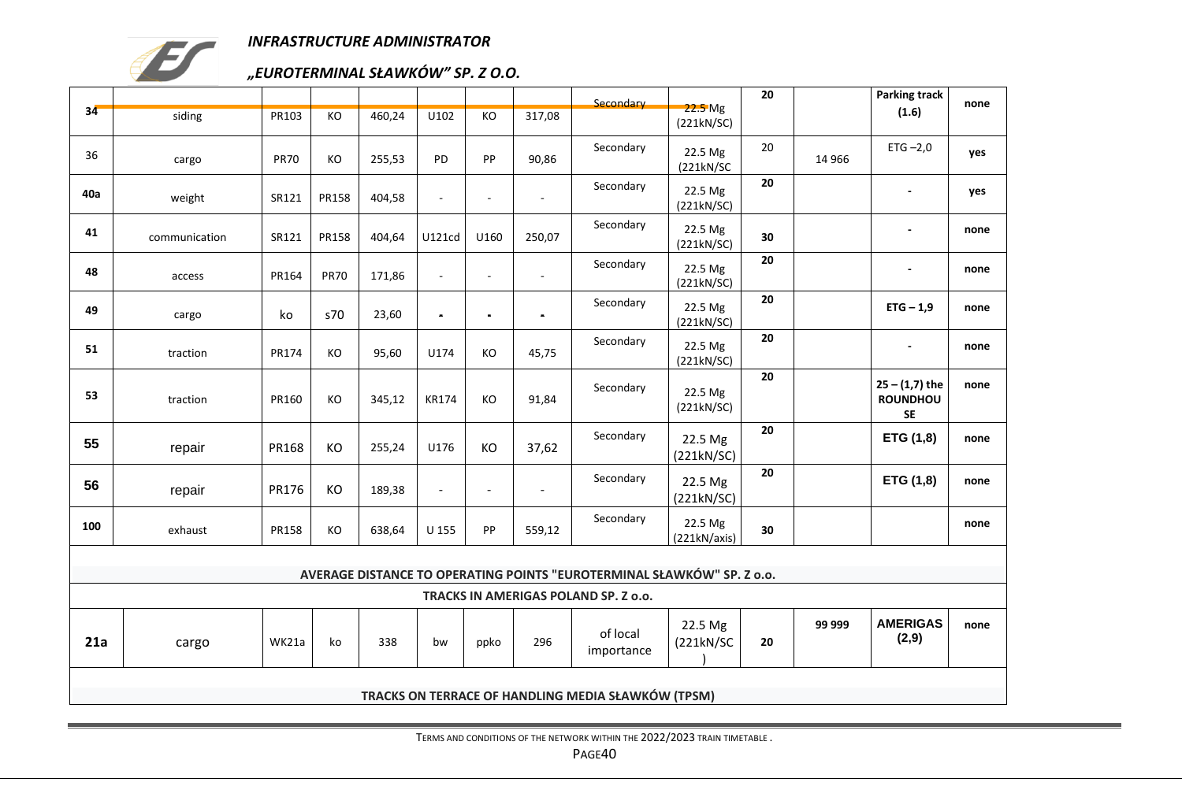| 34 | siding | PR103 | KO | 460,24 | U102 | KO | 317,08 | Secondary | 22.5 Mg (221kN/SC) | 20 | | **Parking track (1.6)** | none |
|---|---|---|---|---|---|---|---|---|---|---|---|---|---|
| 36 | cargo | PR70 | KO | 255,53 | PD | PP | 90,86 | Secondary | 22.5 Mg (221kN/SC | 20 | 14 966 | ETG –2,0 | **yes** |
| **40a** | weight | SR121 | PR158 | 404,58 | - | - | - | Secondary | 22.5 Mg (221kN/SC) | **20** | | - | **yes** |
| **41** | communication | SR121 | PR158 | 404,64 | U121cd | U160 | 250,07 | Secondary | 22.5 Mg (221kN/SC) | **30** | | - | **none** |
| **48** | access | PR164 | PR70 | 171,86 | - | - | - | Secondary | 22.5 Mg (221kN/SC) | **20** | | - | **none** |
| **49** | cargo | ko | s70 | 23,60 | - | - | - | Secondary | 22.5 Mg (221kN/SC) | **20** | | **ETG – 1,9** | **none** |
| **51** | traction | PR174 | KO | 95,60 | U174 | KO | 45,75 | Secondary | 22.5 Mg (221kN/SC) | **20** | | - | **none** |
| **53** | traction | PR160 | KO | 345,12 | KR174 | KO | 91,84 | Secondary | 22.5 Mg (221kN/SC) | **20** | | **25 – (1,7) the ROUNDHOUSE** | **none** |
| **55** | repair | PR168 | KO | 255,24 | U176 | KO | 37,62 | Secondary | 22.5 Mg (221kN/SC) | **20** | | **ETG (1,8)** | **none** |
| **56** | repair | PR176 | KO | 189,38 | - | - | - | Secondary | 22.5 Mg (221kN/SC) | **20** | | **ETG (1,8)** | **none** |
| **100** | exhaust | PR158 | KO | 638,64 | U 155 | PP | 559,12 | Secondary | 22.5 Mg (221kN/axis) | **30** | | | **none** |
| **AVERAGE DISTANCE TO OPERATING POINTS "EUROTERMINAL SŁAWKÓW" SP. Z o.o.** | | | | | | | | | | | | | |
| **TRACKS IN AMERIGAS POLAND SP. Z o.o.** | | | | | | | | | | | | | |
| **21a** | cargo | WK21a | ko | 338 | bw | ppko | 296 | of local importance | 22.5 Mg (221kN/SC) | **20** | **99 999** | **AMERIGAS (2,9)** | **none** |
| **TRACKS ON TERRACE OF HANDLING MEDIA SŁAWKÓW (TPSM)** | | | | | | | | | | | | | |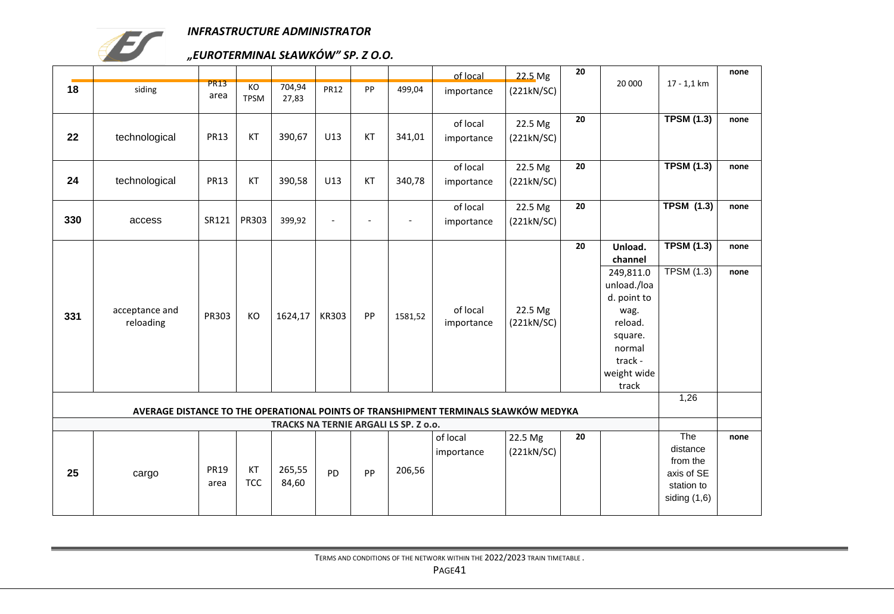| | | | | | | | | | | | | | |
|---|---|---|---|---|---|---|---|---|---|---|---|---|---|
| 18 | siding | PR13 area | KO TPSM | 704,94 27,83 | PR12 | PP | 499,04 | of local importance | 22.5 Mg (221kN/SC) | 20 | 20 000 | 17 - 1,1 km | none |
| 22 | technological | PR13 | KT | 390,67 | U13 | KT | 341,01 | of local importance | 22.5 Mg (221kN/SC) | 20 | | **TPSM (1.3)** | none |
| 24 | technological | PR13 | KT | 390,58 | U13 | KT | 340,78 | of local importance | 22.5 Mg (221kN/SC) | 20 | | **TPSM (1.3)** | none |
| 330 | access | SR121 | PR303 | 399,92 | - | - | - | of local importance | 22.5 Mg (221kN/SC) | 20 | | **TPSM (1.3)** | none |
| 331 | acceptance and reloading | PR303 | KO | 1624,17 | KR303 | PP | 1581,52 | of local importance | 22.5 Mg (221kN/SC) | 20 | **Unload. channel** 249,811.0 unload./load. point to wag. reload. square. normal track - weight wide track | **TPSM (1.3)** TPSM (1.3) | none none |
| **AVERAGE DISTANCE TO THE OPERATIONAL POINTS OF TRANSHIPMENT TERMINALS SŁAWKÓW MEDYKA** | | | | | | | | | | | | 1,26 | |
| **TRACKS NA TERNIE ARGALI LS SP. Z o.o.** | | | | | | | | | | | | | |
| 25 | cargo | PR19 area | KT TCC | 265,55 84,60 | PD | PP | 206,56 | of local importance | 22.5 Mg (221kN/SC) | 20 | | The distance from the axis of SE station to siding (1,6) | none |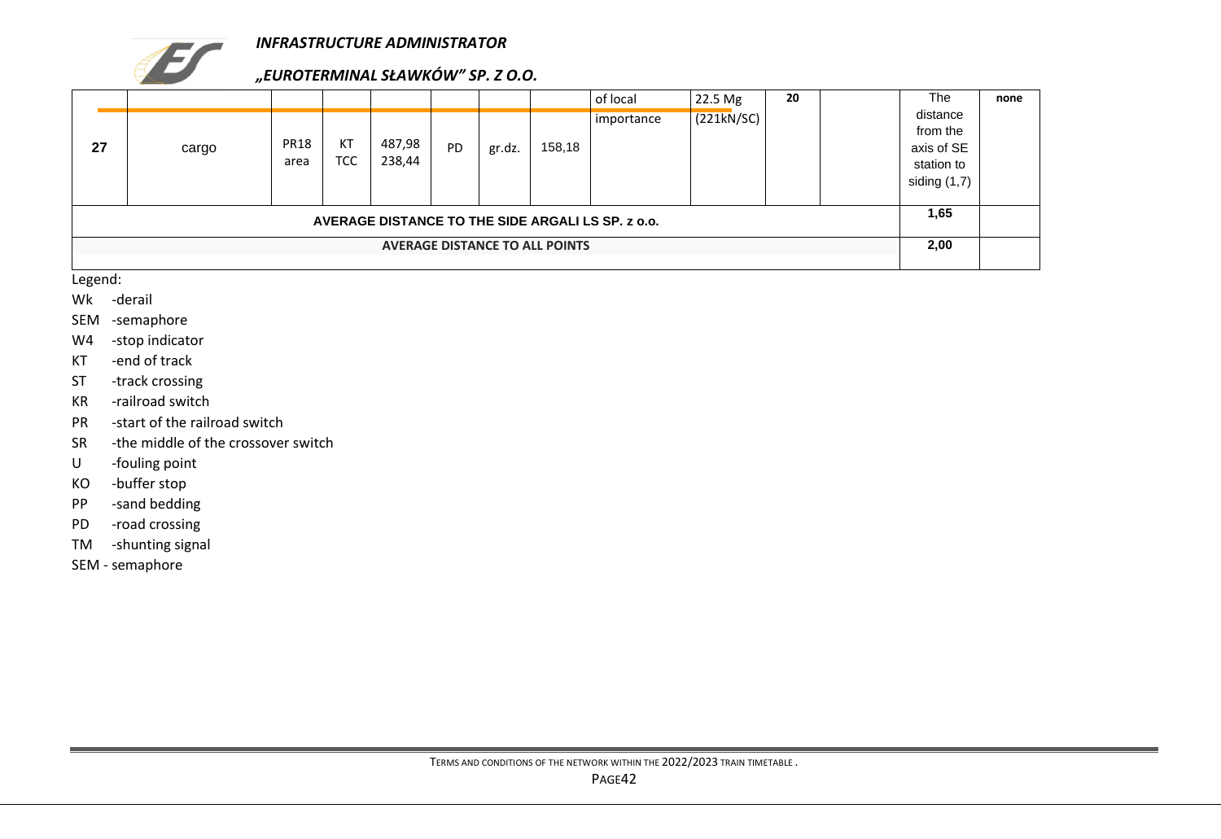*INFRASTRUCTURE ADMINISTRATOR*

*„EUROTERMINAL SŁAWKÓW" SP. Z O.O.*

| | | | | | | | | | | | | | |
|---|---|---|---|---|---|---|---|---|---|---|---|---|---|
| 27 | cargo | PR18 area | KT TCC | 487,98 238,44 | PD | gr.dz. | 158,18 | of local importance | 22.5 Mg (221kN/SC) | 20 | | The distance from the axis of SE station to siding (1,7) | none |
| **AVERAGE DISTANCE TO THE SIDE ARGALI LS SP. z o.o.** | | | | | | | | | | | | **1,65** | |
| **AVERAGE DISTANCE TO ALL POINTS** | | | | | | | | | | | | **2,00** | |

Legend:

- Wk -derail
- SEM -semaphore
- W4 -stop indicator
- KT -end of track
- ST -track crossing
- KR -railroad switch
- PR -start of the railroad switch
- SR -the middle of the crossover switch
- U -fouling point
- KO -buffer stop
- PP -sand bedding
- PD -road crossing
- TM -shunting signal
- SEM - semaphore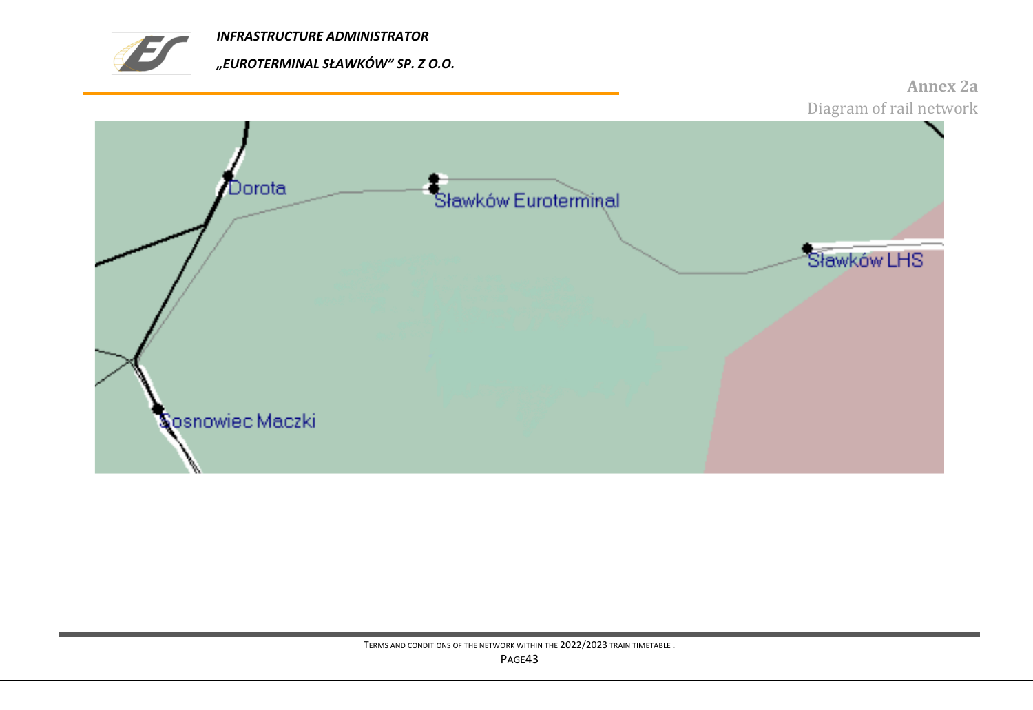**Annex 2a**

Diagram of rail network

Dorota

Sławków Euroterminal

Sławków LHS

Sosnowiec Maczki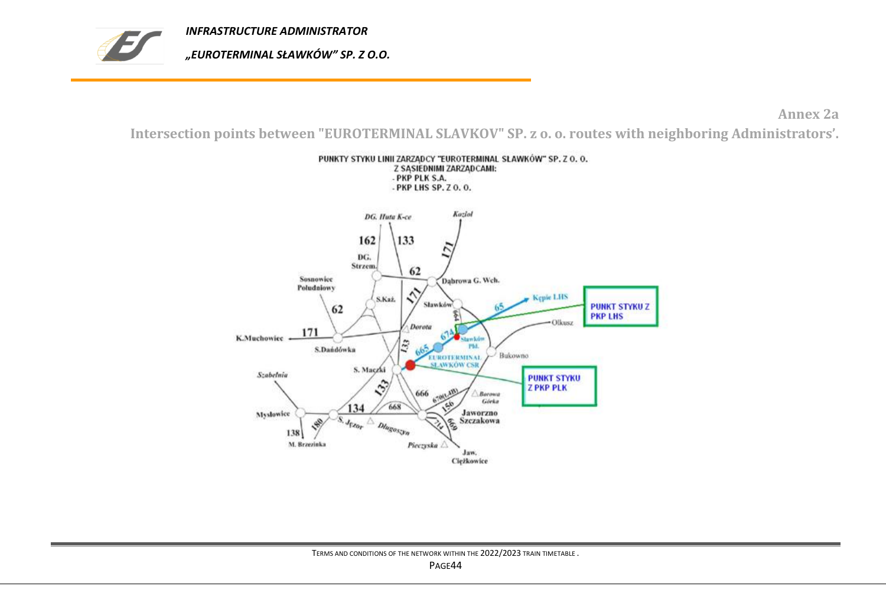Annex 2a

## Intersection points between "EUROTERMINAL SLAVKOV" SP. z o. o. routes with neighboring Administrators'.

PUNKTY STYKU LINII ZARZĄDCY "EUROTERMINAL SŁAWKÓW" SP. Z O. O.
Z SĄSIEDNIMI ZARZĄDCAMI:
- PKP PLK S.A.
- PKP LHS SP. Z O. O.

DG. Huta K-ce, Kozioł, 162, 133, 171, DG. Strzem., 62, Dąbrowa G. Wch., Sosnowiec Południowy, S.Każ., 171, Sławków, 65, Kępie LHS, PUNKT STYKU Z PKP LHS, 62, 664, Olkusz, 171, Dorota, 674, Sławków Płd., K.Muchowiec, S.Dańdówka, 133, 665, EUROTERMINAL SŁAWKÓW CSR, Bukowno, S. Maczki, Szabelnia, 133, 666, 670(LHB), Borowa Górka, PUNKT STYKU Z PKP PLK, 668, 156, Mysłowice, 134, Jaworzno Szczakowa, 138, 180, S. Jęzor, Długoszyn, 714, 669, M. Brzezinka, Pieczyska, Jaw. Ciężkowice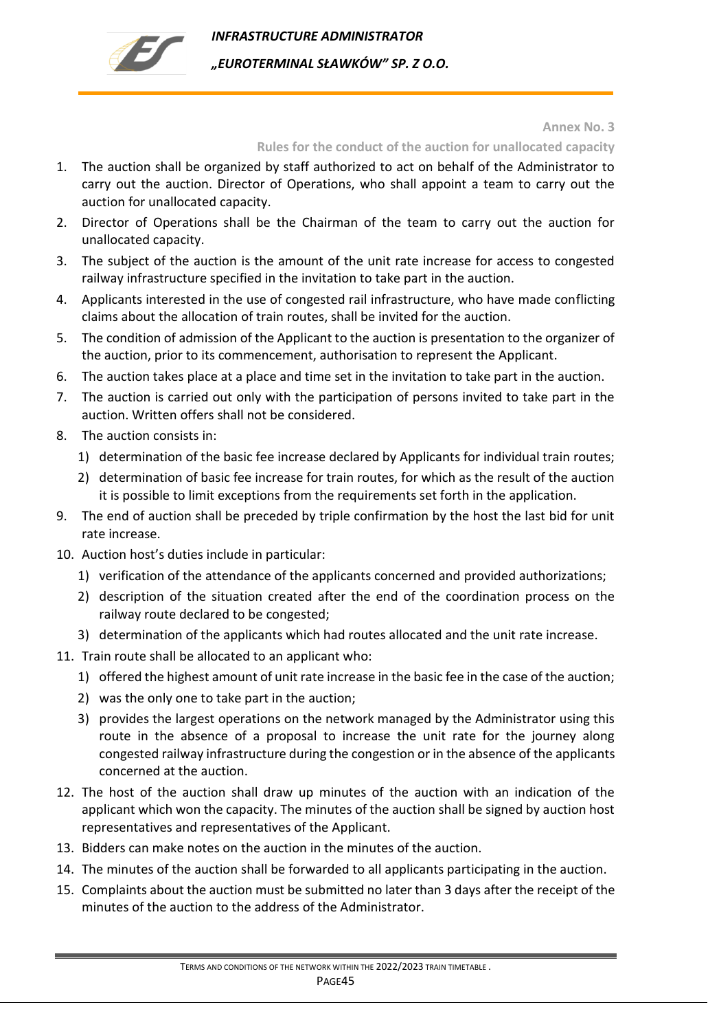Annex No. 3

Rules for the conduct of the auction for unallocated capacity

1. The auction shall be organized by staff authorized to act on behalf of the Administrator to carry out the auction. Director of Operations, who shall appoint a team to carry out the auction for unallocated capacity.
2. Director of Operations shall be the Chairman of the team to carry out the auction for unallocated capacity.
3. The subject of the auction is the amount of the unit rate increase for access to congested railway infrastructure specified in the invitation to take part in the auction.
4. Applicants interested in the use of congested rail infrastructure, who have made conflicting claims about the allocation of train routes, shall be invited for the auction.
5. The condition of admission of the Applicant to the auction is presentation to the organizer of the auction, prior to its commencement, authorisation to represent the Applicant.
6. The auction takes place at a place and time set in the invitation to take part in the auction.
7. The auction is carried out only with the participation of persons invited to take part in the auction. Written offers shall not be considered.
8. The auction consists in:
   1) determination of the basic fee increase declared by Applicants for individual train routes;
   2) determination of basic fee increase for train routes, for which as the result of the auction it is possible to limit exceptions from the requirements set forth in the application.
9. The end of auction shall be preceded by triple confirmation by the host the last bid for unit rate increase.
10. Auction host's duties include in particular:
    1) verification of the attendance of the applicants concerned and provided authorizations;
    2) description of the situation created after the end of the coordination process on the railway route declared to be congested;
    3) determination of the applicants which had routes allocated and the unit rate increase.
11. Train route shall be allocated to an applicant who:
    1) offered the highest amount of unit rate increase in the basic fee in the case of the auction;
    2) was the only one to take part in the auction;
    3) provides the largest operations on the network managed by the Administrator using this route in the absence of a proposal to increase the unit rate for the journey along congested railway infrastructure during the congestion or in the absence of the applicants concerned at the auction.
12. The host of the auction shall draw up minutes of the auction with an indication of the applicant which won the capacity. The minutes of the auction shall be signed by auction host representatives and representatives of the Applicant.
13. Bidders can make notes on the auction in the minutes of the auction.
14. The minutes of the auction shall be forwarded to all applicants participating in the auction.
15. Complaints about the auction must be submitted no later than 3 days after the receipt of the minutes of the auction to the address of the Administrator.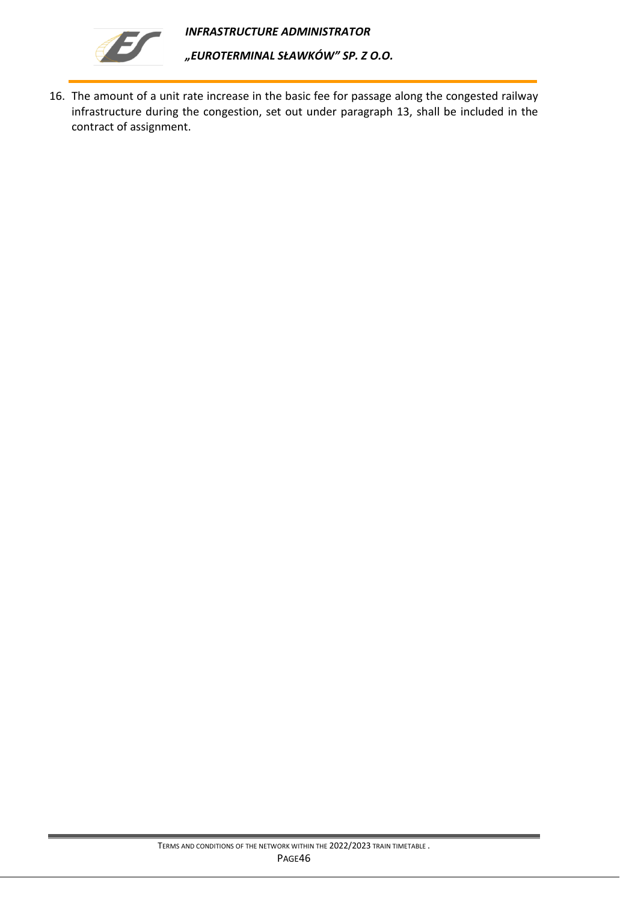16. The amount of a unit rate increase in the basic fee for passage along the congested railway infrastructure during the congestion, set out under paragraph 13, shall be included in the contract of assignment.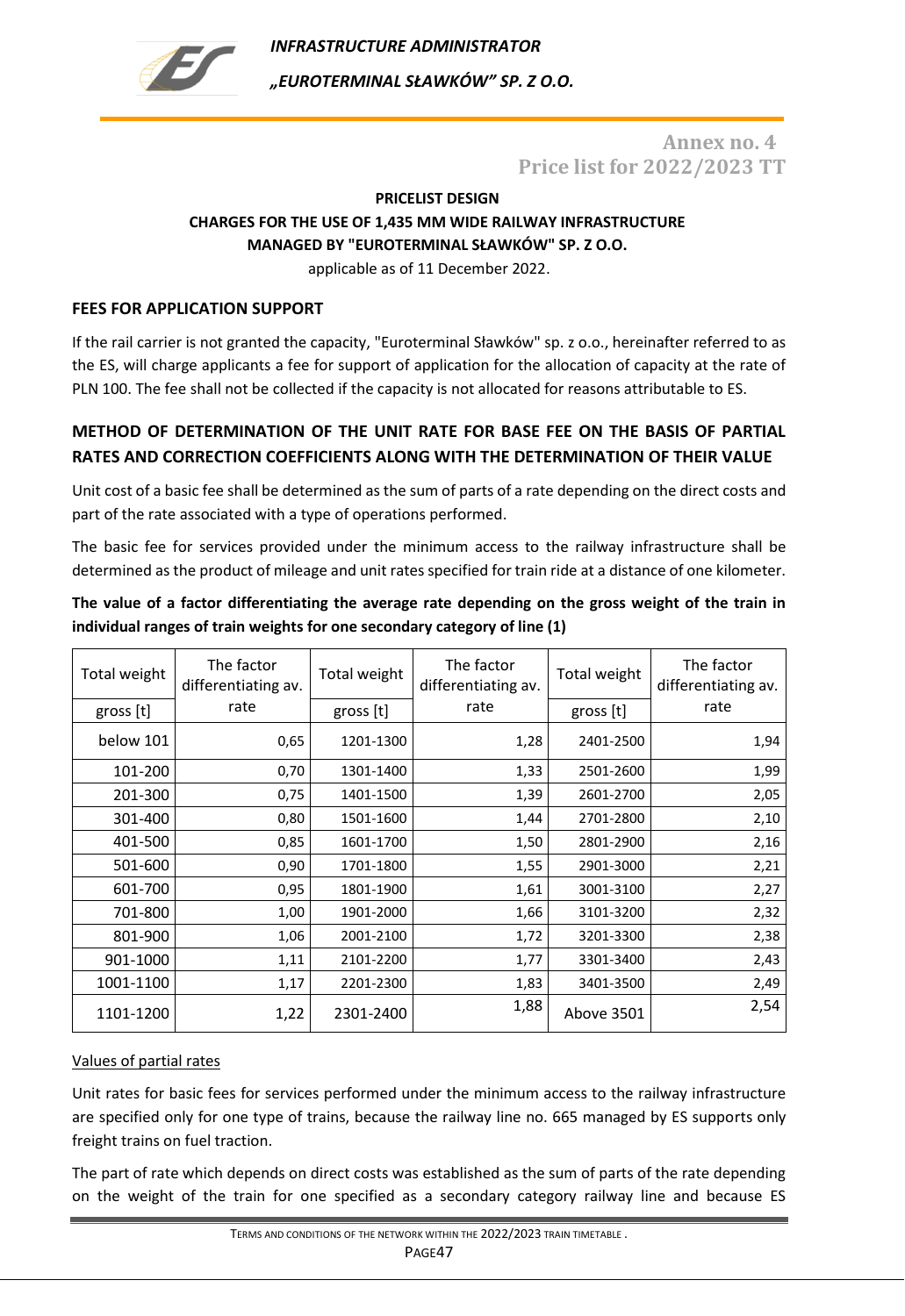Annex no. 4
Price list for 2022/2023 TT

**PRICELIST DESIGN**
**CHARGES FOR THE USE OF 1,435 MM WIDE RAILWAY INFRASTRUCTURE MANAGED BY "EUROTERMINAL SŁAWKÓW" SP. Z O.O.**
applicable as of 11 December 2022.

## FEES FOR APPLICATION SUPPORT

If the rail carrier is not granted the capacity, "Euroterminal Sławków" sp. z o.o., hereinafter referred to as the ES, will charge applicants a fee for support of application for the allocation of capacity at the rate of PLN 100. The fee shall not be collected if the capacity is not allocated for reasons attributable to ES.

## METHOD OF DETERMINATION OF THE UNIT RATE FOR BASE FEE ON THE BASIS OF PARTIAL RATES AND CORRECTION COEFFICIENTS ALONG WITH THE DETERMINATION OF THEIR VALUE

Unit cost of a basic fee shall be determined as the sum of parts of a rate depending on the direct costs and part of the rate associated with a type of operations performed.

The basic fee for services provided under the minimum access to the railway infrastructure shall be determined as the product of mileage and unit rates specified for train ride at a distance of one kilometer.

**The value of a factor differentiating the average rate depending on the gross weight of the train in individual ranges of train weights for one secondary category of line (1)**

| Total weight gross [t] | The factor differentiating av. rate | Total weight gross [t] | The factor differentiating av. rate | Total weight gross [t] | The factor differentiating av. rate |
|---|---|---|---|---|---|
| below 101 | 0,65 | 1201-1300 | 1,28 | 2401-2500 | 1,94 |
| 101-200 | 0,70 | 1301-1400 | 1,33 | 2501-2600 | 1,99 |
| 201-300 | 0,75 | 1401-1500 | 1,39 | 2601-2700 | 2,05 |
| 301-400 | 0,80 | 1501-1600 | 1,44 | 2701-2800 | 2,10 |
| 401-500 | 0,85 | 1601-1700 | 1,50 | 2801-2900 | 2,16 |
| 501-600 | 0,90 | 1701-1800 | 1,55 | 2901-3000 | 2,21 |
| 601-700 | 0,95 | 1801-1900 | 1,61 | 3001-3100 | 2,27 |
| 701-800 | 1,00 | 1901-2000 | 1,66 | 3101-3200 | 2,32 |
| 801-900 | 1,06 | 2001-2100 | 1,72 | 3201-3300 | 2,38 |
| 901-1000 | 1,11 | 2101-2200 | 1,77 | 3301-3400 | 2,43 |
| 1001-1100 | 1,17 | 2201-2300 | 1,83 | 3401-3500 | 2,49 |
| 1101-1200 | 1,22 | 2301-2400 | 1,88 | Above 3501 | 2,54 |

Values of partial rates

Unit rates for basic fees for services performed under the minimum access to the railway infrastructure are specified only for one type of trains, because the railway line no. 665 managed by ES supports only freight trains on fuel traction.

The part of rate which depends on direct costs was established as the sum of parts of the rate depending on the weight of the train for one specified as a secondary category railway line and because ES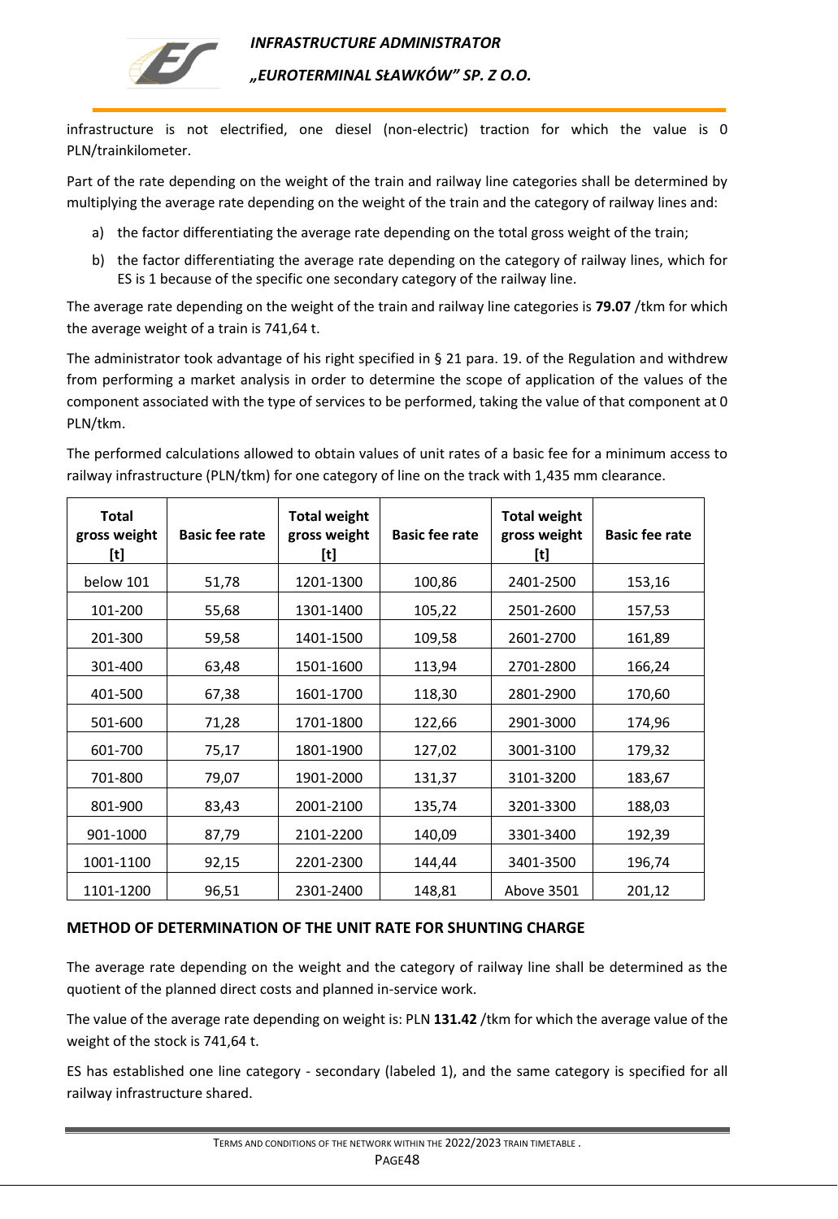infrastructure is not electrified, one diesel (non-electric) traction for which the value is 0 PLN/trainkilometer.

Part of the rate depending on the weight of the train and railway line categories shall be determined by multiplying the average rate depending on the weight of the train and the category of railway lines and:

a) the factor differentiating the average rate depending on the total gross weight of the train;
b) the factor differentiating the average rate depending on the category of railway lines, which for ES is 1 because of the specific one secondary category of the railway line.

The average rate depending on the weight of the train and railway line categories is **79.07** /tkm for which the average weight of a train is 741,64 t.

The administrator took advantage of his right specified in § 21 para. 19. of the Regulation and withdrew from performing a market analysis in order to determine the scope of application of the values of the component associated with the type of services to be performed, taking the value of that component at 0 PLN/tkm.

The performed calculations allowed to obtain values of unit rates of a basic fee for a minimum access to railway infrastructure (PLN/tkm) for one category of line on the track with 1,435 mm clearance.

| Total gross weight [t] | Basic fee rate | Total weight gross weight [t] | Basic fee rate | Total weight gross weight [t] | Basic fee rate |
|---|---|---|---|---|---|
| below 101 | 51,78 | 1201-1300 | 100,86 | 2401-2500 | 153,16 |
| 101-200 | 55,68 | 1301-1400 | 105,22 | 2501-2600 | 157,53 |
| 201-300 | 59,58 | 1401-1500 | 109,58 | 2601-2700 | 161,89 |
| 301-400 | 63,48 | 1501-1600 | 113,94 | 2701-2800 | 166,24 |
| 401-500 | 67,38 | 1601-1700 | 118,30 | 2801-2900 | 170,60 |
| 501-600 | 71,28 | 1701-1800 | 122,66 | 2901-3000 | 174,96 |
| 601-700 | 75,17 | 1801-1900 | 127,02 | 3001-3100 | 179,32 |
| 701-800 | 79,07 | 1901-2000 | 131,37 | 3101-3200 | 183,67 |
| 801-900 | 83,43 | 2001-2100 | 135,74 | 3201-3300 | 188,03 |
| 901-1000 | 87,79 | 2101-2200 | 140,09 | 3301-3400 | 192,39 |
| 1001-1100 | 92,15 | 2201-2300 | 144,44 | 3401-3500 | 196,74 |
| 1101-1200 | 96,51 | 2301-2400 | 148,81 | Above 3501 | 201,12 |

**METHOD OF DETERMINATION OF THE UNIT RATE FOR SHUNTING CHARGE**

The average rate depending on the weight and the category of railway line shall be determined as the quotient of the planned direct costs and planned in-service work.

The value of the average rate depending on weight is: PLN **131.42** /tkm for which the average value of the weight of the stock is 741,64 t.

ES has established one line category - secondary (labeled 1), and the same category is specified for all railway infrastructure shared.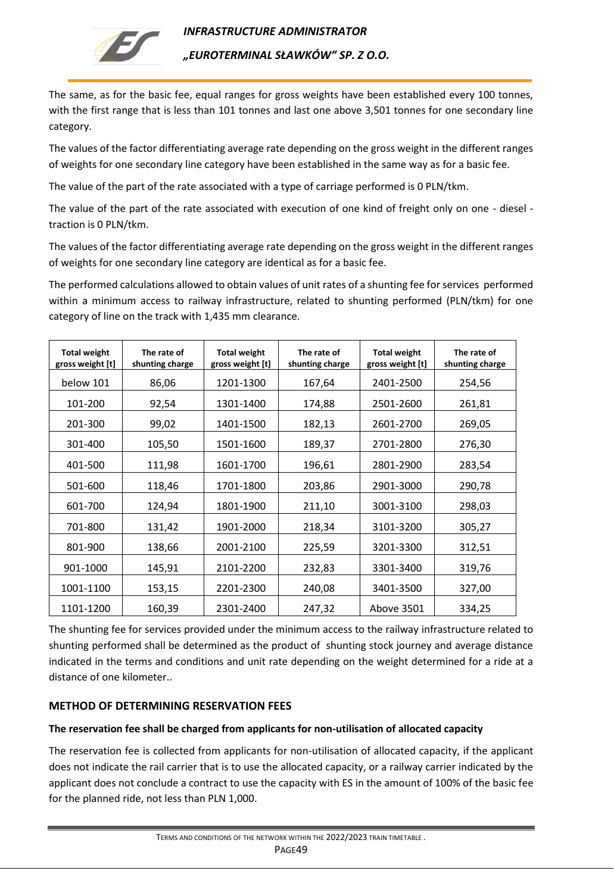The same, as for the basic fee, equal ranges for gross weights have been established every 100 tonnes, with the first range that is less than 101 tonnes and last one above 3,501 tonnes for one secondary line category.

The values of the factor differentiating average rate depending on the gross weight in the different ranges of weights for one secondary line category have been established in the same way as for a basic fee.

The value of the part of the rate associated with a type of carriage performed is 0 PLN/tkm.

The value of the part of the rate associated with execution of one kind of freight only on one - diesel - traction is 0 PLN/tkm.

The values of the factor differentiating average rate depending on the gross weight in the different ranges of weights for one secondary line category are identical as for a basic fee.

The performed calculations allowed to obtain values of unit rates of a shunting fee for services performed within a minimum access to railway infrastructure, related to shunting performed (PLN/tkm) for one category of line on the track with 1,435 mm clearance.

| Total weight gross weight [t] | The rate of shunting charge | Total weight gross weight [t] | The rate of shunting charge | Total weight gross weight [t] | The rate of shunting charge |
|---|---|---|---|---|---|
| below 101 | 86,06 | 1201-1300 | 167,64 | 2401-2500 | 254,56 |
| 101-200 | 92,54 | 1301-1400 | 174,88 | 2501-2600 | 261,81 |
| 201-300 | 99,02 | 1401-1500 | 182,13 | 2601-2700 | 269,05 |
| 301-400 | 105,50 | 1501-1600 | 189,37 | 2701-2800 | 276,30 |
| 401-500 | 111,98 | 1601-1700 | 196,61 | 2801-2900 | 283,54 |
| 501-600 | 118,46 | 1701-1800 | 203,86 | 2901-3000 | 290,78 |
| 601-700 | 124,94 | 1801-1900 | 211,10 | 3001-3100 | 298,03 |
| 701-800 | 131,42 | 1901-2000 | 218,34 | 3101-3200 | 305,27 |
| 801-900 | 138,66 | 2001-2100 | 225,59 | 3201-3300 | 312,51 |
| 901-1000 | 145,91 | 2101-2200 | 232,83 | 3301-3400 | 319,76 |
| 1001-1100 | 153,15 | 2201-2300 | 240,08 | 3401-3500 | 327,00 |
| 1101-1200 | 160,39 | 2301-2400 | 247,32 | Above 3501 | 334,25 |

The shunting fee for services provided under the minimum access to the railway infrastructure related to shunting performed shall be determined as the product of shunting stock journey and average distance indicated in the terms and conditions and unit rate depending on the weight determined for a ride at a distance of one kilometer..

### METHOD OF DETERMINING RESERVATION FEES

#### The reservation fee shall be charged from applicants for non-utilisation of allocated capacity

The reservation fee is collected from applicants for non-utilisation of allocated capacity, if the applicant does not indicate the rail carrier that is to use the allocated capacity, or a railway carrier indicated by the applicant does not conclude a contract to use the capacity with ES in the amount of 100% of the basic fee for the planned ride, not less than PLN 1,000.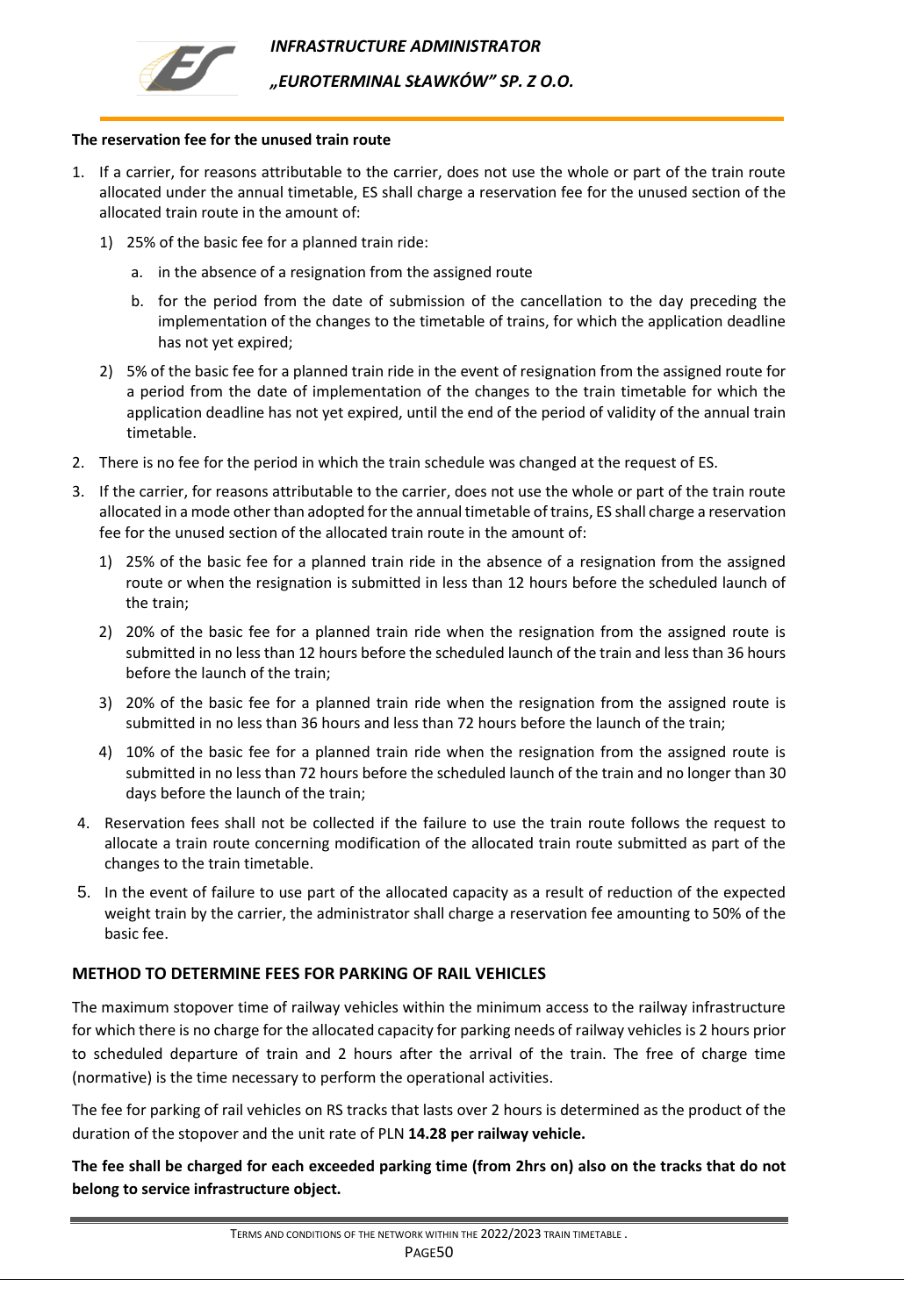**The reservation fee for the unused train route**

1. If a carrier, for reasons attributable to the carrier, does not use the whole or part of the train route allocated under the annual timetable, ES shall charge a reservation fee for the unused section of the allocated train route in the amount of:
   1) 25% of the basic fee for a planned train ride:
      a. in the absence of a resignation from the assigned route
      b. for the period from the date of submission of the cancellation to the day preceding the implementation of the changes to the timetable of trains, for which the application deadline has not yet expired;
   2) 5% of the basic fee for a planned train ride in the event of resignation from the assigned route for a period from the date of implementation of the changes to the train timetable for which the application deadline has not yet expired, until the end of the period of validity of the annual train timetable.
2. There is no fee for the period in which the train schedule was changed at the request of ES.
3. If the carrier, for reasons attributable to the carrier, does not use the whole or part of the train route allocated in a mode other than adopted for the annual timetable of trains, ES shall charge a reservation fee for the unused section of the allocated train route in the amount of:
   1) 25% of the basic fee for a planned train ride in the absence of a resignation from the assigned route or when the resignation is submitted in less than 12 hours before the scheduled launch of the train;
   2) 20% of the basic fee for a planned train ride when the resignation from the assigned route is submitted in no less than 12 hours before the scheduled launch of the train and less than 36 hours before the launch of the train;
   3) 20% of the basic fee for a planned train ride when the resignation from the assigned route is submitted in no less than 36 hours and less than 72 hours before the launch of the train;
   4) 10% of the basic fee for a planned train ride when the resignation from the assigned route is submitted in no less than 72 hours before the scheduled launch of the train and no longer than 30 days before the launch of the train;
4. Reservation fees shall not be collected if the failure to use the train route follows the request to allocate a train route concerning modification of the allocated train route submitted as part of the changes to the train timetable.
5. In the event of failure to use part of the allocated capacity as a result of reduction of the expected weight train by the carrier, the administrator shall charge a reservation fee amounting to 50% of the basic fee.

## METHOD TO DETERMINE FEES FOR PARKING OF RAIL VEHICLES

The maximum stopover time of railway vehicles within the minimum access to the railway infrastructure for which there is no charge for the allocated capacity for parking needs of railway vehicles is 2 hours prior to scheduled departure of train and 2 hours after the arrival of the train. The free of charge time (normative) is the time necessary to perform the operational activities.

The fee for parking of rail vehicles on RS tracks that lasts over 2 hours is determined as the product of the duration of the stopover and the unit rate of PLN **14.28 per railway vehicle.**

**The fee shall be charged for each exceeded parking time (from 2hrs on) also on the tracks that do not belong to service infrastructure object.**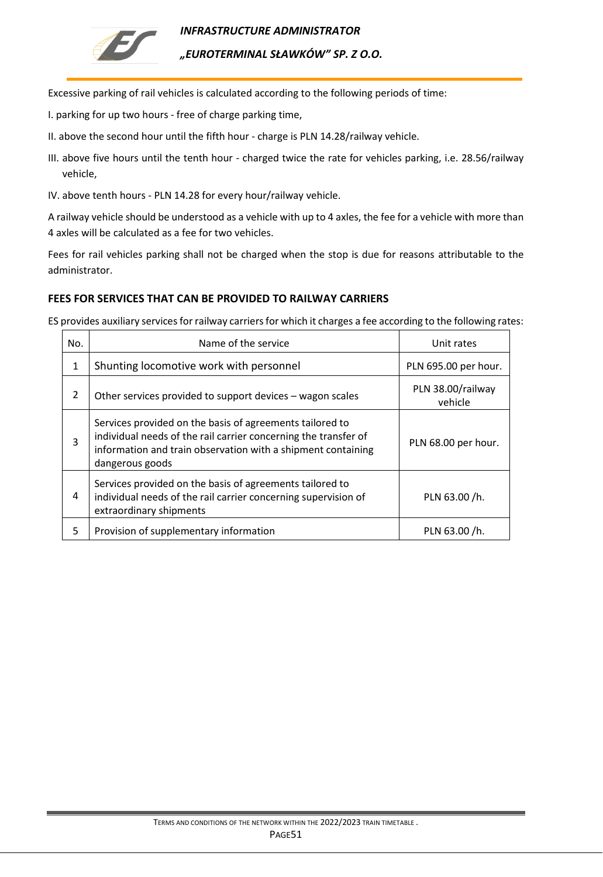Excessive parking of rail vehicles is calculated according to the following periods of time:

I. parking for up two hours - free of charge parking time,

II. above the second hour until the fifth hour - charge is PLN 14.28/railway vehicle.

III. above five hours until the tenth hour - charged twice the rate for vehicles parking, i.e. 28.56/railway vehicle,

IV. above tenth hours - PLN 14.28 for every hour/railway vehicle.

A railway vehicle should be understood as a vehicle with up to 4 axles, the fee for a vehicle with more than 4 axles will be calculated as a fee for two vehicles.

Fees for rail vehicles parking shall not be charged when the stop is due for reasons attributable to the administrator.

### FEES FOR SERVICES THAT CAN BE PROVIDED TO RAILWAY CARRIERS

ES provides auxiliary services for railway carriers for which it charges a fee according to the following rates:

| No. | Name of the service | Unit rates |
|---|---|---|
| 1 | Shunting locomotive work with personnel | PLN 695.00 per hour. |
| 2 | Other services provided to support devices – wagon scales | PLN 38.00/railway vehicle |
| 3 | Services provided on the basis of agreements tailored to individual needs of the rail carrier concerning the transfer of information and train observation with a shipment containing dangerous goods | PLN 68.00 per hour. |
| 4 | Services provided on the basis of agreements tailored to individual needs of the rail carrier concerning supervision of extraordinary shipments | PLN 63.00 /h. |
| 5 | Provision of supplementary information | PLN 63.00 /h. |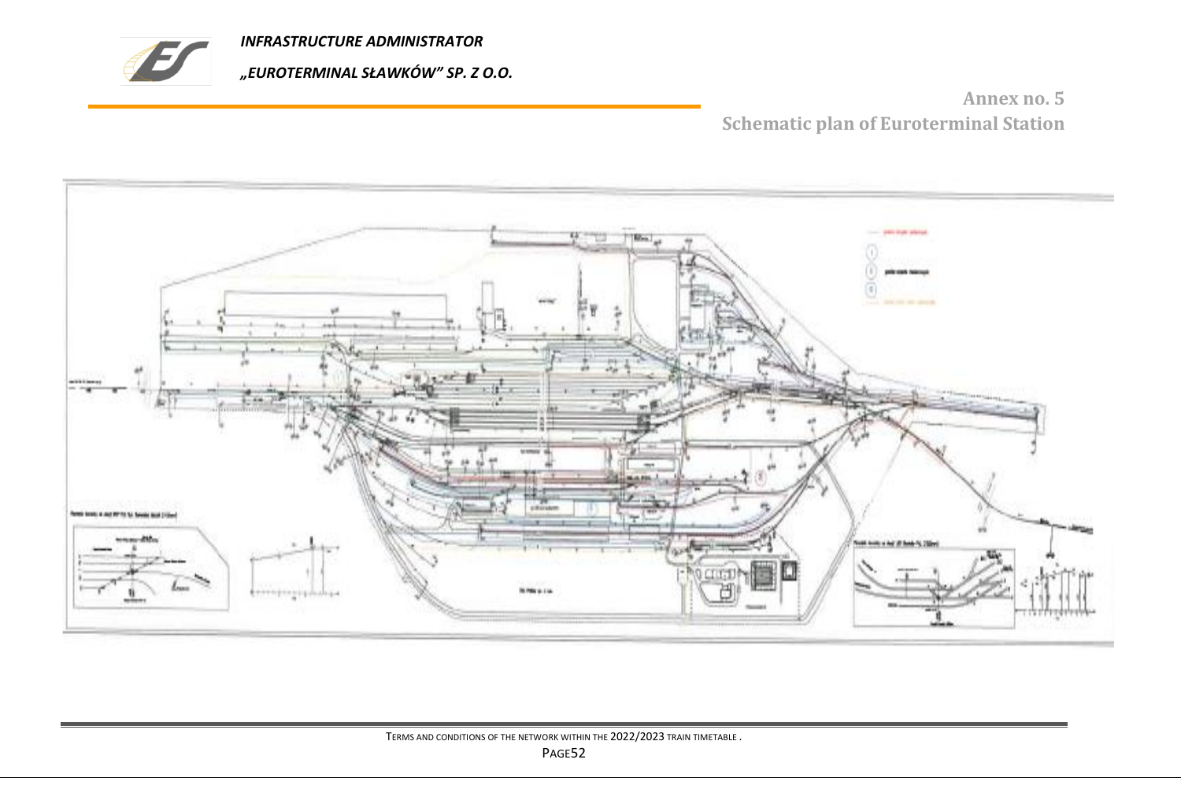**Annex no. 5**

**Schematic plan of Euroterminal Station**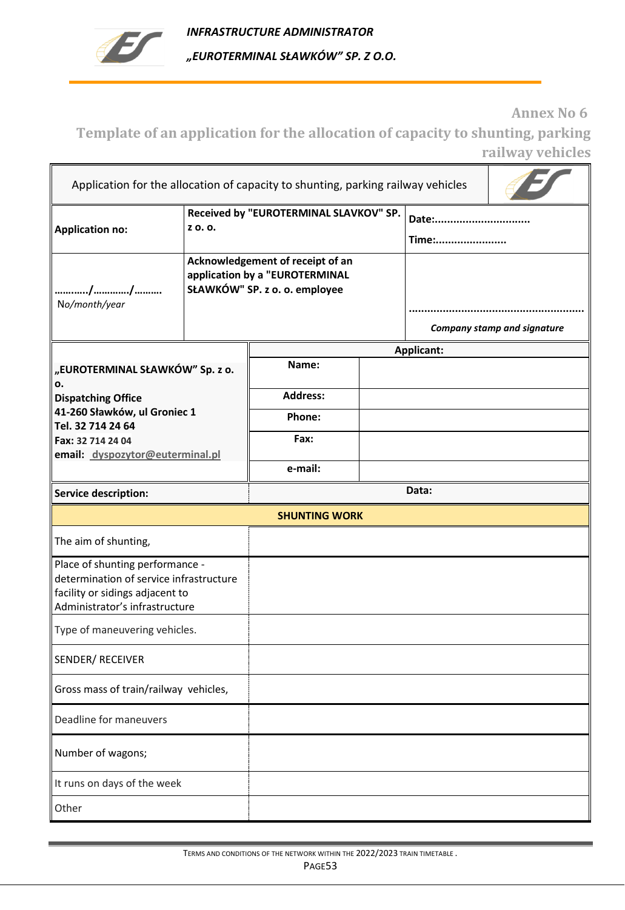Annex No 6

## Template of an application for the allocation of capacity to shunting, parking railway vehicles

| Application for the allocation of capacity to shunting, parking railway vehicles | | |
|---|---|---|
| **Application no:** | **Received by "EUROTERMINAL SLAVKOV" SP. z o. o.** | **Date:..............................** **Time:......................** |
| ………../…………/……… No/month/year | **Acknowledgement of receipt of an application by a "EUROTERMINAL SŁAWKÓW" SP. z o. o. employee** | ........................................................ *Company stamp and signature* |

| **„EUROTERMINAL SŁAWKÓW" Sp. z o. o.** **Dispatching Office** **41-260 Sławków, ul Groniec 1** **Tel. 32 714 24 64** **Fax:** 32 714 24 04 **email:** dyspozytor@euterminal.pl | **Applicant:** | |
|---|---|---|
| | **Name:** | |
| | **Address:** | |
| | **Phone:** | |
| | **Fax:** | |
| | **e-mail:** | |

| **Service description:** | **Data:** |
|---|---|
| **SHUNTING WORK** | |
| The aim of shunting, | |
| Place of shunting performance - determination of service infrastructure facility or sidings adjacent to Administrator's infrastructure | |
| Type of maneuvering vehicles. | |
| SENDER/ RECEIVER | |
| Gross mass of train/railway vehicles, | |
| Deadline for maneuvers | |
| Number of wagons; | |
| It runs on days of the week | |
| Other | |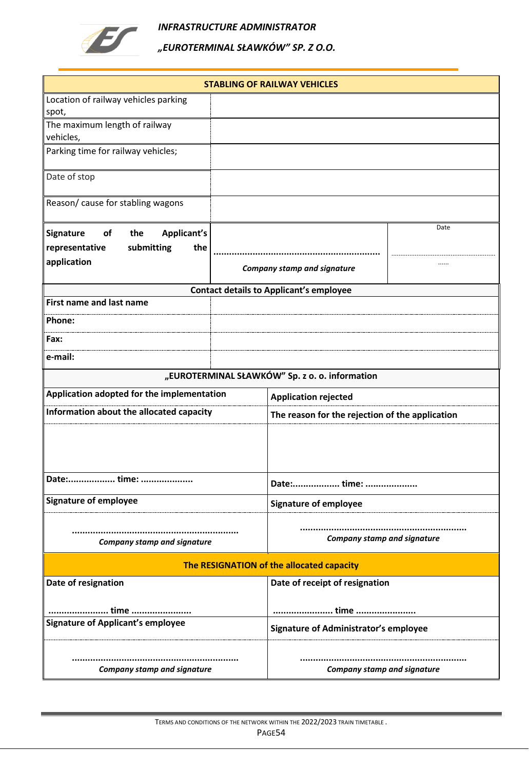*INFRASTRUCTURE ADMINISTRATOR*

*„EUROTERMINAL SŁAWKÓW" SP. Z O.O.*

| **STABLING OF RAILWAY VEHICLES** | | |
|---|---|---|
| Location of railway vehicles parking spot, | | |
| The maximum length of railway vehicles, | | |
| Parking time for railway vehicles; | | |
| Date of stop | | |
| Reason/ cause for stabling wagons | | |
| **Signature of the Applicant's representative submitting the application** | ............................................................... *Company stamp and signature* | Date ............................................................ ...... |

| **Contact details to Applicant's employee** | |
|---|---|
| **First name and last name** | |
| **Phone:** | |
| **Fax:** | |
| **e-mail:** | |

| **„EUROTERMINAL SŁAWKÓW" Sp. z o. o. information** | |
|---|---|
| **Application adopted for the implementation** | **Application rejected** |
| **Information about the allocated capacity** | **The reason for the rejection of the application** |
| | |
| **Date:.................. time: ....................** | **Date:.................. time: ....................** |
| **Signature of employee** | **Signature of employee** |
| ............................................................... *Company stamp and signature* | ............................................................... *Company stamp and signature* |

| **The RESIGNATION of the allocated capacity** | |
|---|---|
| **Date of resignation** ....................... **time** ....................... | **Date of receipt of resignation** ....................... **time** ....................... |
| **Signature of Applicant's employee** | **Signature of Administrator's employee** |
| ............................................................... *Company stamp and signature* | ............................................................... *Company stamp and signature* |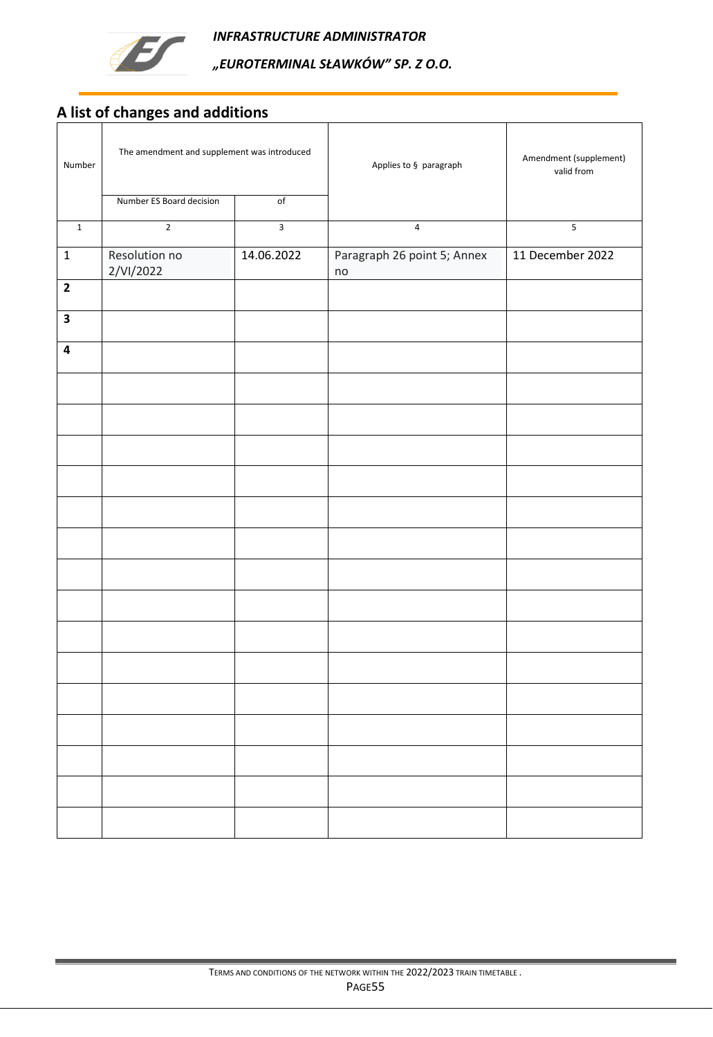## A list of changes and additions

| Number | The amendment and supplement was introduced | | Applies to § paragraph | Amendment (supplement) valid from |
|---|---|---|---|---|
| | Number ES Board decision | of | | |
| 1 | 2 | 3 | 4 | 5 |
| 1 | Resolution no 2/VI/2022 | 14.06.2022 | Paragraph 26 point 5; Annex no | 11 December 2022 |
| **2** | | | | |
| **3** | | | | |
| **4** | | | | |
| | | | | |
| | | | | |
| | | | | |
| | | | | |
| | | | | |
| | | | | |
| | | | | |
| | | | | |
| | | | | |
| | | | | |
| | | | | |
| | | | | |
| | | | | |
| | | | | |
| | | | | |